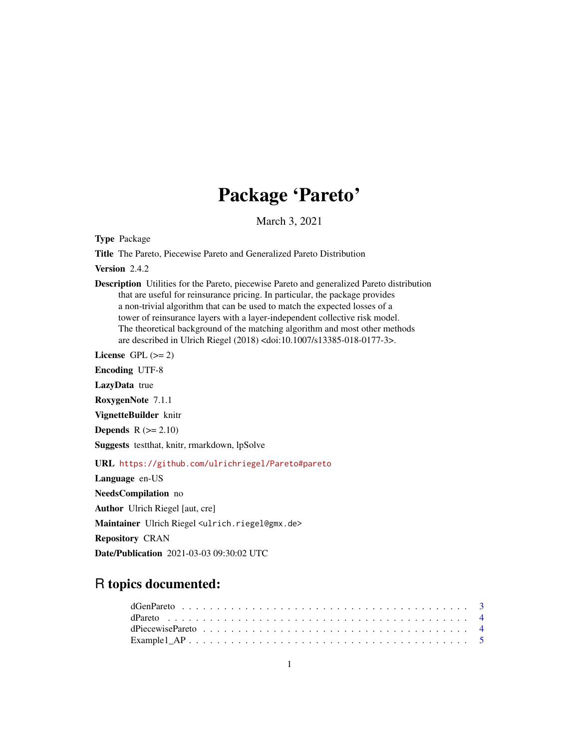# Package 'Pareto'

March 3, 2021

**Type** Package

**Title** The Pareto, Piecewise Pareto and Generalized Pareto Distribution

**Version** 2.4.2

**Description** Utilities for the Pareto, piecewise Pareto and generalized Pareto distribution that are useful for reinsurance pricing. In particular, the package provides a non-trivial algorithm that can be used to match the expected losses of a tower of reinsurance layers with a layer-independent collective risk model. The theoretical background of the matching algorithm and most other methods are described in Ulrich Riegel (2018) <doi:10.1007/s13385-018-0177-3>.

**License** GPL (>= 2)

**Encoding** UTF-8

**LazyData** true

**RoxygenNote** 7.1.1

**VignetteBuilder** knitr

**Depends** R (>= 2.10)

**Suggests** testthat, knitr, rmarkdown, lpSolve

**URL** https://github.com/ulrichriegel/Pareto#pareto

**Language** en-US

**NeedsCompilation** no

**Author** Ulrich Riegel [aut, cre]

**Maintainer** Ulrich Riegel <ulrich.riegel@gmx.de>

**Repository** CRAN

**Date/Publication** 2021-03-03 09:30:02 UTC

## R topics documented:

- dGenPareto . . . . . . . . . . 3
- dPareto . . . . . . . . . . 4
- dPiecewisePareto . . . . . . . . . . 4
- Example1_AP . . . . . . . . . . 5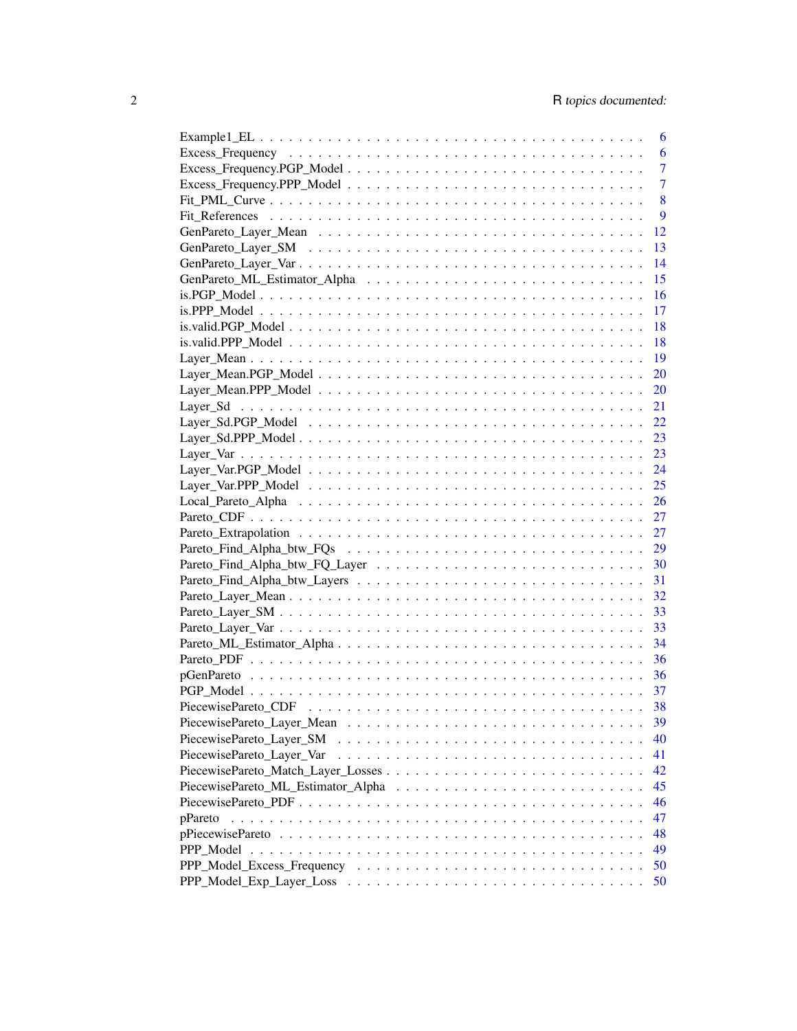| | |
|---|---|
| Example1_EL | 6 |
| Excess_Frequency | 6 |
| Excess_Frequency.PGP_Model | 7 |
| Excess_Frequency.PPP_Model | 7 |
| Fit_PML_Curve | 8 |
| Fit_References | 9 |
| GenPareto_Layer_Mean | 12 |
| GenPareto_Layer_SM | 13 |
| GenPareto_Layer_Var | 14 |
| GenPareto_ML_Estimator_Alpha | 15 |
| is.PGP_Model | 16 |
| is.PPP_Model | 17 |
| is.valid.PGP_Model | 18 |
| is.valid.PPP_Model | 18 |
| Layer_Mean | 19 |
| Layer_Mean.PGP_Model | 20 |
| Layer_Mean.PPP_Model | 20 |
| Layer_Sd | 21 |
| Layer_Sd.PGP_Model | 22 |
| Layer_Sd.PPP_Model | 23 |
| Layer_Var | 23 |
| Layer_Var.PGP_Model | 24 |
| Layer_Var.PPP_Model | 25 |
| Local_Pareto_Alpha | 26 |
| Pareto_CDF | 27 |
| Pareto_Extrapolation | 27 |
| Pareto_Find_Alpha_btw_FQs | 29 |
| Pareto_Find_Alpha_btw_FQ_Layer | 30 |
| Pareto_Find_Alpha_btw_Layers | 31 |
| Pareto_Layer_Mean | 32 |
| Pareto_Layer_SM | 33 |
| Pareto_Layer_Var | 33 |
| Pareto_ML_Estimator_Alpha | 34 |
| Pareto_PDF | 36 |
| pGenPareto | 36 |
| PGP_Model | 37 |
| PiecewisePareto_CDF | 38 |
| PiecewisePareto_Layer_Mean | 39 |
| PiecewisePareto_Layer_SM | 40 |
| PiecewisePareto_Layer_Var | 41 |
| PiecewisePareto_Match_Layer_Losses | 42 |
| PiecewisePareto_ML_Estimator_Alpha | 45 |
| PiecewisePareto_PDF | 46 |
| pPareto | 47 |
| pPiecewisePareto | 48 |
| PPP_Model | 49 |
| PPP_Model_Excess_Frequency | 50 |
| PPP_Model_Exp_Layer_Loss | 50 |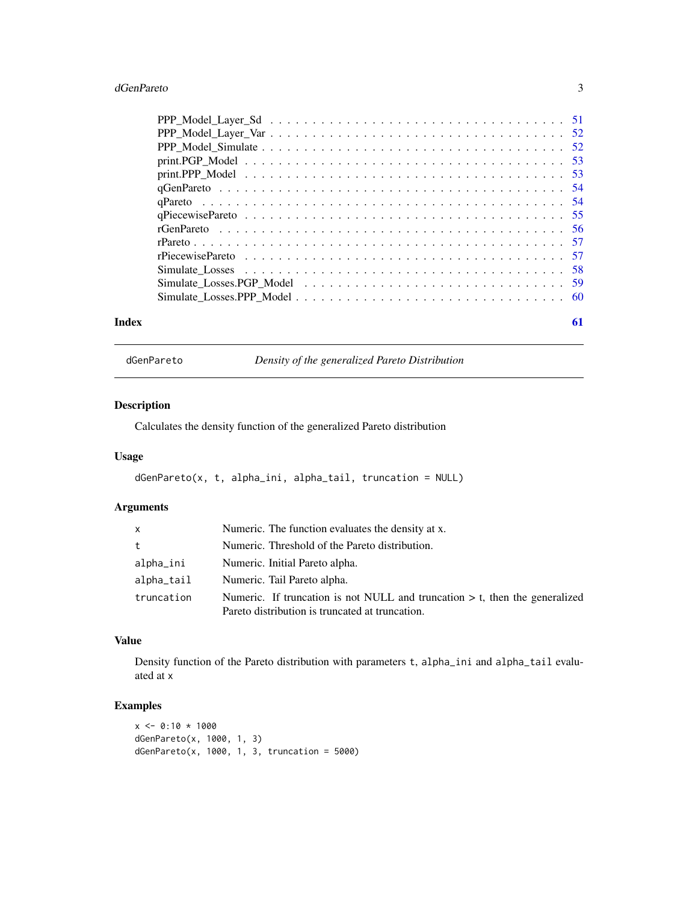PPP_Model_Layer_Sd . . . . . . . . . . . . . . . . . . . . . . . . . . . . . . . . . . 51
PPP_Model_Layer_Var . . . . . . . . . . . . . . . . . . . . . . . . . . . . . . . . . 52
PPP_Model_Simulate . . . . . . . . . . . . . . . . . . . . . . . . . . . . . . . . . . 52
print.PGP_Model . . . . . . . . . . . . . . . . . . . . . . . . . . . . . . . . . . . . 53
print.PPP_Model . . . . . . . . . . . . . . . . . . . . . . . . . . . . . . . . . . . . 53
qGenPareto . . . . . . . . . . . . . . . . . . . . . . . . . . . . . . . . . . . . . . 54
qPareto . . . . . . . . . . . . . . . . . . . . . . . . . . . . . . . . . . . . . . . . 54
qPiecewisePareto . . . . . . . . . . . . . . . . . . . . . . . . . . . . . . . . . . . 55
rGenPareto . . . . . . . . . . . . . . . . . . . . . . . . . . . . . . . . . . . . . . 56
rPareto . . . . . . . . . . . . . . . . . . . . . . . . . . . . . . . . . . . . . . . . 57
rPiecewisePareto . . . . . . . . . . . . . . . . . . . . . . . . . . . . . . . . . . . 57
Simulate_Losses . . . . . . . . . . . . . . . . . . . . . . . . . . . . . . . . . . . . 58
Simulate_Losses.PGP_Model . . . . . . . . . . . . . . . . . . . . . . . . . . . . . . 59
Simulate_Losses.PPP_Model . . . . . . . . . . . . . . . . . . . . . . . . . . . . . . 60

**Index** **61**

---

## dGenPareto — *Density of the generalized Pareto Distribution*

### Description

Calculates the density function of the generalized Pareto distribution

### Usage

```
dGenPareto(x, t, alpha_ini, alpha_tail, truncation = NULL)
```

### Arguments

| | |
|---|---|
| `x` | Numeric. The function evaluates the density at x. |
| `t` | Numeric. Threshold of the Pareto distribution. |
| `alpha_ini` | Numeric. Initial Pareto alpha. |
| `alpha_tail` | Numeric. Tail Pareto alpha. |
| `truncation` | Numeric. If truncation is not NULL and truncation > t, then the generalized Pareto distribution is truncated at truncation. |

### Value

Density function of the Pareto distribution with parameters `t`, `alpha_ini` and `alpha_tail` evaluated at `x`

### Examples

```
x <- 0:10 * 1000
dGenPareto(x, 1000, 1, 3)
dGenPareto(x, 1000, 1, 3, truncation = 5000)
```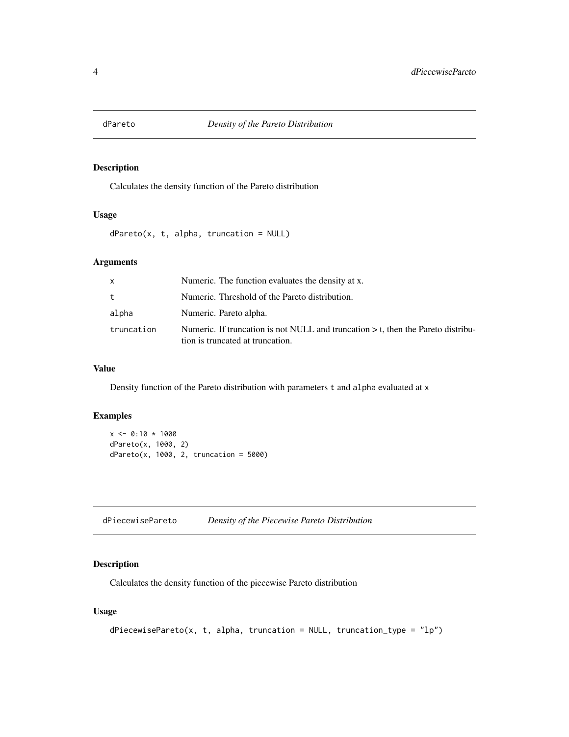## dPareto — *Density of the Pareto Distribution*

### Description

Calculates the density function of the Pareto distribution

### Usage

```
dPareto(x, t, alpha, truncation = NULL)
```

### Arguments

| | |
|---|---|
| x | Numeric. The function evaluates the density at x. |
| t | Numeric. Threshold of the Pareto distribution. |
| alpha | Numeric. Pareto alpha. |
| truncation | Numeric. If truncation is not NULL and truncation > t, then the Pareto distribution is truncated at truncation. |

### Value

Density function of the Pareto distribution with parameters `t` and `alpha` evaluated at `x`

### Examples

```
x <- 0:10 * 1000
dPareto(x, 1000, 2)
dPareto(x, 1000, 2, truncation = 5000)
```

## dPiecewisePareto — *Density of the Piecewise Pareto Distribution*

### Description

Calculates the density function of the piecewise Pareto distribution

### Usage

```
dPiecewisePareto(x, t, alpha, truncation = NULL, truncation_type = "lp")
```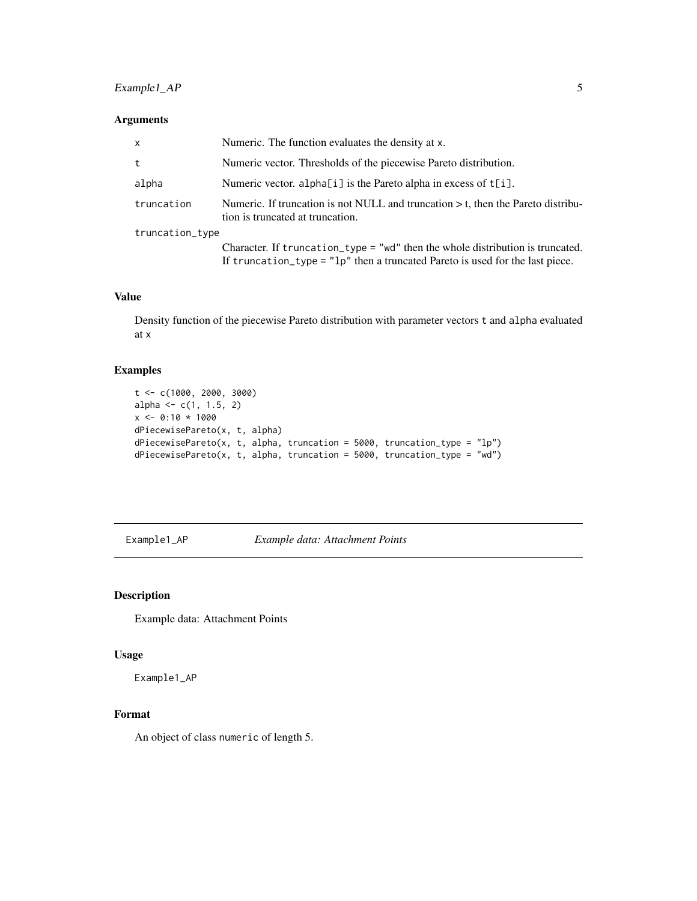### Arguments

| | |
|---|---|
| x | Numeric. The function evaluates the density at x. |
| t | Numeric vector. Thresholds of the piecewise Pareto distribution. |
| alpha | Numeric vector. alpha[i] is the Pareto alpha in excess of t[i]. |
| truncation | Numeric. If truncation is not NULL and truncation > t, then the Pareto distribution is truncated at truncation. |
| truncation_type | Character. If truncation_type = "wd" then the whole distribution is truncated. If truncation_type = "lp" then a truncated Pareto is used for the last piece. |

### Value

Density function of the piecewise Pareto distribution with parameter vectors t and alpha evaluated at x

### Examples

```
t <- c(1000, 2000, 3000)
alpha <- c(1, 1.5, 2)
x <- 0:10 * 1000
dPiecewisePareto(x, t, alpha)
dPiecewisePareto(x, t, alpha, truncation = 5000, truncation_type = "lp")
dPiecewisePareto(x, t, alpha, truncation = 5000, truncation_type = "wd")
```

---

## Example1_AP — *Example data: Attachment Points*

### Description

Example data: Attachment Points

### Usage

```
Example1_AP
```

### Format

An object of class numeric of length 5.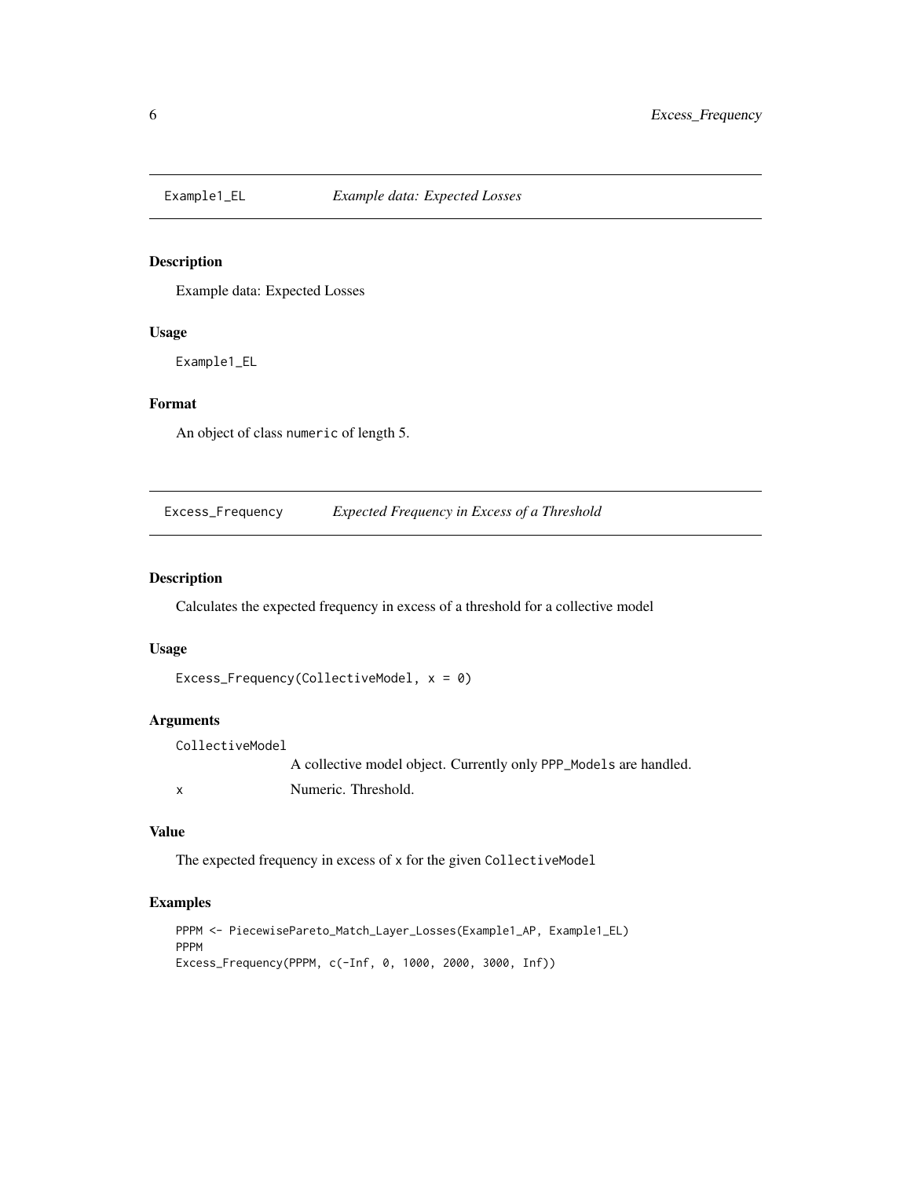## Example1_EL *Example data: Expected Losses*

### Description

Example data: Expected Losses

### Usage

```
Example1_EL
```

### Format

An object of class numeric of length 5.

## Excess_Frequency *Expected Frequency in Excess of a Threshold*

### Description

Calculates the expected frequency in excess of a threshold for a collective model

### Usage

```
Excess_Frequency(CollectiveModel, x = 0)
```

### Arguments

| | |
|---|---|
| CollectiveModel | A collective model object. Currently only PPP_Models are handled. |
| x | Numeric. Threshold. |

### Value

The expected frequency in excess of x for the given CollectiveModel

### Examples

```
PPPM <- PiecewisePareto_Match_Layer_Losses(Example1_AP, Example1_EL)
PPPM
Excess_Frequency(PPPM, c(-Inf, 0, 1000, 2000, 3000, Inf))
```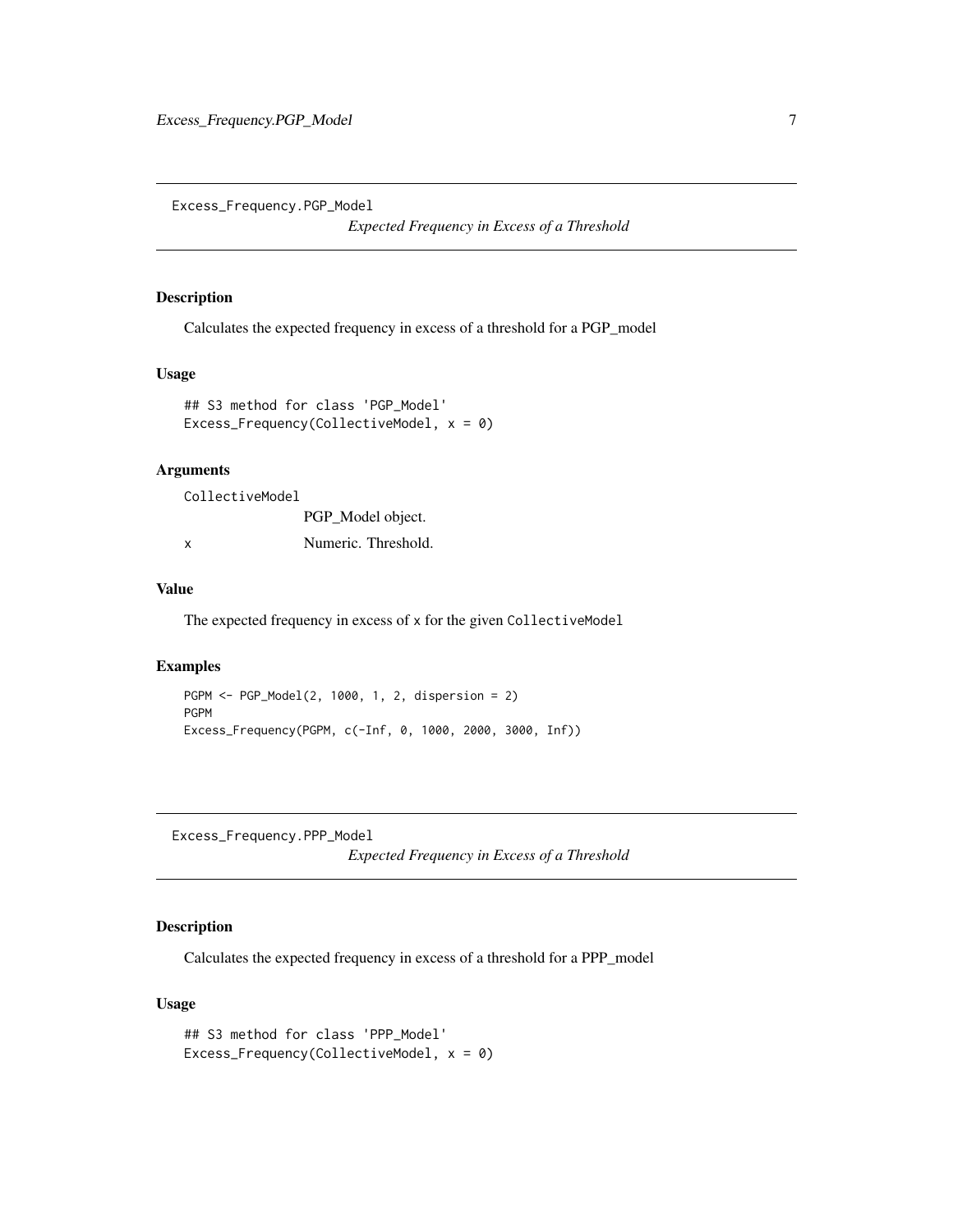## Excess_Frequency.PGP_Model

*Expected Frequency in Excess of a Threshold*

### Description

Calculates the expected frequency in excess of a threshold for a PGP_model

### Usage

```
## S3 method for class 'PGP_Model'
Excess_Frequency(CollectiveModel, x = 0)
```

### Arguments

| | |
|---|---|
| CollectiveModel | PGP_Model object. |
| x | Numeric. Threshold. |

### Value

The expected frequency in excess of `x` for the given `CollectiveModel`

### Examples

```
PGPM <- PGP_Model(2, 1000, 1, 2, dispersion = 2)
PGPM
Excess_Frequency(PGPM, c(-Inf, 0, 1000, 2000, 3000, Inf))
```

## Excess_Frequency.PPP_Model

*Expected Frequency in Excess of a Threshold*

### Description

Calculates the expected frequency in excess of a threshold for a PPP_model

### Usage

```
## S3 method for class 'PPP_Model'
Excess_Frequency(CollectiveModel, x = 0)
```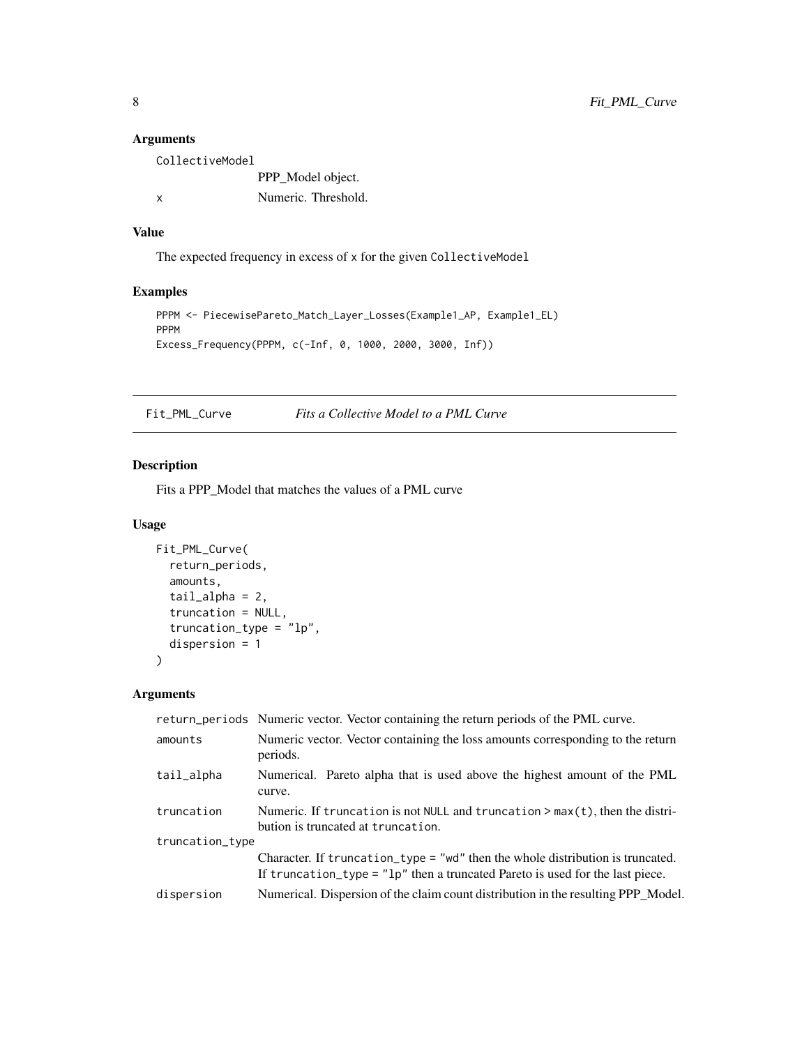### Arguments

| | |
|---|---|
| CollectiveModel | PPP_Model object. |
| x | Numeric. Threshold. |

### Value

The expected frequency in excess of x for the given CollectiveModel

### Examples

```
PPPM <- PiecewisePareto_Match_Layer_Losses(Example1_AP, Example1_EL)
PPPM
Excess_Frequency(PPPM, c(-Inf, 0, 1000, 2000, 3000, Inf))
```

---

## Fit_PML_Curve *Fits a Collective Model to a PML Curve*

### Description

Fits a PPP_Model that matches the values of a PML curve

### Usage

```
Fit_PML_Curve(
  return_periods,
  amounts,
  tail_alpha = 2,
  truncation = NULL,
  truncation_type = "lp",
  dispersion = 1
)
```

### Arguments

| | |
|---|---|
| return_periods | Numeric vector. Vector containing the return periods of the PML curve. |
| amounts | Numeric vector. Vector containing the loss amounts corresponding to the return periods. |
| tail_alpha | Numerical. Pareto alpha that is used above the highest amount of the PML curve. |
| truncation | Numeric. If truncation is not NULL and truncation > max(t), then the distribution is truncated at truncation. |
| truncation_type | Character. If truncation_type = "wd" then the whole distribution is truncated. If truncation_type = "lp" then a truncated Pareto is used for the last piece. |
| dispersion | Numerical. Dispersion of the claim count distribution in the resulting PPP_Model. |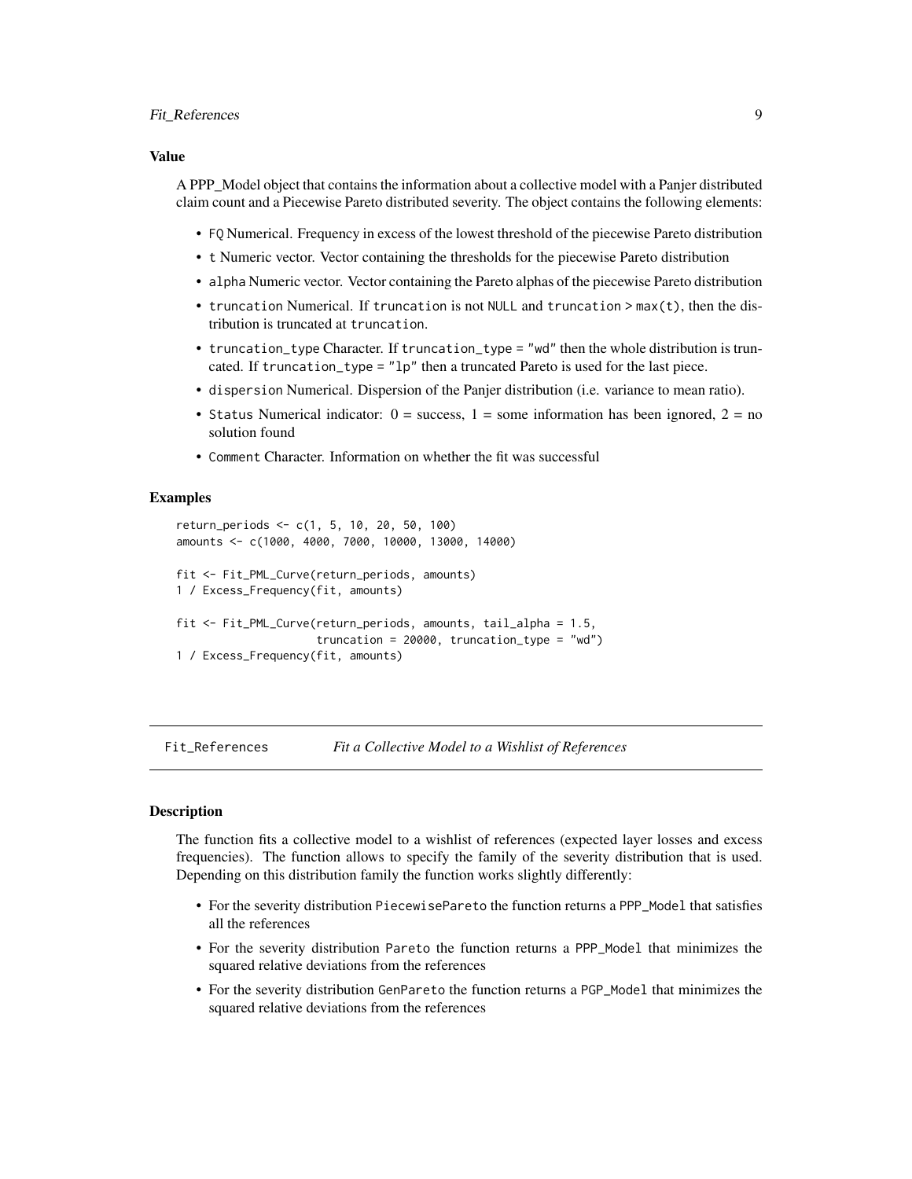### Value

A PPP_Model object that contains the information about a collective model with a Panjer distributed claim count and a Piecewise Pareto distributed severity. The object contains the following elements:

- `FQ` Numerical. Frequency in excess of the lowest threshold of the piecewise Pareto distribution
- `t` Numeric vector. Vector containing the thresholds for the piecewise Pareto distribution
- `alpha` Numeric vector. Vector containing the Pareto alphas of the piecewise Pareto distribution
- `truncation` Numerical. If `truncation` is not `NULL` and `truncation > max(t)`, then the distribution is truncated at `truncation`.
- `truncation_type` Character. If `truncation_type = "wd"` then the whole distribution is truncated. If `truncation_type = "lp"` then a truncated Pareto is used for the last piece.
- `dispersion` Numerical. Dispersion of the Panjer distribution (i.e. variance to mean ratio).
- `Status` Numerical indicator: 0 = success, 1 = some information has been ignored, 2 = no solution found
- `Comment` Character. Information on whether the fit was successful

### Examples

```
return_periods <- c(1, 5, 10, 20, 50, 100)
amounts <- c(1000, 4000, 7000, 10000, 13000, 14000)

fit <- Fit_PML_Curve(return_periods, amounts)
1 / Excess_Frequency(fit, amounts)

fit <- Fit_PML_Curve(return_periods, amounts, tail_alpha = 1.5,
                     truncation = 20000, truncation_type = "wd")
1 / Excess_Frequency(fit, amounts)
```

---

## Fit_References    *Fit a Collective Model to a Wishlist of References*

---

### Description

The function fits a collective model to a wishlist of references (expected layer losses and excess frequencies). The function allows to specify the family of the severity distribution that is used. Depending on this distribution family the function works slightly differently:

- For the severity distribution `PiecewisePareto` the function returns a `PPP_Model` that satisfies all the references
- For the severity distribution `Pareto` the function returns a `PPP_Model` that minimizes the squared relative deviations from the references
- For the severity distribution `GenPareto` the function returns a `PGP_Model` that minimizes the squared relative deviations from the references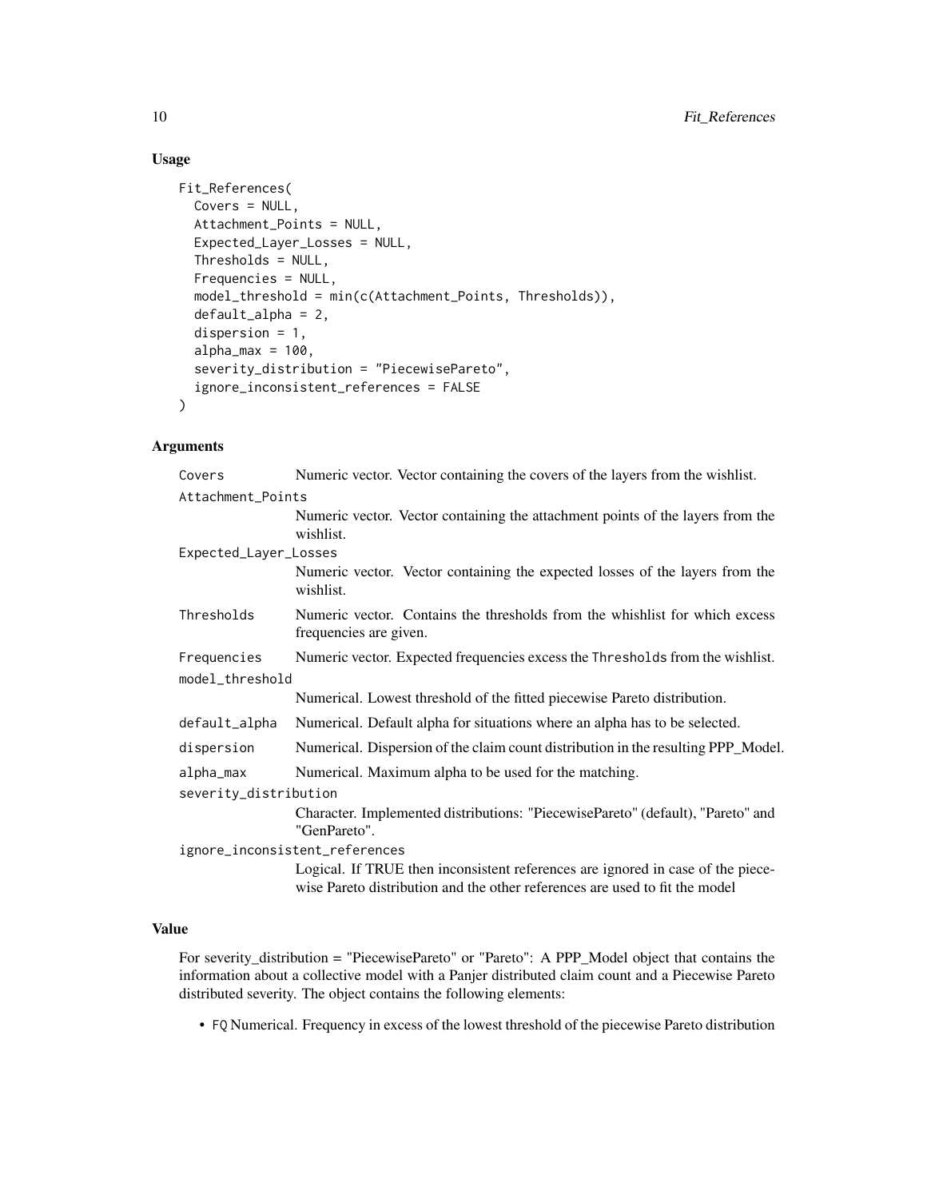### Usage

```
Fit_References(
  Covers = NULL,
  Attachment_Points = NULL,
  Expected_Layer_Losses = NULL,
  Thresholds = NULL,
  Frequencies = NULL,
  model_threshold = min(c(Attachment_Points, Thresholds)),
  default_alpha = 2,
  dispersion = 1,
  alpha_max = 100,
  severity_distribution = "PiecewisePareto",
  ignore_inconsistent_references = FALSE
)
```

### Arguments

| Argument | Description |
|---|---|
| `Covers` | Numeric vector. Vector containing the covers of the layers from the wishlist. |
| `Attachment_Points` | Numeric vector. Vector containing the attachment points of the layers from the wishlist. |
| `Expected_Layer_Losses` | Numeric vector. Vector containing the expected losses of the layers from the wishlist. |
| `Thresholds` | Numeric vector. Contains the thresholds from the whishlist for which excess frequencies are given. |
| `Frequencies` | Numeric vector. Expected frequencies excess the `Thresholds` from the wishlist. |
| `model_threshold` | Numerical. Lowest threshold of the fitted piecewise Pareto distribution. |
| `default_alpha` | Numerical. Default alpha for situations where an alpha has to be selected. |
| `dispersion` | Numerical. Dispersion of the claim count distribution in the resulting PPP_Model. |
| `alpha_max` | Numerical. Maximum alpha to be used for the matching. |
| `severity_distribution` | Character. Implemented distributions: "PiecewisePareto" (default), "Pareto" and "GenPareto". |
| `ignore_inconsistent_references` | Logical. If TRUE then inconsistent references are ignored in case of the piecewise Pareto distribution and the other references are used to fit the model |

### Value

For severity_distribution = "PiecewisePareto" or "Pareto": A PPP_Model object that contains the information about a collective model with a Panjer distributed claim count and a Piecewise Pareto distributed severity. The object contains the following elements:

- `FQ` Numerical. Frequency in excess of the lowest threshold of the piecewise Pareto distribution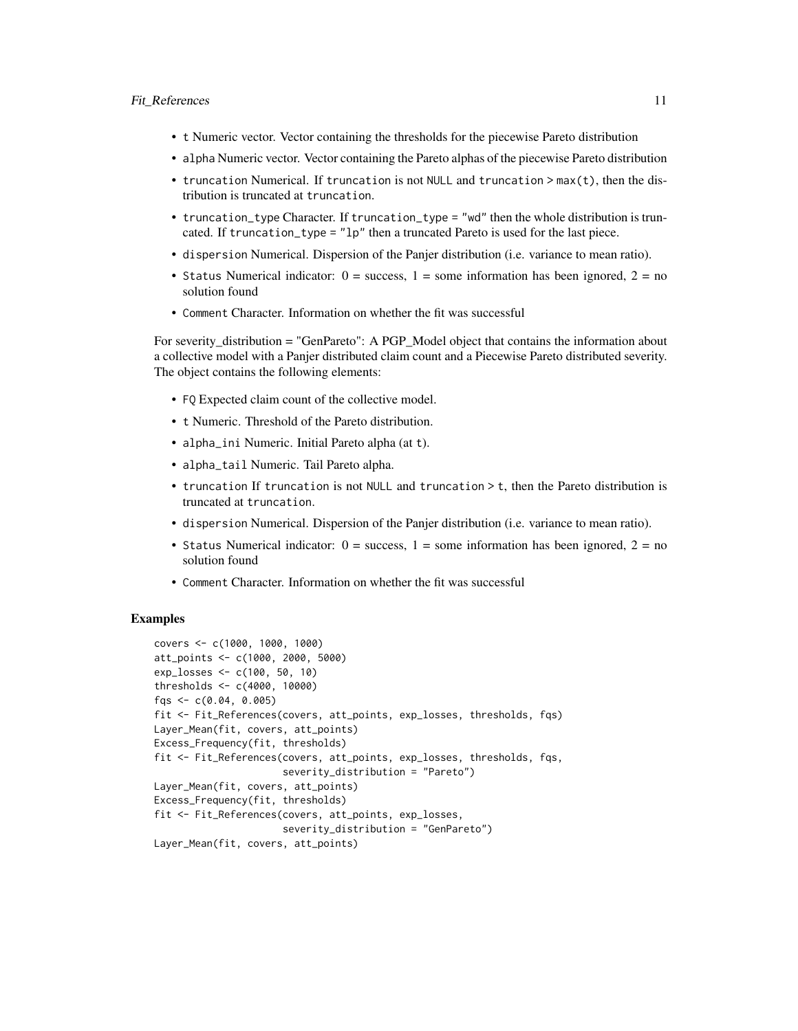- `t` Numeric vector. Vector containing the thresholds for the piecewise Pareto distribution
- `alpha` Numeric vector. Vector containing the Pareto alphas of the piecewise Pareto distribution
- `truncation` Numerical. If `truncation` is not `NULL` and `truncation > max(t)`, then the distribution is truncated at `truncation`.
- `truncation_type` Character. If `truncation_type = "wd"` then the whole distribution is truncated. If `truncation_type = "lp"` then a truncated Pareto is used for the last piece.
- `dispersion` Numerical. Dispersion of the Panjer distribution (i.e. variance to mean ratio).
- `Status` Numerical indicator: 0 = success, 1 = some information has been ignored, 2 = no solution found
- `Comment` Character. Information on whether the fit was successful

For severity_distribution = "GenPareto": A PGP_Model object that contains the information about a collective model with a Panjer distributed claim count and a Piecewise Pareto distributed severity. The object contains the following elements:

- `FQ` Expected claim count of the collective model.
- `t` Numeric. Threshold of the Pareto distribution.
- `alpha_ini` Numeric. Initial Pareto alpha (at `t`).
- `alpha_tail` Numeric. Tail Pareto alpha.
- `truncation` If `truncation` is not `NULL` and `truncation > t`, then the Pareto distribution is truncated at `truncation`.
- `dispersion` Numerical. Dispersion of the Panjer distribution (i.e. variance to mean ratio).
- `Status` Numerical indicator: 0 = success, 1 = some information has been ignored, 2 = no solution found
- `Comment` Character. Information on whether the fit was successful

### Examples

```
covers <- c(1000, 1000, 1000)
att_points <- c(1000, 2000, 5000)
exp_losses <- c(100, 50, 10)
thresholds <- c(4000, 10000)
fqs <- c(0.04, 0.005)
fit <- Fit_References(covers, att_points, exp_losses, thresholds, fqs)
Layer_Mean(fit, covers, att_points)
Excess_Frequency(fit, thresholds)
fit <- Fit_References(covers, att_points, exp_losses, thresholds, fqs,
                      severity_distribution = "Pareto")
Layer_Mean(fit, covers, att_points)
Excess_Frequency(fit, thresholds)
fit <- Fit_References(covers, att_points, exp_losses,
                      severity_distribution = "GenPareto")
Layer_Mean(fit, covers, att_points)
```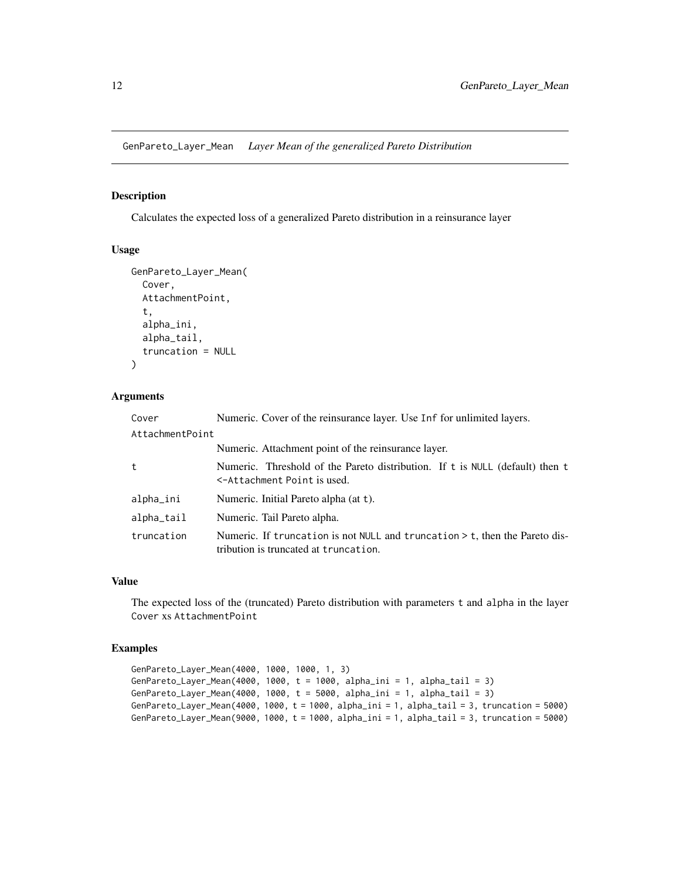# GenPareto_Layer_Mean *Layer Mean of the generalized Pareto Distribution*

## Description

Calculates the expected loss of a generalized Pareto distribution in a reinsurance layer

## Usage

```
GenPareto_Layer_Mean(
  Cover,
  AttachmentPoint,
  t,
  alpha_ini,
  alpha_tail,
  truncation = NULL
)
```

## Arguments

| | |
|---|---|
| Cover | Numeric. Cover of the reinsurance layer. Use Inf for unlimited layers. |
| AttachmentPoint | Numeric. Attachment point of the reinsurance layer. |
| t | Numeric. Threshold of the Pareto distribution. If t is NULL (default) then t <-Attachment Point is used. |
| alpha_ini | Numeric. Initial Pareto alpha (at t). |
| alpha_tail | Numeric. Tail Pareto alpha. |
| truncation | Numeric. If truncation is not NULL and truncation > t, then the Pareto distribution is truncated at truncation. |

## Value

The expected loss of the (truncated) Pareto distribution with parameters t and alpha in the layer Cover xs AttachmentPoint

## Examples

```
GenPareto_Layer_Mean(4000, 1000, 1000, 1, 3)
GenPareto_Layer_Mean(4000, 1000, t = 1000, alpha_ini = 1, alpha_tail = 3)
GenPareto_Layer_Mean(4000, 1000, t = 5000, alpha_ini = 1, alpha_tail = 3)
GenPareto_Layer_Mean(4000, 1000, t = 1000, alpha_ini = 1, alpha_tail = 3, truncation = 5000)
GenPareto_Layer_Mean(9000, 1000, t = 1000, alpha_ini = 1, alpha_tail = 3, truncation = 5000)
```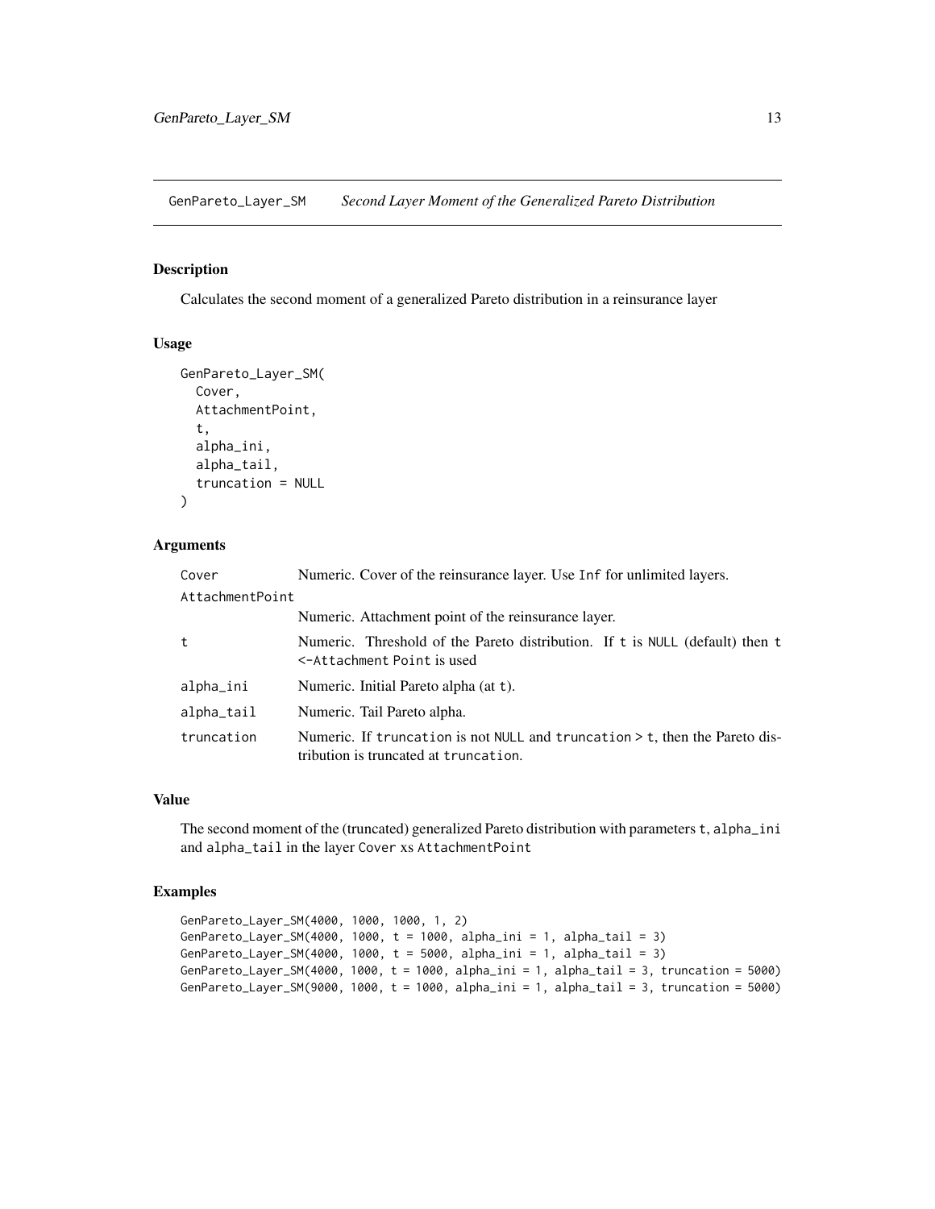# GenPareto_Layer_SM *Second Layer Moment of the Generalized Pareto Distribution*

## Description

Calculates the second moment of a generalized Pareto distribution in a reinsurance layer

## Usage

```
GenPareto_Layer_SM(
  Cover,
  AttachmentPoint,
  t,
  alpha_ini,
  alpha_tail,
  truncation = NULL
)
```

## Arguments

| Argument | Description |
|---|---|
| `Cover` | Numeric. Cover of the reinsurance layer. Use `Inf` for unlimited layers. |
| `AttachmentPoint` | Numeric. Attachment point of the reinsurance layer. |
| `t` | Numeric. Threshold of the Pareto distribution. If `t` is `NULL` (default) then `t <-Attachment Point` is used |
| `alpha_ini` | Numeric. Initial Pareto alpha (at `t`). |
| `alpha_tail` | Numeric. Tail Pareto alpha. |
| `truncation` | Numeric. If `truncation` is not `NULL` and `truncation > t`, then the Pareto distribution is truncated at `truncation`. |

## Value

The second moment of the (truncated) generalized Pareto distribution with parameters `t`, `alpha_ini` and `alpha_tail` in the layer `Cover` xs `AttachmentPoint`

## Examples

```
GenPareto_Layer_SM(4000, 1000, 1000, 1, 2)
GenPareto_Layer_SM(4000, 1000, t = 1000, alpha_ini = 1, alpha_tail = 3)
GenPareto_Layer_SM(4000, 1000, t = 5000, alpha_ini = 1, alpha_tail = 3)
GenPareto_Layer_SM(4000, 1000, t = 1000, alpha_ini = 1, alpha_tail = 3, truncation = 5000)
GenPareto_Layer_SM(9000, 1000, t = 1000, alpha_ini = 1, alpha_tail = 3, truncation = 5000)
```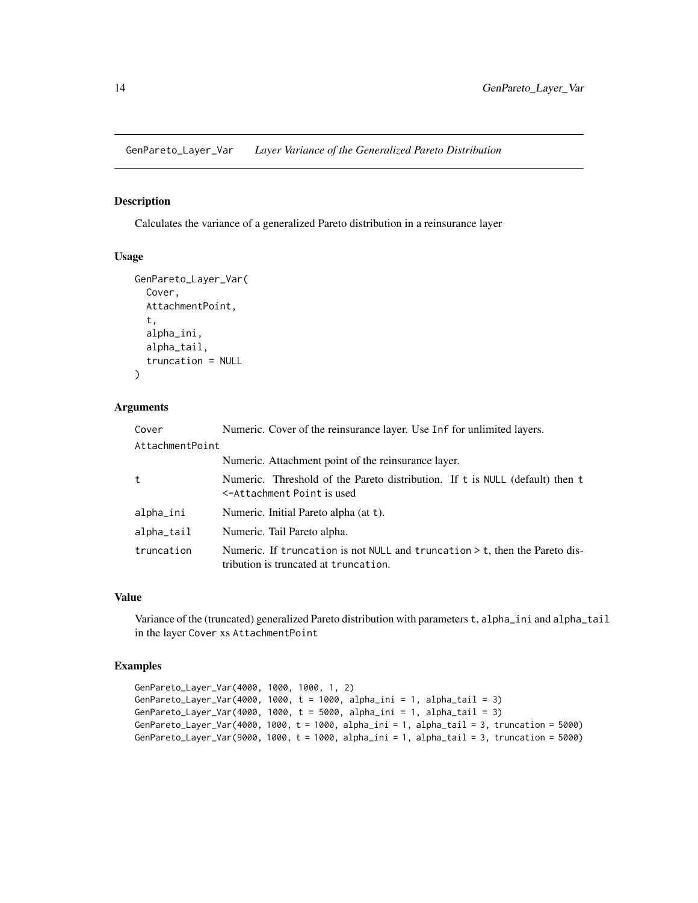## GenPareto_Layer_Var    *Layer Variance of the Generalized Pareto Distribution*

### Description

Calculates the variance of a generalized Pareto distribution in a reinsurance layer

### Usage

```
GenPareto_Layer_Var(
  Cover,
  AttachmentPoint,
  t,
  alpha_ini,
  alpha_tail,
  truncation = NULL
)
```

### Arguments

| | |
|---|---|
| `Cover` | Numeric. Cover of the reinsurance layer. Use `Inf` for unlimited layers. |
| `AttachmentPoint` | Numeric. Attachment point of the reinsurance layer. |
| `t` | Numeric. Threshold of the Pareto distribution. If `t` is `NULL` (default) then `t <-Attachment Point` is used |
| `alpha_ini` | Numeric. Initial Pareto alpha (at `t`). |
| `alpha_tail` | Numeric. Tail Pareto alpha. |
| `truncation` | Numeric. If `truncation` is not `NULL` and `truncation > t`, then the Pareto distribution is truncated at `truncation`. |

### Value

Variance of the (truncated) generalized Pareto distribution with parameters `t`, `alpha_ini` and `alpha_tail` in the layer `Cover` xs `AttachmentPoint`

### Examples

```
GenPareto_Layer_Var(4000, 1000, 1000, 1, 2)
GenPareto_Layer_Var(4000, 1000, t = 1000, alpha_ini = 1, alpha_tail = 3)
GenPareto_Layer_Var(4000, 1000, t = 5000, alpha_ini = 1, alpha_tail = 3)
GenPareto_Layer_Var(4000, 1000, t = 1000, alpha_ini = 1, alpha_tail = 3, truncation = 5000)
GenPareto_Layer_Var(9000, 1000, t = 1000, alpha_ini = 1, alpha_tail = 3, truncation = 5000)
```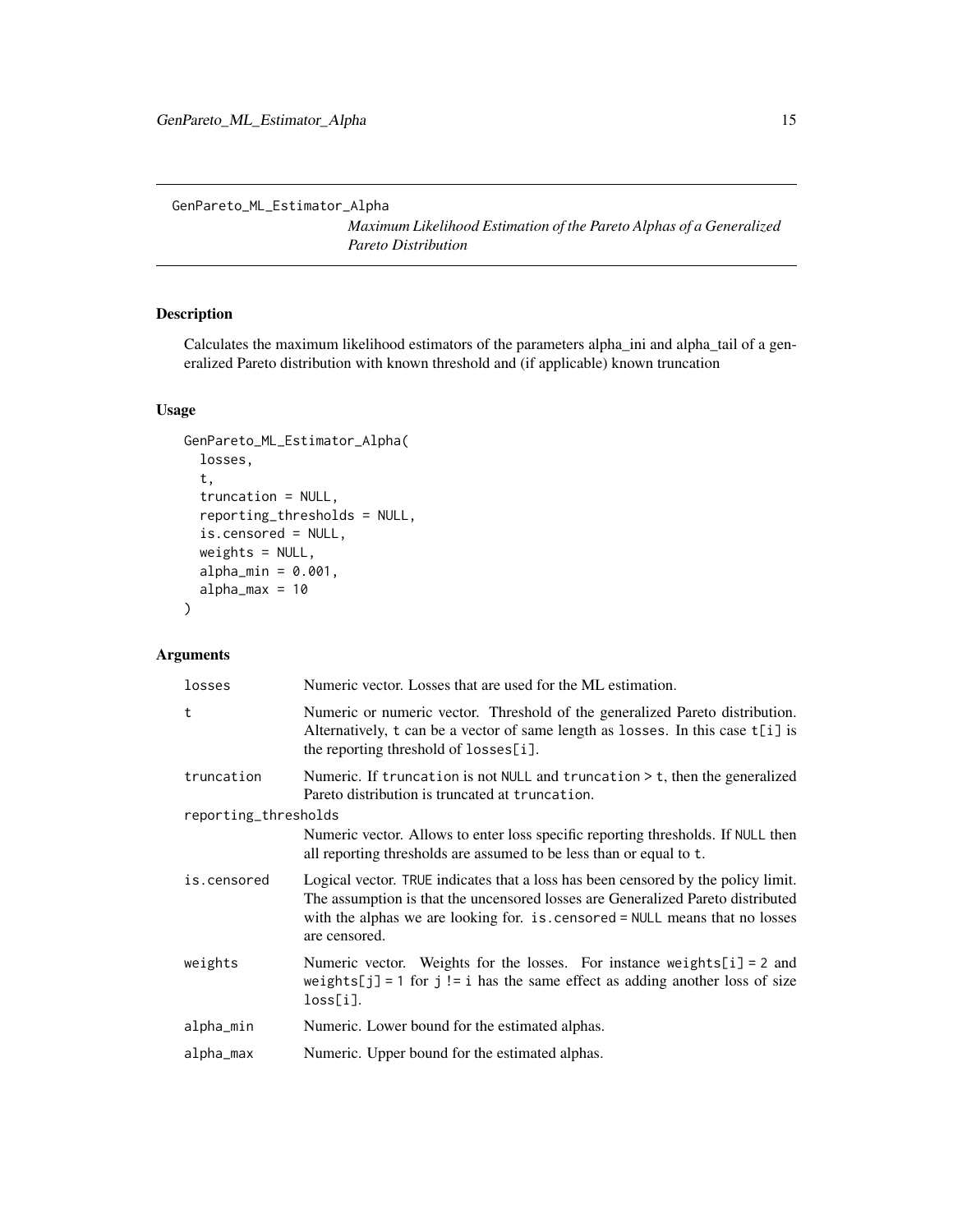GenPareto_ML_Estimator_Alpha

*Maximum Likelihood Estimation of the Pareto Alphas of a Generalized Pareto Distribution*

## Description

Calculates the maximum likelihood estimators of the parameters alpha_ini and alpha_tail of a generalized Pareto distribution with known threshold and (if applicable) known truncation

## Usage

```
GenPareto_ML_Estimator_Alpha(
  losses,
  t,
  truncation = NULL,
  reporting_thresholds = NULL,
  is.censored = NULL,
  weights = NULL,
  alpha_min = 0.001,
  alpha_max = 10
)
```

## Arguments

| | |
|---|---|
| `losses` | Numeric vector. Losses that are used for the ML estimation. |
| `t` | Numeric or numeric vector. Threshold of the generalized Pareto distribution. Alternatively, `t` can be a vector of same length as `losses`. In this case `t[i]` is the reporting threshold of `losses[i]`. |
| `truncation` | Numeric. If `truncation` is not `NULL` and `truncation > t`, then the generalized Pareto distribution is truncated at `truncation`. |
| `reporting_thresholds` | Numeric vector. Allows to enter loss specific reporting thresholds. If `NULL` then all reporting thresholds are assumed to be less than or equal to `t`. |
| `is.censored` | Logical vector. `TRUE` indicates that a loss has been censored by the policy limit. The assumption is that the uncensored losses are Generalized Pareto distributed with the alphas we are looking for. `is.censored = NULL` means that no losses are censored. |
| `weights` | Numeric vector. Weights for the losses. For instance `weights[i] = 2` and `weights[j] = 1` for `j != i` has the same effect as adding another loss of size `loss[i]`. |
| `alpha_min` | Numeric. Lower bound for the estimated alphas. |
| `alpha_max` | Numeric. Upper bound for the estimated alphas. |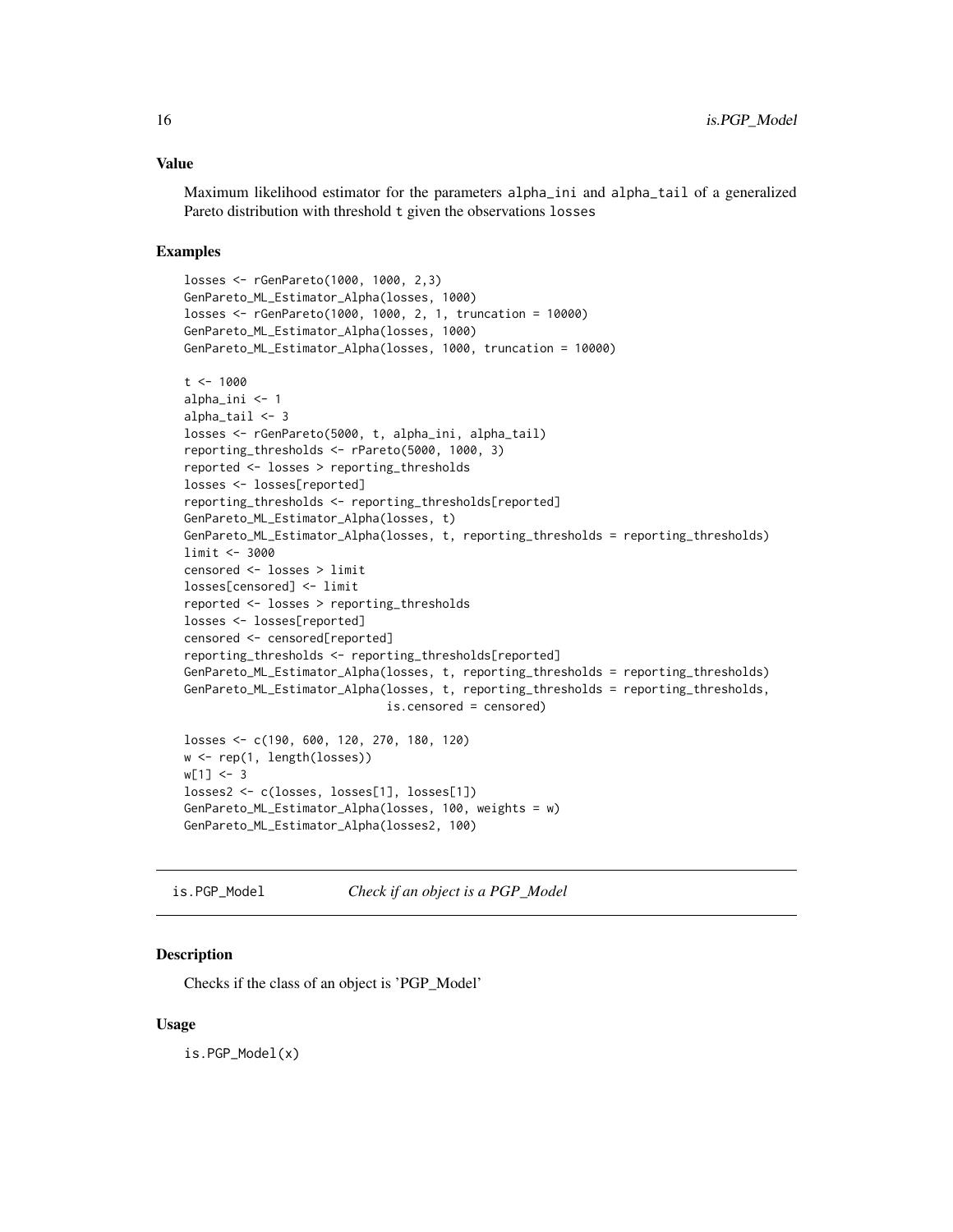### Value

Maximum likelihood estimator for the parameters alpha_ini and alpha_tail of a generalized Pareto distribution with threshold t given the observations losses

### Examples

```
losses <- rGenPareto(1000, 1000, 2,3)
GenPareto_ML_Estimator_Alpha(losses, 1000)
losses <- rGenPareto(1000, 1000, 2, 1, truncation = 10000)
GenPareto_ML_Estimator_Alpha(losses, 1000)
GenPareto_ML_Estimator_Alpha(losses, 1000, truncation = 10000)

t <- 1000
alpha_ini <- 1
alpha_tail <- 3
losses <- rGenPareto(5000, t, alpha_ini, alpha_tail)
reporting_thresholds <- rPareto(5000, 1000, 3)
reported <- losses > reporting_thresholds
losses <- losses[reported]
reporting_thresholds <- reporting_thresholds[reported]
GenPareto_ML_Estimator_Alpha(losses, t)
GenPareto_ML_Estimator_Alpha(losses, t, reporting_thresholds = reporting_thresholds)
limit <- 3000
censored <- losses > limit
losses[censored] <- limit
reported <- losses > reporting_thresholds
losses <- losses[reported]
censored <- censored[reported]
reporting_thresholds <- reporting_thresholds[reported]
GenPareto_ML_Estimator_Alpha(losses, t, reporting_thresholds = reporting_thresholds)
GenPareto_ML_Estimator_Alpha(losses, t, reporting_thresholds = reporting_thresholds,
                             is.censored = censored)

losses <- c(190, 600, 120, 270, 180, 120)
w <- rep(1, length(losses))
w[1] <- 3
losses2 <- c(losses, losses[1], losses[1])
GenPareto_ML_Estimator_Alpha(losses, 100, weights = w)
GenPareto_ML_Estimator_Alpha(losses2, 100)
```

## is.PGP_Model — *Check if an object is a PGP_Model*

### Description

Checks if the class of an object is 'PGP_Model'

### Usage

```
is.PGP_Model(x)
```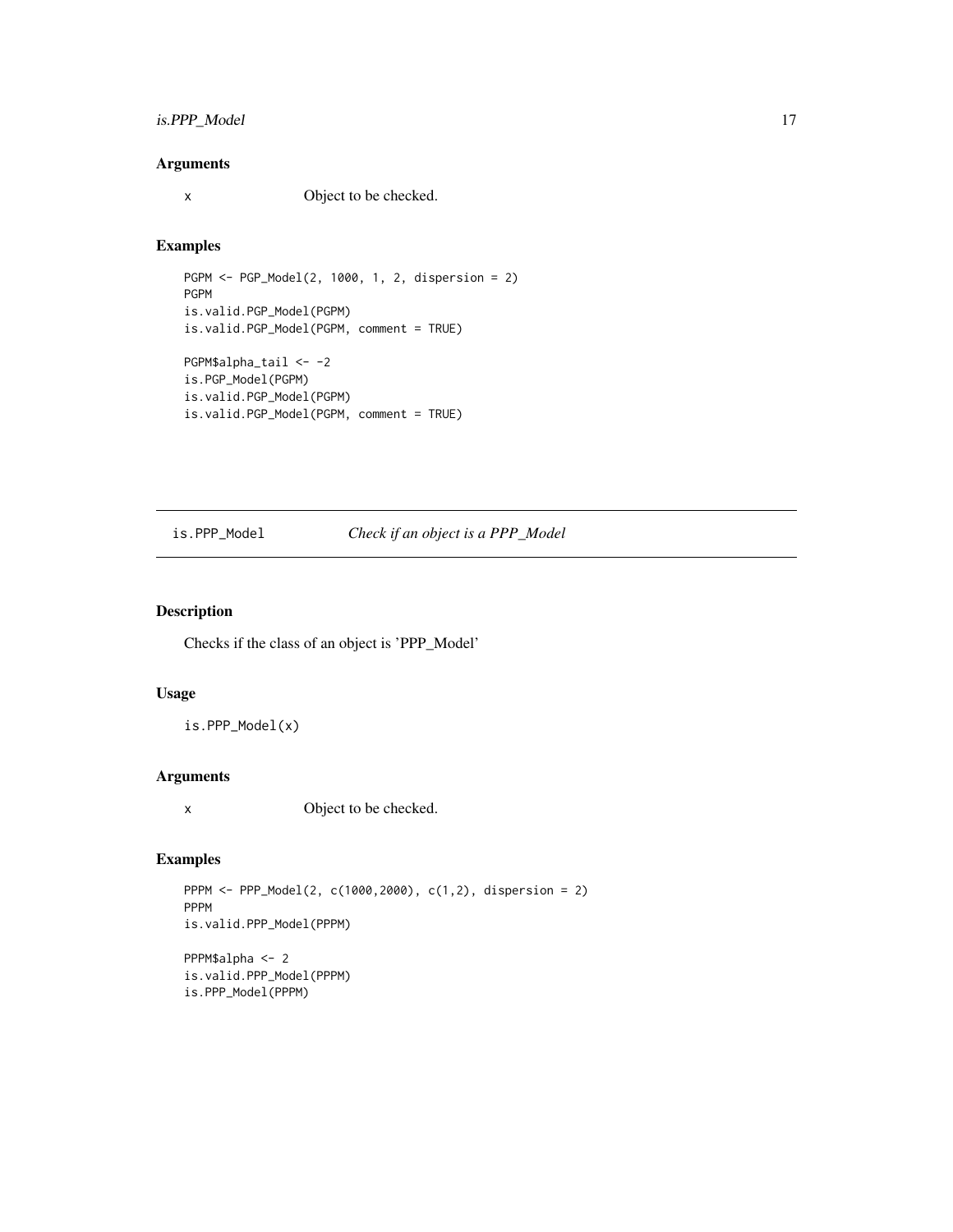## Arguments

x Object to be checked.

## Examples

```
PGPM <- PGP_Model(2, 1000, 1, 2, dispersion = 2)
PGPM
is.valid.PGP_Model(PGPM)
is.valid.PGP_Model(PGPM, comment = TRUE)

PGPM$alpha_tail <- -2
is.PGP_Model(PGPM)
is.valid.PGP_Model(PGPM)
is.valid.PGP_Model(PGPM, comment = TRUE)
```

---

# is.PPP_Model *Check if an object is a PPP_Model*

## Description

Checks if the class of an object is 'PPP_Model'

## Usage

```
is.PPP_Model(x)
```

## Arguments

x Object to be checked.

## Examples

```
PPPM <- PPP_Model(2, c(1000,2000), c(1,2), dispersion = 2)
PPPM
is.valid.PPP_Model(PPPM)

PPPM$alpha <- 2
is.valid.PPP_Model(PPPM)
is.PPP_Model(PPPM)
```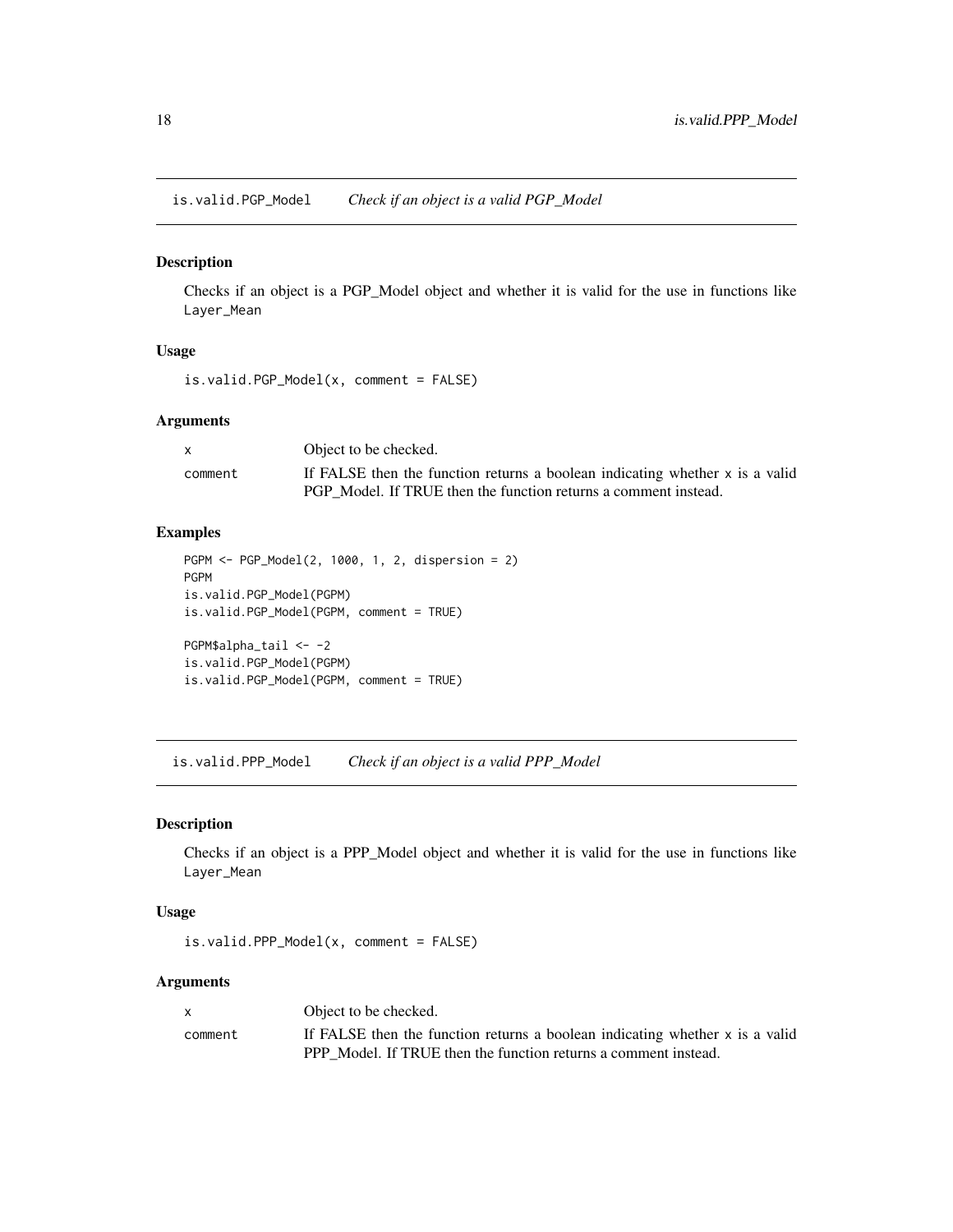## is.valid.PGP_Model — *Check if an object is a valid PGP_Model*

### Description

Checks if an object is a PGP_Model object and whether it is valid for the use in functions like `Layer_Mean`

### Usage

```
is.valid.PGP_Model(x, comment = FALSE)
```

### Arguments

| | |
|---|---|
| `x` | Object to be checked. |
| `comment` | If FALSE then the function returns a boolean indicating whether `x` is a valid PGP_Model. If TRUE then the function returns a comment instead. |

### Examples

```
PGPM <- PGP_Model(2, 1000, 1, 2, dispersion = 2)
PGPM
is.valid.PGP_Model(PGPM)
is.valid.PGP_Model(PGPM, comment = TRUE)

PGPM$alpha_tail <- -2
is.valid.PGP_Model(PGPM)
is.valid.PGP_Model(PGPM, comment = TRUE)
```

## is.valid.PPP_Model — *Check if an object is a valid PPP_Model*

### Description

Checks if an object is a PPP_Model object and whether it is valid for the use in functions like `Layer_Mean`

### Usage

```
is.valid.PPP_Model(x, comment = FALSE)
```

### Arguments

| | |
|---|---|
| `x` | Object to be checked. |
| `comment` | If FALSE then the function returns a boolean indicating whether `x` is a valid PPP_Model. If TRUE then the function returns a comment instead. |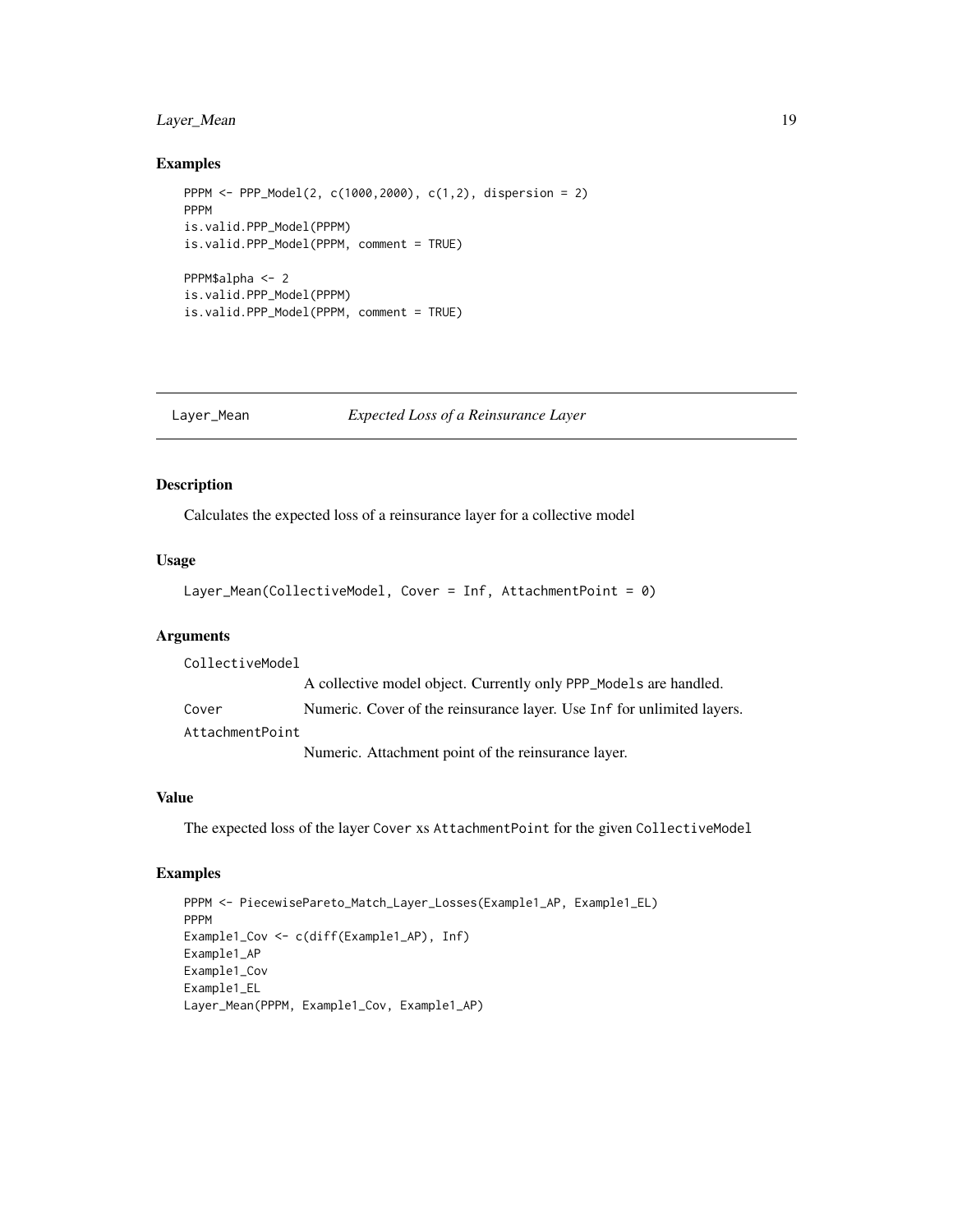### Examples

```
PPPM <- PPP_Model(2, c(1000,2000), c(1,2), dispersion = 2)
PPPM
is.valid.PPP_Model(PPPM)
is.valid.PPP_Model(PPPM, comment = TRUE)

PPPM$alpha <- 2
is.valid.PPP_Model(PPPM)
is.valid.PPP_Model(PPPM, comment = TRUE)
```

---

## Layer_Mean    *Expected Loss of a Reinsurance Layer*

---

### Description

Calculates the expected loss of a reinsurance layer for a collective model

### Usage

```
Layer_Mean(CollectiveModel, Cover = Inf, AttachmentPoint = 0)
```

### Arguments

| | |
|---|---|
| CollectiveModel | A collective model object. Currently only PPP_Models are handled. |
| Cover | Numeric. Cover of the reinsurance layer. Use Inf for unlimited layers. |
| AttachmentPoint | Numeric. Attachment point of the reinsurance layer. |

### Value

The expected loss of the layer Cover xs AttachmentPoint for the given CollectiveModel

### Examples

```
PPPM <- PiecewisePareto_Match_Layer_Losses(Example1_AP, Example1_EL)
PPPM
Example1_Cov <- c(diff(Example1_AP), Inf)
Example1_AP
Example1_Cov
Example1_EL
Layer_Mean(PPPM, Example1_Cov, Example1_AP)
```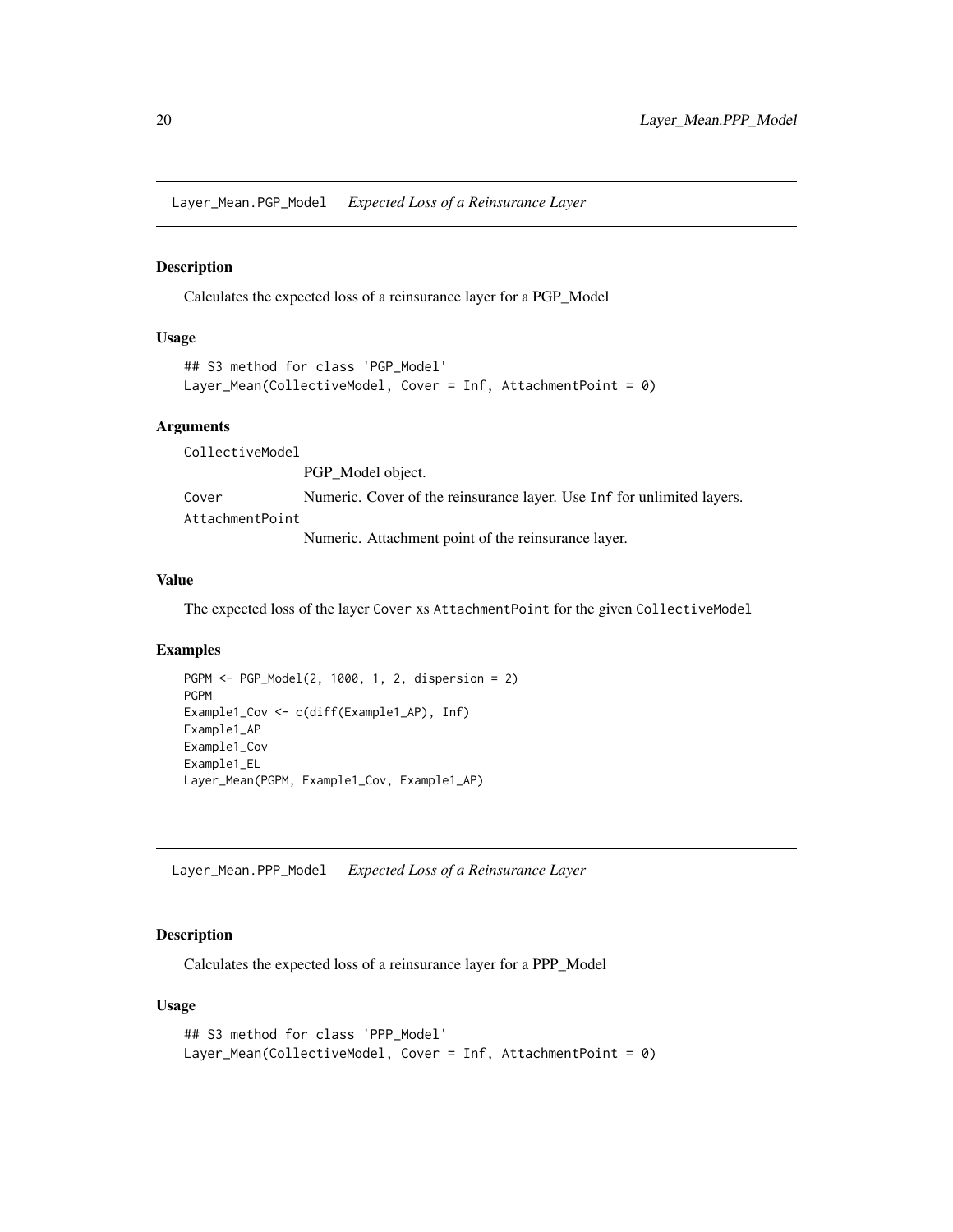## Layer_Mean.PGP_Model *Expected Loss of a Reinsurance Layer*

### Description

Calculates the expected loss of a reinsurance layer for a PGP_Model

### Usage

```
## S3 method for class 'PGP_Model'
Layer_Mean(CollectiveModel, Cover = Inf, AttachmentPoint = 0)
```

### Arguments

`CollectiveModel`
PGP_Model object.

`Cover` Numeric. Cover of the reinsurance layer. Use `Inf` for unlimited layers.

`AttachmentPoint`
Numeric. Attachment point of the reinsurance layer.

### Value

The expected loss of the layer `Cover` xs `AttachmentPoint` for the given `CollectiveModel`

### Examples

```
PGPM <- PGP_Model(2, 1000, 1, 2, dispersion = 2)
PGPM
Example1_Cov <- c(diff(Example1_AP), Inf)
Example1_AP
Example1_Cov
Example1_EL
Layer_Mean(PGPM, Example1_Cov, Example1_AP)
```

## Layer_Mean.PPP_Model *Expected Loss of a Reinsurance Layer*

### Description

Calculates the expected loss of a reinsurance layer for a PPP_Model

### Usage

```
## S3 method for class 'PPP_Model'
Layer_Mean(CollectiveModel, Cover = Inf, AttachmentPoint = 0)
```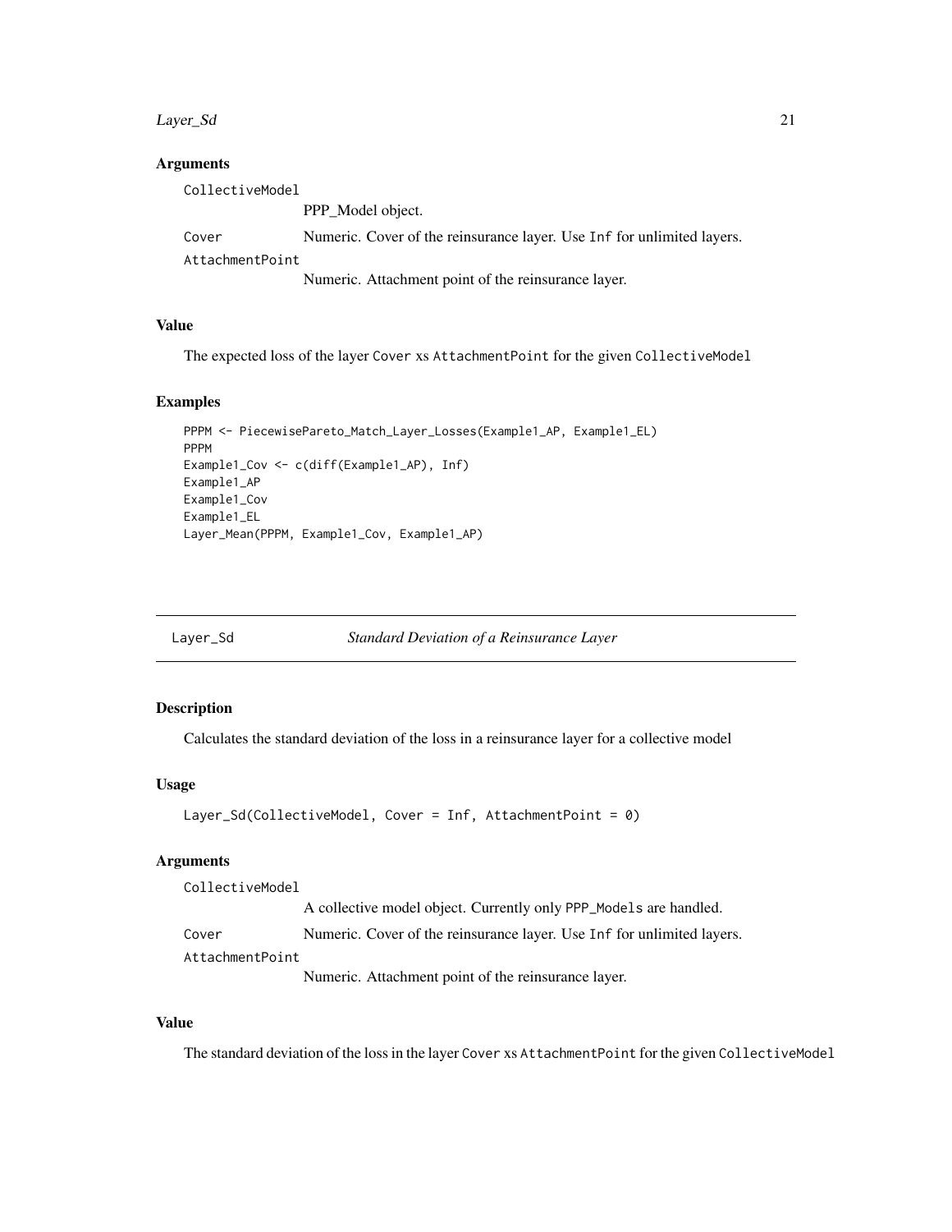### Arguments

CollectiveModel
: PPP_Model object.

Cover
: Numeric. Cover of the reinsurance layer. Use Inf for unlimited layers.

AttachmentPoint
: Numeric. Attachment point of the reinsurance layer.

### Value

The expected loss of the layer Cover xs AttachmentPoint for the given CollectiveModel

### Examples

```
PPPM <- PiecewisePareto_Match_Layer_Losses(Example1_AP, Example1_EL)
PPPM
Example1_Cov <- c(diff(Example1_AP), Inf)
Example1_AP
Example1_Cov
Example1_EL
Layer_Mean(PPPM, Example1_Cov, Example1_AP)
```

---

## Layer_Sd — *Standard Deviation of a Reinsurance Layer*

### Description

Calculates the standard deviation of the loss in a reinsurance layer for a collective model

### Usage

```
Layer_Sd(CollectiveModel, Cover = Inf, AttachmentPoint = 0)
```

### Arguments

CollectiveModel
: A collective model object. Currently only PPP_Models are handled.

Cover
: Numeric. Cover of the reinsurance layer. Use Inf for unlimited layers.

AttachmentPoint
: Numeric. Attachment point of the reinsurance layer.

### Value

The standard deviation of the loss in the layer Cover xs AttachmentPoint for the given CollectiveModel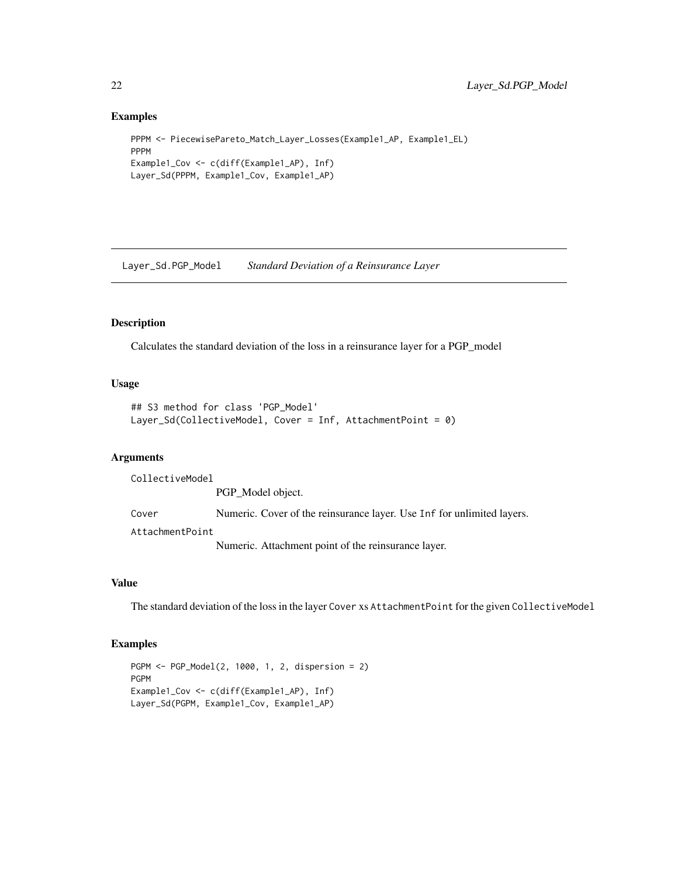### Examples

```
PPPM <- PiecewisePareto_Match_Layer_Losses(Example1_AP, Example1_EL)
PPPM
Example1_Cov <- c(diff(Example1_AP), Inf)
Layer_Sd(PPPM, Example1_Cov, Example1_AP)
```

---

## Layer_Sd.PGP_Model — *Standard Deviation of a Reinsurance Layer*

---

### Description

Calculates the standard deviation of the loss in a reinsurance layer for a PGP_model

### Usage

```
## S3 method for class 'PGP_Model'
Layer_Sd(CollectiveModel, Cover = Inf, AttachmentPoint = 0)
```

### Arguments

| | |
|---|---|
| `CollectiveModel` | PGP_Model object. |
| `Cover` | Numeric. Cover of the reinsurance layer. Use `Inf` for unlimited layers. |
| `AttachmentPoint` | Numeric. Attachment point of the reinsurance layer. |

### Value

The standard deviation of the loss in the layer `Cover` xs `AttachmentPoint` for the given `CollectiveModel`

### Examples

```
PGPM <- PGP_Model(2, 1000, 1, 2, dispersion = 2)
PGPM
Example1_Cov <- c(diff(Example1_AP), Inf)
Layer_Sd(PGPM, Example1_Cov, Example1_AP)
```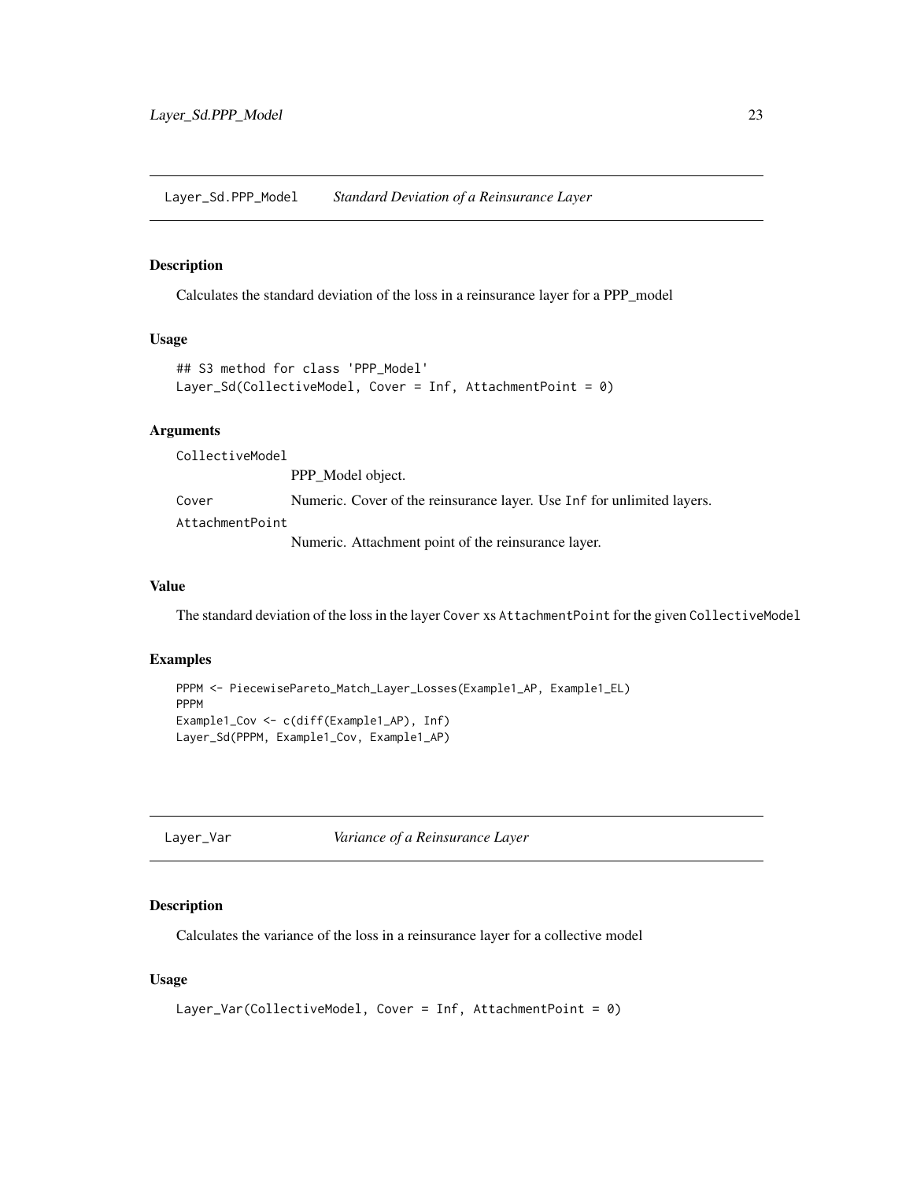## Layer_Sd.PPP_Model    *Standard Deviation of a Reinsurance Layer*

### Description

Calculates the standard deviation of the loss in a reinsurance layer for a PPP_model

### Usage

```
## S3 method for class 'PPP_Model'
Layer_Sd(CollectiveModel, Cover = Inf, AttachmentPoint = 0)
```

### Arguments

| | |
|---|---|
| CollectiveModel | PPP_Model object. |
| Cover | Numeric. Cover of the reinsurance layer. Use Inf for unlimited layers. |
| AttachmentPoint | Numeric. Attachment point of the reinsurance layer. |

### Value

The standard deviation of the loss in the layer Cover xs AttachmentPoint for the given CollectiveModel

### Examples

```
PPPM <- PiecewisePareto_Match_Layer_Losses(Example1_AP, Example1_EL)
PPPM
Example1_Cov <- c(diff(Example1_AP), Inf)
Layer_Sd(PPPM, Example1_Cov, Example1_AP)
```

## Layer_Var    *Variance of a Reinsurance Layer*

### Description

Calculates the variance of the loss in a reinsurance layer for a collective model

### Usage

```
Layer_Var(CollectiveModel, Cover = Inf, AttachmentPoint = 0)
```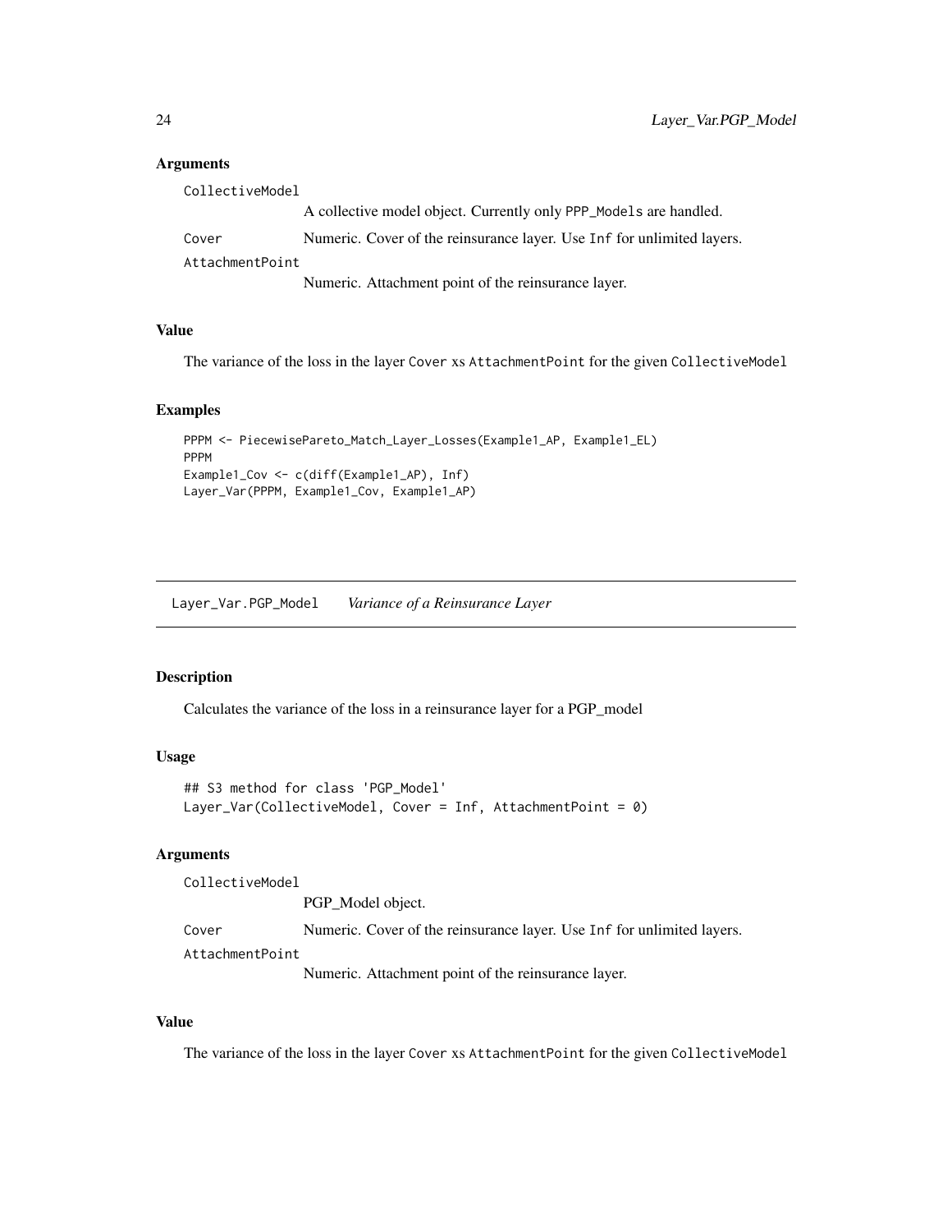### Arguments

CollectiveModel
: A collective model object. Currently only PPP_Models are handled.

Cover
: Numeric. Cover of the reinsurance layer. Use Inf for unlimited layers.

AttachmentPoint
: Numeric. Attachment point of the reinsurance layer.

### Value

The variance of the loss in the layer Cover xs AttachmentPoint for the given CollectiveModel

### Examples

```
PPPM <- PiecewisePareto_Match_Layer_Losses(Example1_AP, Example1_EL)
PPPM
Example1_Cov <- c(diff(Example1_AP), Inf)
Layer_Var(PPPM, Example1_Cov, Example1_AP)
```

---

## Layer_Var.PGP_Model    *Variance of a Reinsurance Layer*

### Description

Calculates the variance of the loss in a reinsurance layer for a PGP_model

### Usage

```
## S3 method for class 'PGP_Model'
Layer_Var(CollectiveModel, Cover = Inf, AttachmentPoint = 0)
```

### Arguments

CollectiveModel
: PGP_Model object.

Cover
: Numeric. Cover of the reinsurance layer. Use Inf for unlimited layers.

AttachmentPoint
: Numeric. Attachment point of the reinsurance layer.

### Value

The variance of the loss in the layer Cover xs AttachmentPoint for the given CollectiveModel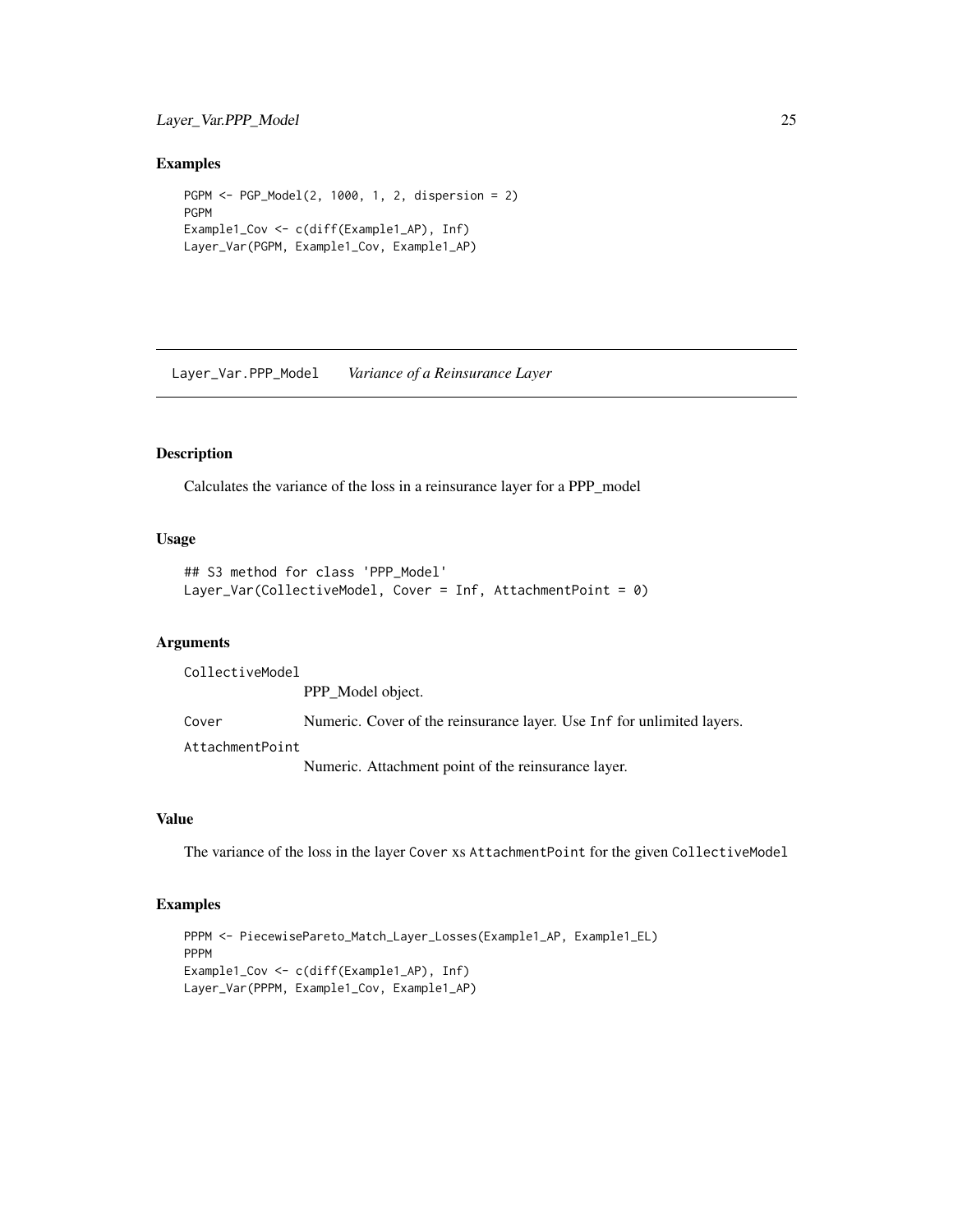## Examples

```
PGPM <- PGP_Model(2, 1000, 1, 2, dispersion = 2)
PGPM
Example1_Cov <- c(diff(Example1_AP), Inf)
Layer_Var(PGPM, Example1_Cov, Example1_AP)
```

---

# Layer_Var.PPP_Model *Variance of a Reinsurance Layer*

## Description

Calculates the variance of the loss in a reinsurance layer for a PPP_model

## Usage

```
## S3 method for class 'PPP_Model'
Layer_Var(CollectiveModel, Cover = Inf, AttachmentPoint = 0)
```

## Arguments

| | |
|---|---|
| CollectiveModel | PPP_Model object. |
| Cover | Numeric. Cover of the reinsurance layer. Use Inf for unlimited layers. |
| AttachmentPoint | Numeric. Attachment point of the reinsurance layer. |

## Value

The variance of the loss in the layer Cover xs AttachmentPoint for the given CollectiveModel

## Examples

```
PPPM <- PiecewisePareto_Match_Layer_Losses(Example1_AP, Example1_EL)
PPPM
Example1_Cov <- c(diff(Example1_AP), Inf)
Layer_Var(PPPM, Example1_Cov, Example1_AP)
```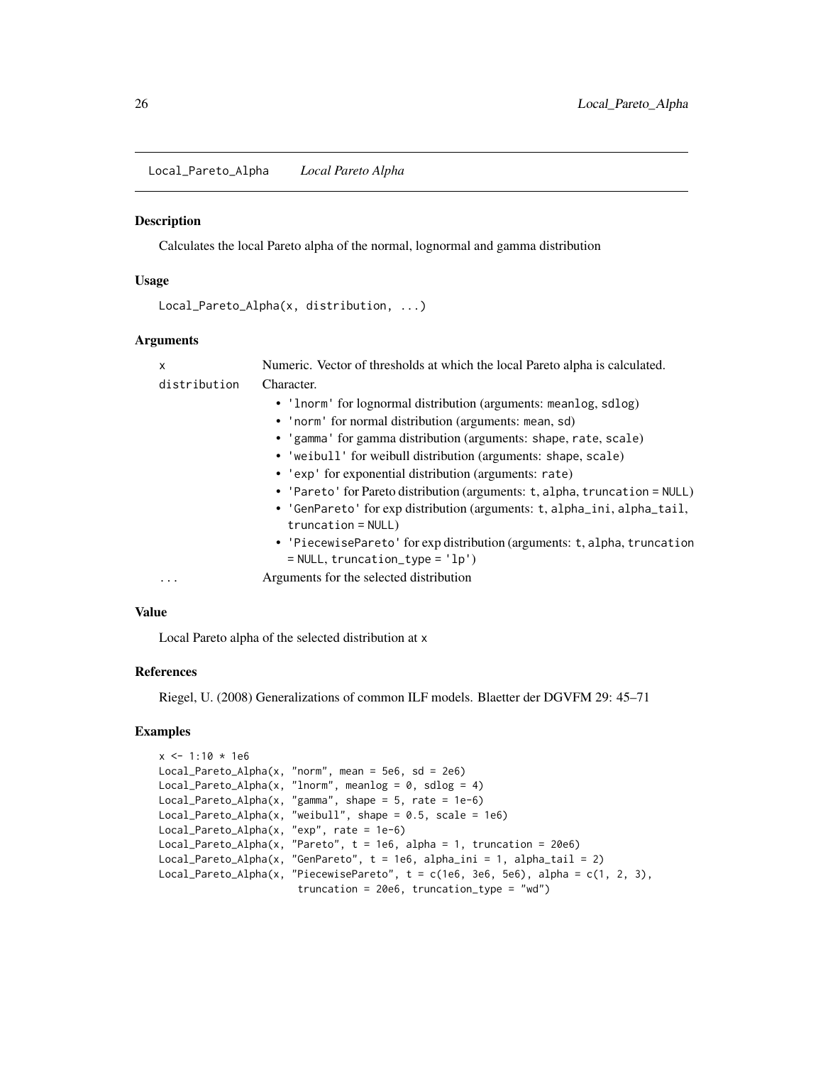# Local_Pareto_Alpha    *Local Pareto Alpha*

## Description

Calculates the local Pareto alpha of the normal, lognormal and gamma distribution

## Usage

```
Local_Pareto_Alpha(x, distribution, ...)
```

## Arguments

| | |
|---|---|
| x | Numeric. Vector of thresholds at which the local Pareto alpha is calculated. |
| distribution | Character.<br>• 'lnorm' for lognormal distribution (arguments: meanlog, sdlog)<br>• 'norm' for normal distribution (arguments: mean, sd)<br>• 'gamma' for gamma distribution (arguments: shape, rate, scale)<br>• 'weibull' for weibull distribution (arguments: shape, scale)<br>• 'exp' for exponential distribution (arguments: rate)<br>• 'Pareto' for Pareto distribution (arguments: t, alpha, truncation = NULL)<br>• 'GenPareto' for exp distribution (arguments: t, alpha_ini, alpha_tail, truncation = NULL)<br>• 'PiecewisePareto' for exp distribution (arguments: t, alpha, truncation = NULL, truncation_type = 'lp') |
| ... | Arguments for the selected distribution |

## Value

Local Pareto alpha of the selected distribution at x

## References

Riegel, U. (2008) Generalizations of common ILF models. Blaetter der DGVFM 29: 45–71

## Examples

```
x <- 1:10 * 1e6
Local_Pareto_Alpha(x, "norm", mean = 5e6, sd = 2e6)
Local_Pareto_Alpha(x, "lnorm", meanlog = 0, sdlog = 4)
Local_Pareto_Alpha(x, "gamma", shape = 5, rate = 1e-6)
Local_Pareto_Alpha(x, "weibull", shape = 0.5, scale = 1e6)
Local_Pareto_Alpha(x, "exp", rate = 1e-6)
Local_Pareto_Alpha(x, "Pareto", t = 1e6, alpha = 1, truncation = 20e6)
Local_Pareto_Alpha(x, "GenPareto", t = 1e6, alpha_ini = 1, alpha_tail = 2)
Local_Pareto_Alpha(x, "PiecewisePareto", t = c(1e6, 3e6, 5e6), alpha = c(1, 2, 3),
                   truncation = 20e6, truncation_type = "wd")
```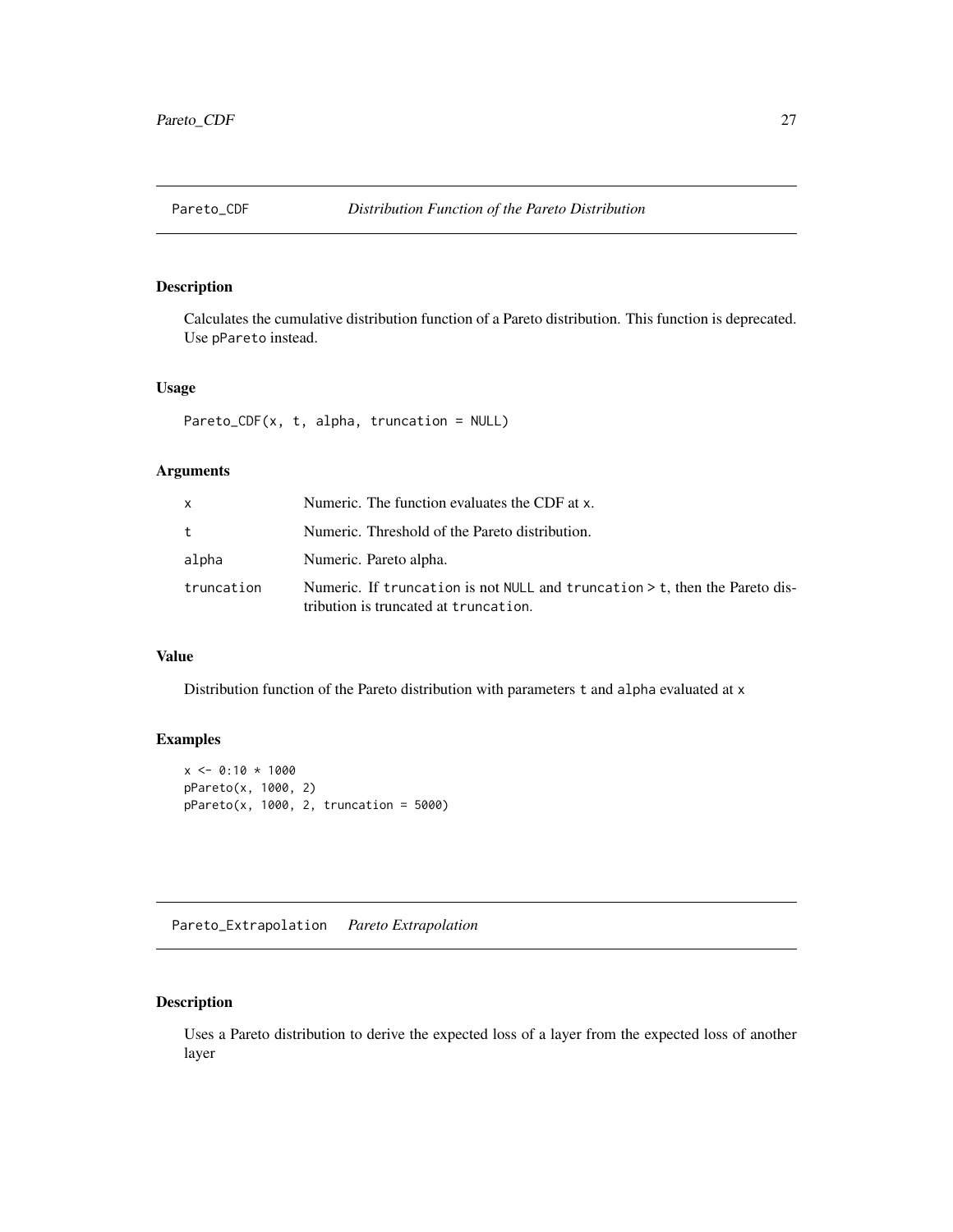## Pareto_CDF — *Distribution Function of the Pareto Distribution*

### Description

Calculates the cumulative distribution function of a Pareto distribution. This function is deprecated. Use `pPareto` instead.

### Usage

```
Pareto_CDF(x, t, alpha, truncation = NULL)
```

### Arguments

| | |
|---|---|
| `x` | Numeric. The function evaluates the CDF at `x`. |
| `t` | Numeric. Threshold of the Pareto distribution. |
| `alpha` | Numeric. Pareto alpha. |
| `truncation` | Numeric. If `truncation` is not `NULL` and `truncation > t`, then the Pareto distribution is truncated at `truncation`. |

### Value

Distribution function of the Pareto distribution with parameters `t` and `alpha` evaluated at `x`

### Examples

```
x <- 0:10 * 1000
pPareto(x, 1000, 2)
pPareto(x, 1000, 2, truncation = 5000)
```

## Pareto_Extrapolation — *Pareto Extrapolation*

### Description

Uses a Pareto distribution to derive the expected loss of a layer from the expected loss of another layer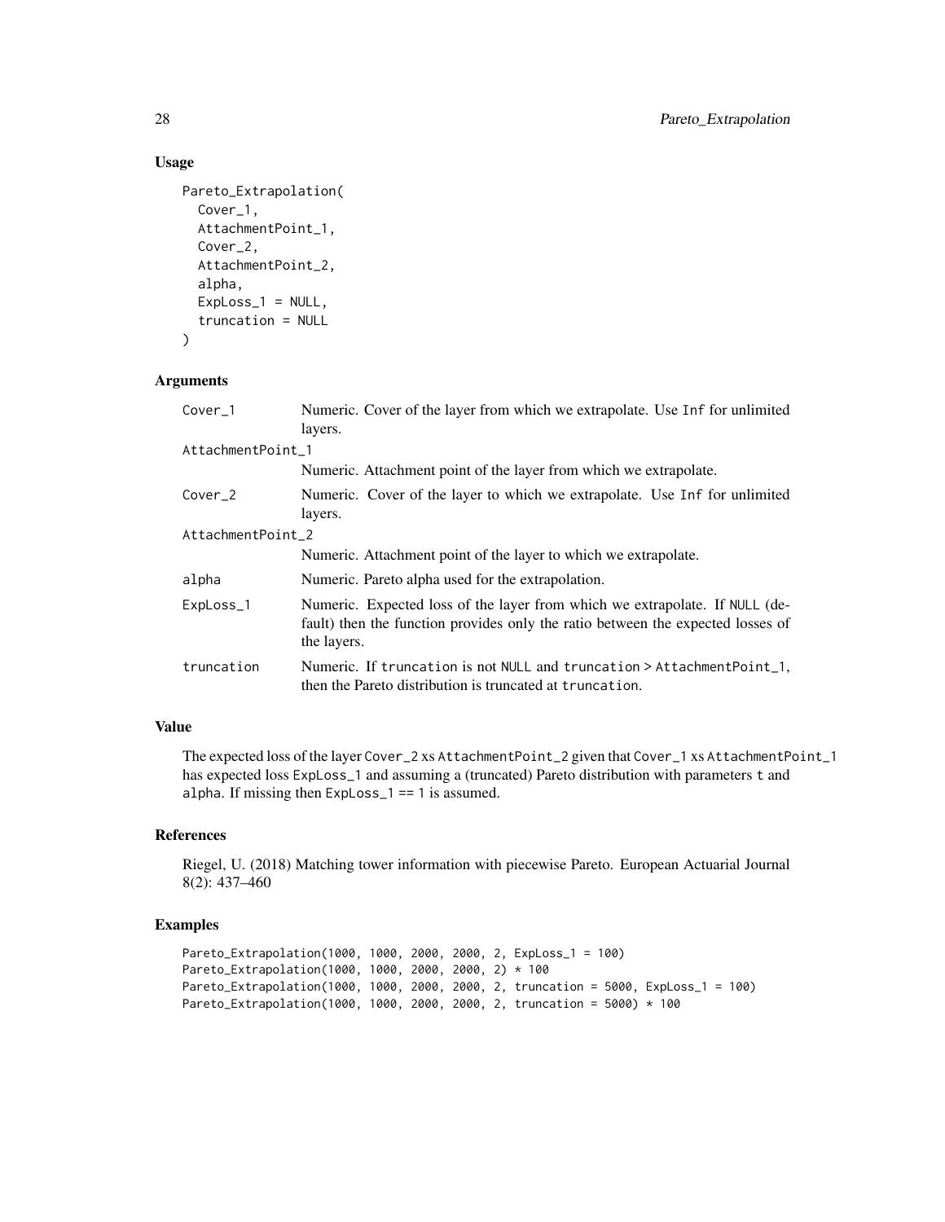### Usage

```
Pareto_Extrapolation(
  Cover_1,
  AttachmentPoint_1,
  Cover_2,
  AttachmentPoint_2,
  alpha,
  ExpLoss_1 = NULL,
  truncation = NULL
)
```

### Arguments

| | |
|---|---|
| Cover_1 | Numeric. Cover of the layer from which we extrapolate. Use Inf for unlimited layers. |
| AttachmentPoint_1 | Numeric. Attachment point of the layer from which we extrapolate. |
| Cover_2 | Numeric. Cover of the layer to which we extrapolate. Use Inf for unlimited layers. |
| AttachmentPoint_2 | Numeric. Attachment point of the layer to which we extrapolate. |
| alpha | Numeric. Pareto alpha used for the extrapolation. |
| ExpLoss_1 | Numeric. Expected loss of the layer from which we extrapolate. If NULL (default) then the function provides only the ratio between the expected losses of the layers. |
| truncation | Numeric. If truncation is not NULL and truncation > AttachmentPoint_1, then the Pareto distribution is truncated at truncation. |

### Value

The expected loss of the layer Cover_2 xs AttachmentPoint_2 given that Cover_1 xs AttachmentPoint_1 has expected loss ExpLoss_1 and assuming a (truncated) Pareto distribution with parameters t and alpha. If missing then ExpLoss_1 == 1 is assumed.

### References

Riegel, U. (2018) Matching tower information with piecewise Pareto. European Actuarial Journal 8(2): 437–460

### Examples

```
Pareto_Extrapolation(1000, 1000, 2000, 2000, 2, ExpLoss_1 = 100)
Pareto_Extrapolation(1000, 1000, 2000, 2000, 2) * 100
Pareto_Extrapolation(1000, 1000, 2000, 2000, 2, truncation = 5000, ExpLoss_1 = 100)
Pareto_Extrapolation(1000, 1000, 2000, 2000, 2, truncation = 5000) * 100
```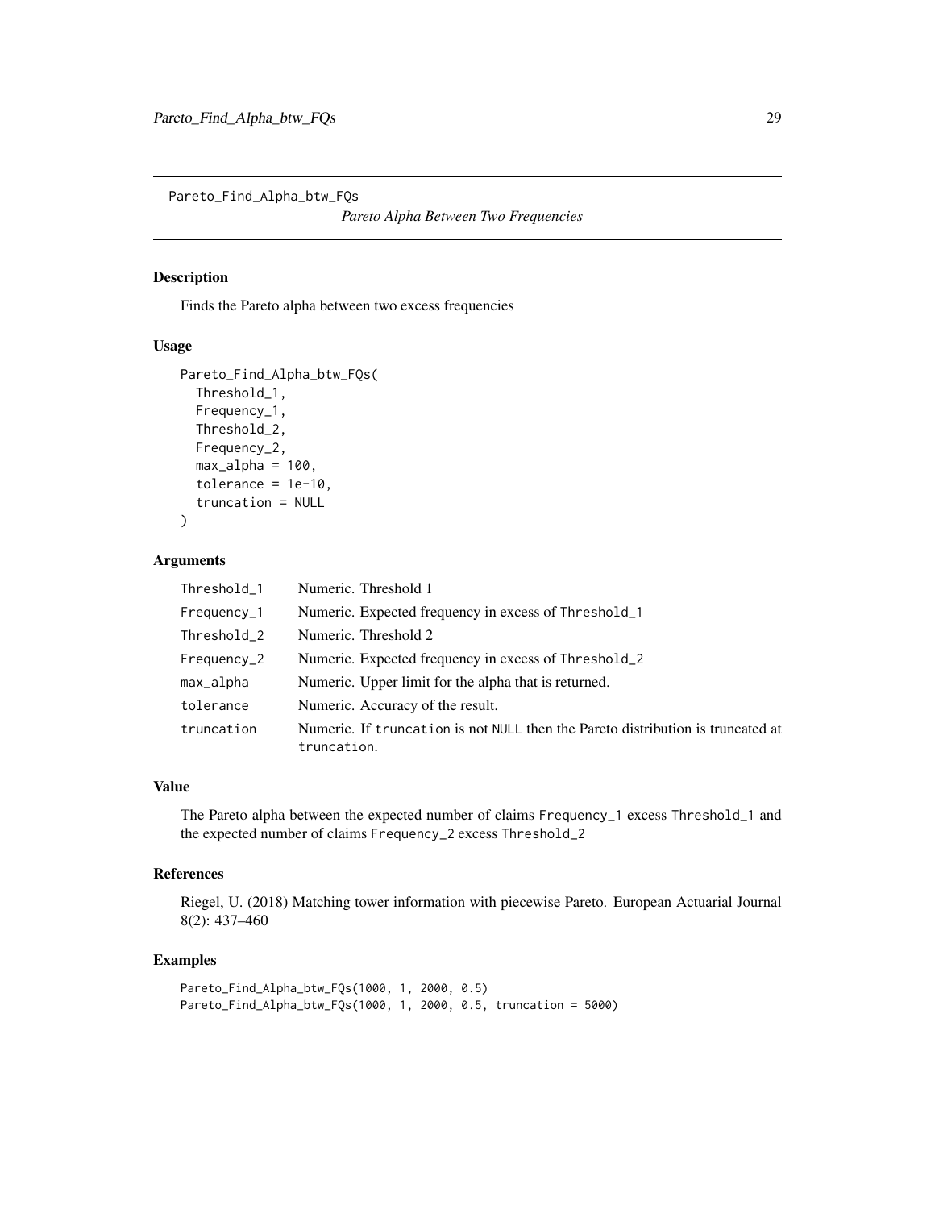Pareto_Find_Alpha_btw_FQs

*Pareto Alpha Between Two Frequencies*

## Description

Finds the Pareto alpha between two excess frequencies

## Usage

```
Pareto_Find_Alpha_btw_FQs(
  Threshold_1,
  Frequency_1,
  Threshold_2,
  Frequency_2,
  max_alpha = 100,
  tolerance = 1e-10,
  truncation = NULL
)
```

## Arguments

| | |
|---|---|
| Threshold_1 | Numeric. Threshold 1 |
| Frequency_1 | Numeric. Expected frequency in excess of Threshold_1 |
| Threshold_2 | Numeric. Threshold 2 |
| Frequency_2 | Numeric. Expected frequency in excess of Threshold_2 |
| max_alpha | Numeric. Upper limit for the alpha that is returned. |
| tolerance | Numeric. Accuracy of the result. |
| truncation | Numeric. If truncation is not NULL then the Pareto distribution is truncated at truncation. |

## Value

The Pareto alpha between the expected number of claims Frequency_1 excess Threshold_1 and the expected number of claims Frequency_2 excess Threshold_2

## References

Riegel, U. (2018) Matching tower information with piecewise Pareto. European Actuarial Journal 8(2): 437–460

## Examples

```
Pareto_Find_Alpha_btw_FQs(1000, 1, 2000, 0.5)
Pareto_Find_Alpha_btw_FQs(1000, 1, 2000, 0.5, truncation = 5000)
```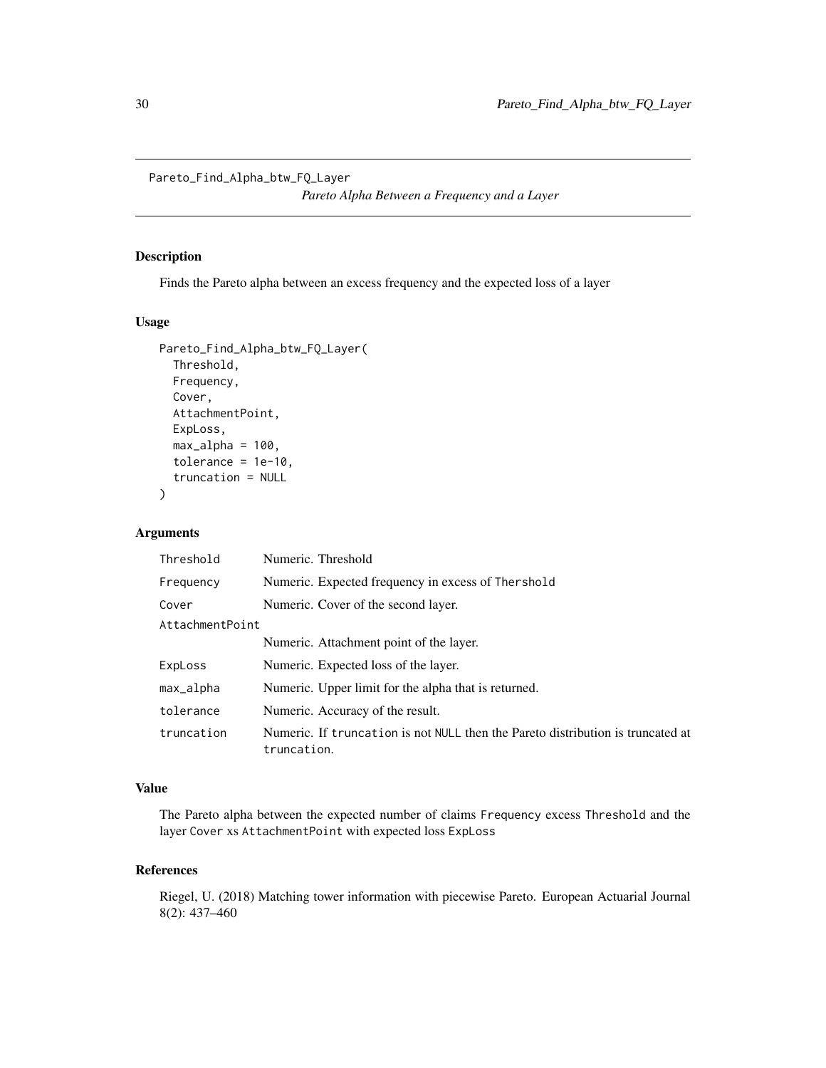Pareto_Find_Alpha_btw_FQ_Layer
*Pareto Alpha Between a Frequency and a Layer*

## Description

Finds the Pareto alpha between an excess frequency and the expected loss of a layer

## Usage

```
Pareto_Find_Alpha_btw_FQ_Layer(
  Threshold,
  Frequency,
  Cover,
  AttachmentPoint,
  ExpLoss,
  max_alpha = 100,
  tolerance = 1e-10,
  truncation = NULL
)
```

## Arguments

| | |
|---|---|
| Threshold | Numeric. Threshold |
| Frequency | Numeric. Expected frequency in excess of Thershold |
| Cover | Numeric. Cover of the second layer. |
| AttachmentPoint | Numeric. Attachment point of the layer. |
| ExpLoss | Numeric. Expected loss of the layer. |
| max_alpha | Numeric. Upper limit for the alpha that is returned. |
| tolerance | Numeric. Accuracy of the result. |
| truncation | Numeric. If truncation is not NULL then the Pareto distribution is truncated at truncation. |

## Value

The Pareto alpha between the expected number of claims Frequency excess Threshold and the layer Cover xs AttachmentPoint with expected loss ExpLoss

## References

Riegel, U. (2018) Matching tower information with piecewise Pareto. European Actuarial Journal 8(2): 437–460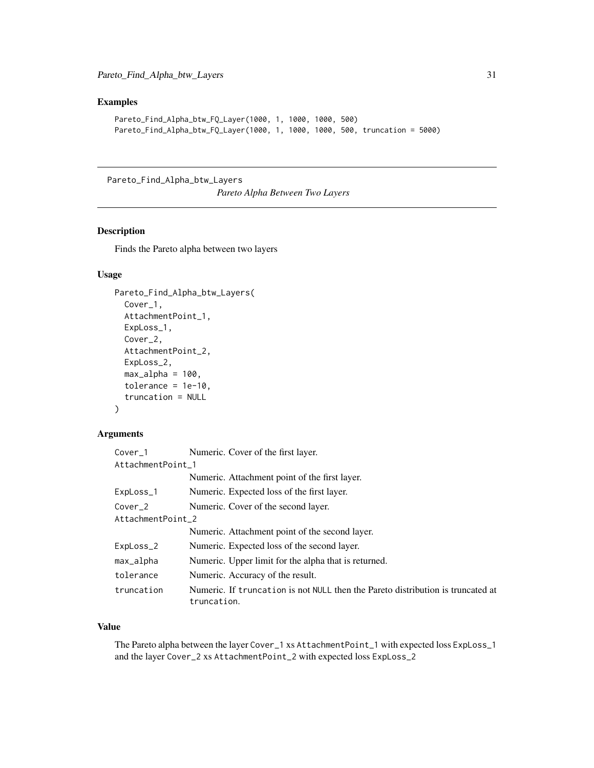## Examples

```
Pareto_Find_Alpha_btw_FQ_Layer(1000, 1, 1000, 1000, 500)
Pareto_Find_Alpha_btw_FQ_Layer(1000, 1, 1000, 1000, 500, truncation = 5000)
```

---

# Pareto_Find_Alpha_btw_Layers — *Pareto Alpha Between Two Layers*

## Description

Finds the Pareto alpha between two layers

## Usage

```
Pareto_Find_Alpha_btw_Layers(
  Cover_1,
  AttachmentPoint_1,
  ExpLoss_1,
  Cover_2,
  AttachmentPoint_2,
  ExpLoss_2,
  max_alpha = 100,
  tolerance = 1e-10,
  truncation = NULL
)
```

## Arguments

| Argument | Description |
|---|---|
| `Cover_1` | Numeric. Cover of the first layer. |
| `AttachmentPoint_1` | Numeric. Attachment point of the first layer. |
| `ExpLoss_1` | Numeric. Expected loss of the first layer. |
| `Cover_2` | Numeric. Cover of the second layer. |
| `AttachmentPoint_2` | Numeric. Attachment point of the second layer. |
| `ExpLoss_2` | Numeric. Expected loss of the second layer. |
| `max_alpha` | Numeric. Upper limit for the alpha that is returned. |
| `tolerance` | Numeric. Accuracy of the result. |
| `truncation` | Numeric. If `truncation` is not `NULL` then the Pareto distribution is truncated at `truncation`. |

## Value

The Pareto alpha between the layer `Cover_1` xs `AttachmentPoint_1` with expected loss `ExpLoss_1` and the layer `Cover_2` xs `AttachmentPoint_2` with expected loss `ExpLoss_2`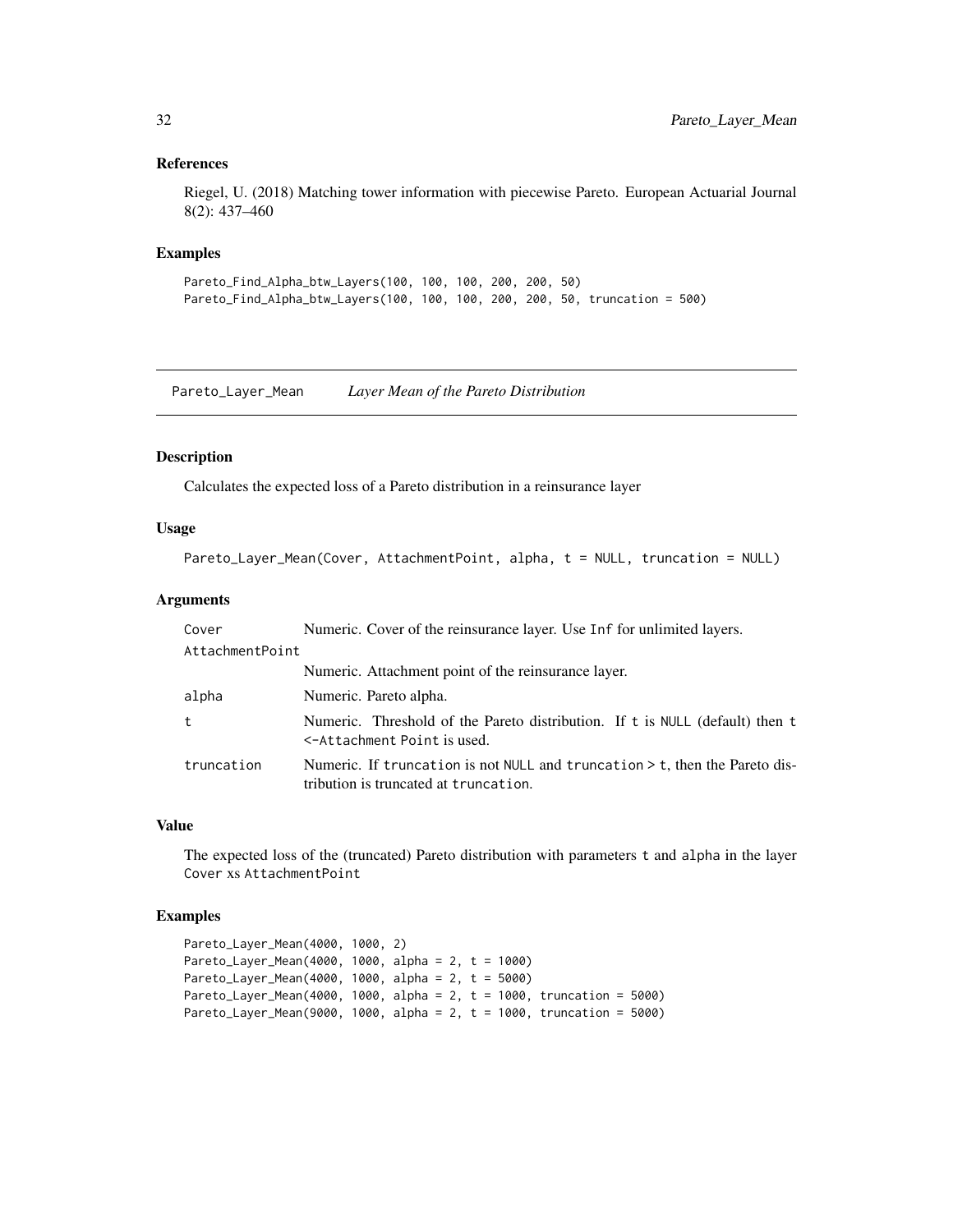### References

Riegel, U. (2018) Matching tower information with piecewise Pareto. European Actuarial Journal 8(2): 437–460

### Examples

```
Pareto_Find_Alpha_btw_Layers(100, 100, 100, 200, 200, 50)
Pareto_Find_Alpha_btw_Layers(100, 100, 100, 200, 200, 50, truncation = 500)
```

---

## Pareto_Layer_Mean *Layer Mean of the Pareto Distribution*

### Description

Calculates the expected loss of a Pareto distribution in a reinsurance layer

### Usage

```
Pareto_Layer_Mean(Cover, AttachmentPoint, alpha, t = NULL, truncation = NULL)
```

### Arguments

| | |
|---|---|
| Cover | Numeric. Cover of the reinsurance layer. Use `Inf` for unlimited layers. |
| AttachmentPoint | Numeric. Attachment point of the reinsurance layer. |
| alpha | Numeric. Pareto alpha. |
| t | Numeric. Threshold of the Pareto distribution. If `t` is `NULL` (default) then `t <-Attachment Point` is used. |
| truncation | Numeric. If `truncation` is not `NULL` and `truncation > t`, then the Pareto distribution is truncated at `truncation`. |

### Value

The expected loss of the (truncated) Pareto distribution with parameters `t` and `alpha` in the layer `Cover` xs `AttachmentPoint`

### Examples

```
Pareto_Layer_Mean(4000, 1000, 2)
Pareto_Layer_Mean(4000, 1000, alpha = 2, t = 1000)
Pareto_Layer_Mean(4000, 1000, alpha = 2, t = 5000)
Pareto_Layer_Mean(4000, 1000, alpha = 2, t = 1000, truncation = 5000)
Pareto_Layer_Mean(9000, 1000, alpha = 2, t = 1000, truncation = 5000)
```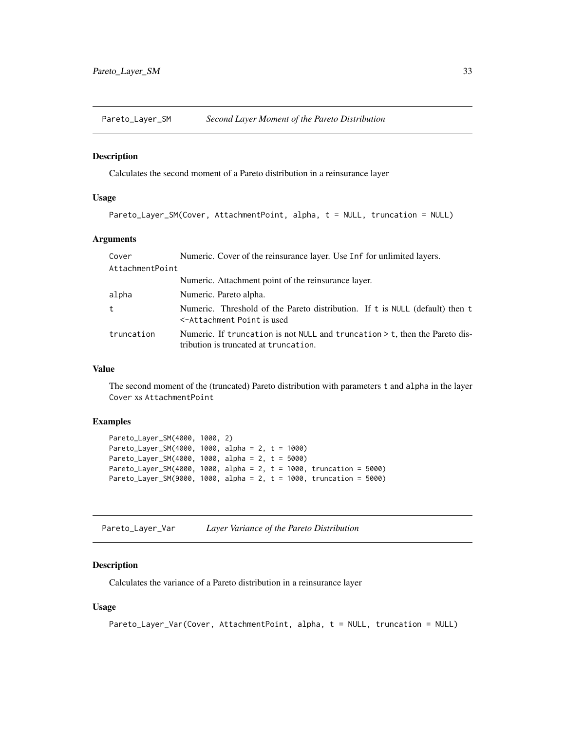## Pareto_Layer_SM — *Second Layer Moment of the Pareto Distribution*

### Description

Calculates the second moment of a Pareto distribution in a reinsurance layer

### Usage

```
Pareto_Layer_SM(Cover, AttachmentPoint, alpha, t = NULL, truncation = NULL)
```

### Arguments

| | |
|---|---|
| `Cover` | Numeric. Cover of the reinsurance layer. Use `Inf` for unlimited layers. |
| `AttachmentPoint` | Numeric. Attachment point of the reinsurance layer. |
| `alpha` | Numeric. Pareto alpha. |
| `t` | Numeric. Threshold of the Pareto distribution. If `t` is `NULL` (default) then `t <-Attachment Point` is used |
| `truncation` | Numeric. If `truncation` is not `NULL` and `truncation > t`, then the Pareto distribution is truncated at `truncation`. |

### Value

The second moment of the (truncated) Pareto distribution with parameters `t` and `alpha` in the layer `Cover` xs `AttachmentPoint`

### Examples

```
Pareto_Layer_SM(4000, 1000, 2)
Pareto_Layer_SM(4000, 1000, alpha = 2, t = 1000)
Pareto_Layer_SM(4000, 1000, alpha = 2, t = 5000)
Pareto_Layer_SM(4000, 1000, alpha = 2, t = 1000, truncation = 5000)
Pareto_Layer_SM(9000, 1000, alpha = 2, t = 1000, truncation = 5000)
```

## Pareto_Layer_Var — *Layer Variance of the Pareto Distribution*

### Description

Calculates the variance of a Pareto distribution in a reinsurance layer

### Usage

```
Pareto_Layer_Var(Cover, AttachmentPoint, alpha, t = NULL, truncation = NULL)
```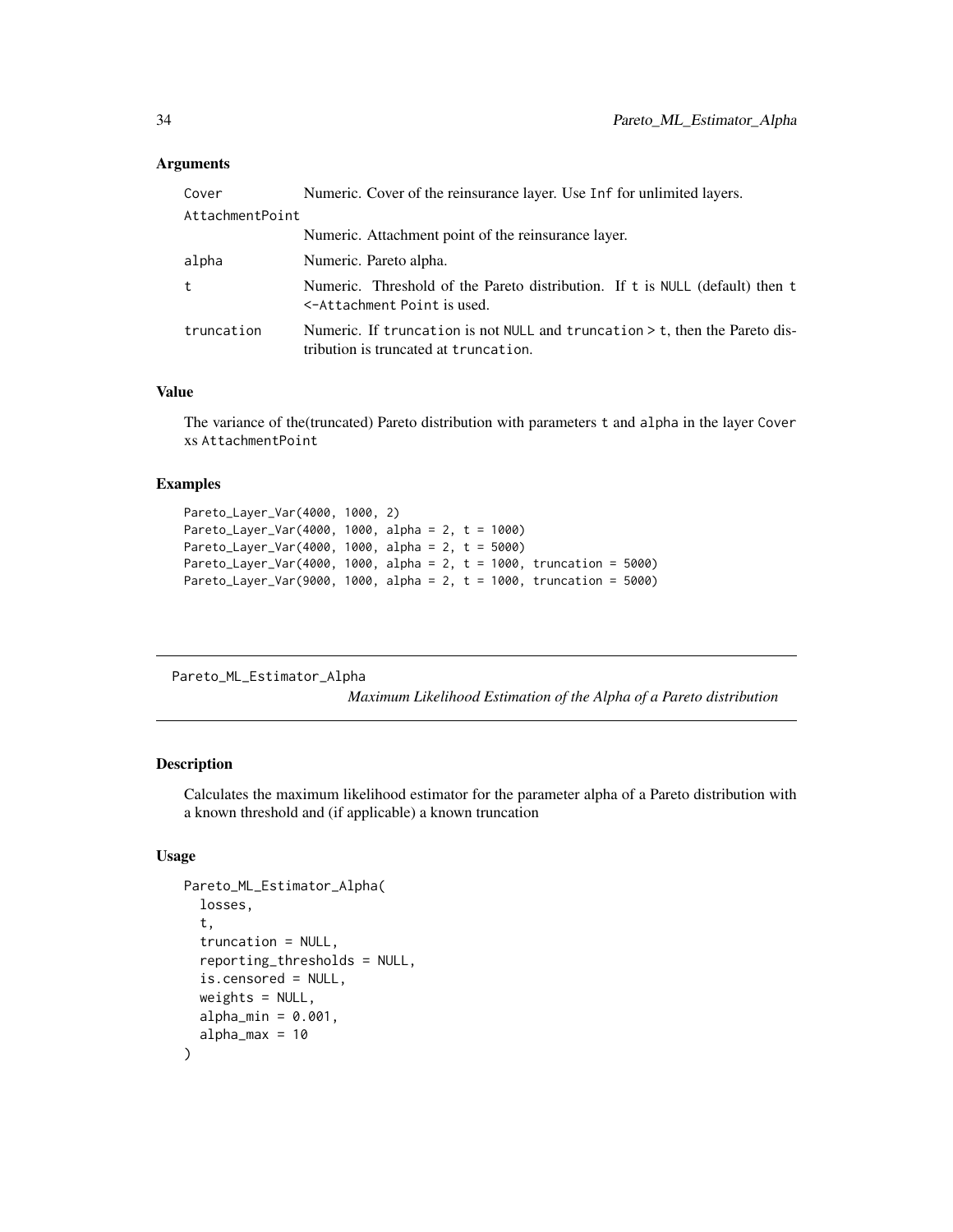### Arguments

| | |
|---|---|
| `Cover` | Numeric. Cover of the reinsurance layer. Use `Inf` for unlimited layers. |
| `AttachmentPoint` | Numeric. Attachment point of the reinsurance layer. |
| `alpha` | Numeric. Pareto alpha. |
| `t` | Numeric. Threshold of the Pareto distribution. If `t` is `NULL` (default) then `t <-Attachment Point` is used. |
| `truncation` | Numeric. If `truncation` is not `NULL` and `truncation > t`, then the Pareto distribution is truncated at `truncation`. |

### Value

The variance of the(truncated) Pareto distribution with parameters `t` and `alpha` in the layer `Cover xs AttachmentPoint`

### Examples

```
Pareto_Layer_Var(4000, 1000, 2)
Pareto_Layer_Var(4000, 1000, alpha = 2, t = 1000)
Pareto_Layer_Var(4000, 1000, alpha = 2, t = 5000)
Pareto_Layer_Var(4000, 1000, alpha = 2, t = 1000, truncation = 5000)
Pareto_Layer_Var(9000, 1000, alpha = 2, t = 1000, truncation = 5000)
```

---

## Pareto_ML_Estimator_Alpha

*Maximum Likelihood Estimation of the Alpha of a Pareto distribution*

### Description

Calculates the maximum likelihood estimator for the parameter alpha of a Pareto distribution with a known threshold and (if applicable) a known truncation

### Usage

```
Pareto_ML_Estimator_Alpha(
  losses,
  t,
  truncation = NULL,
  reporting_thresholds = NULL,
  is.censored = NULL,
  weights = NULL,
  alpha_min = 0.001,
  alpha_max = 10
)
```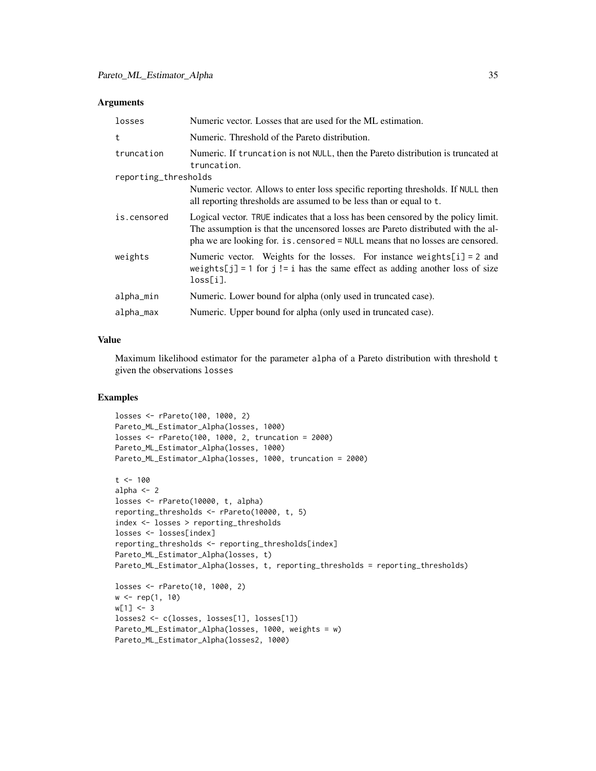### Arguments

| | |
|---|---|
| `losses` | Numeric vector. Losses that are used for the ML estimation. |
| `t` | Numeric. Threshold of the Pareto distribution. |
| `truncation` | Numeric. If `truncation` is not `NULL`, then the Pareto distribution is truncated at `truncation`. |
| `reporting_thresholds` | Numeric vector. Allows to enter loss specific reporting thresholds. If `NULL` then all reporting thresholds are assumed to be less than or equal to `t`. |
| `is.censored` | Logical vector. `TRUE` indicates that a loss has been censored by the policy limit. The assumption is that the uncensored losses are Pareto distributed with the alpha we are looking for. `is.censored = NULL` means that no losses are censored. |
| `weights` | Numeric vector. Weights for the losses. For instance `weights[i] = 2` and `weights[j] = 1` for `j != i` has the same effect as adding another loss of size `loss[i]`. |
| `alpha_min` | Numeric. Lower bound for alpha (only used in truncated case). |
| `alpha_max` | Numeric. Upper bound for alpha (only used in truncated case). |

### Value

Maximum likelihood estimator for the parameter `alpha` of a Pareto distribution with threshold `t` given the observations `losses`

### Examples

```
losses <- rPareto(100, 1000, 2)
Pareto_ML_Estimator_Alpha(losses, 1000)
losses <- rPareto(100, 1000, 2, truncation = 2000)
Pareto_ML_Estimator_Alpha(losses, 1000)
Pareto_ML_Estimator_Alpha(losses, 1000, truncation = 2000)

t <- 100
alpha <- 2
losses <- rPareto(10000, t, alpha)
reporting_thresholds <- rPareto(10000, t, 5)
index <- losses > reporting_thresholds
losses <- losses[index]
reporting_thresholds <- reporting_thresholds[index]
Pareto_ML_Estimator_Alpha(losses, t)
Pareto_ML_Estimator_Alpha(losses, t, reporting_thresholds = reporting_thresholds)

losses <- rPareto(10, 1000, 2)
w <- rep(1, 10)
w[1] <- 3
losses2 <- c(losses, losses[1], losses[1])
Pareto_ML_Estimator_Alpha(losses, 1000, weights = w)
Pareto_ML_Estimator_Alpha(losses2, 1000)
```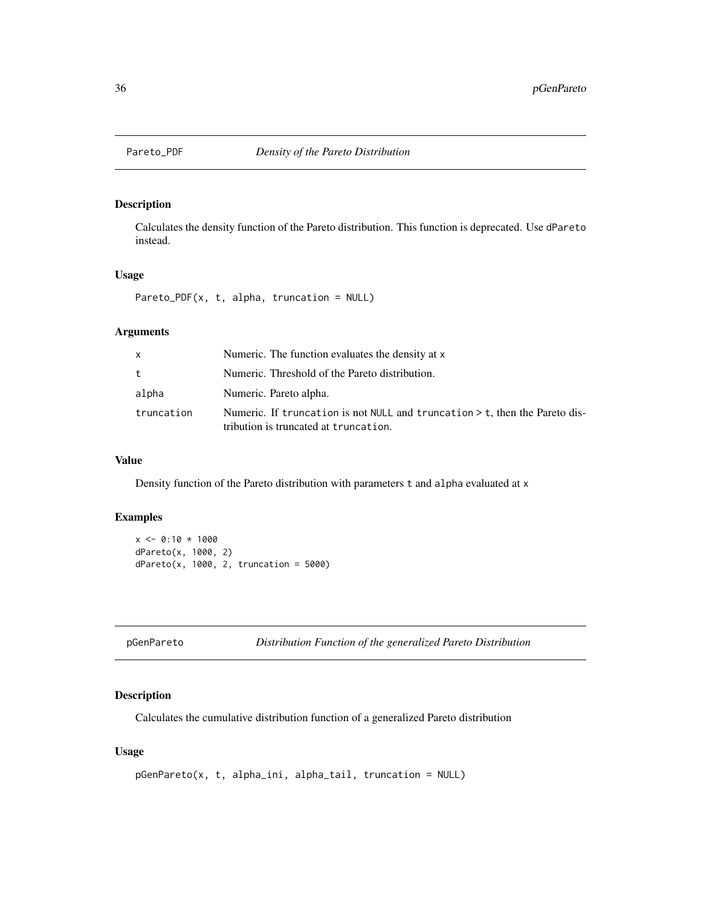## Pareto_PDF — *Density of the Pareto Distribution*

### Description

Calculates the density function of the Pareto distribution. This function is deprecated. Use `dPareto` instead.

### Usage

```
Pareto_PDF(x, t, alpha, truncation = NULL)
```

### Arguments

| | |
|---|---|
| `x` | Numeric. The function evaluates the density at `x` |
| `t` | Numeric. Threshold of the Pareto distribution. |
| `alpha` | Numeric. Pareto alpha. |
| `truncation` | Numeric. If `truncation` is not `NULL` and `truncation > t`, then the Pareto distribution is truncated at `truncation`. |

### Value

Density function of the Pareto distribution with parameters `t` and `alpha` evaluated at `x`

### Examples

```
x <- 0:10 * 1000
dPareto(x, 1000, 2)
dPareto(x, 1000, 2, truncation = 5000)
```

## pGenPareto — *Distribution Function of the generalized Pareto Distribution*

### Description

Calculates the cumulative distribution function of a generalized Pareto distribution

### Usage

```
pGenPareto(x, t, alpha_ini, alpha_tail, truncation = NULL)
```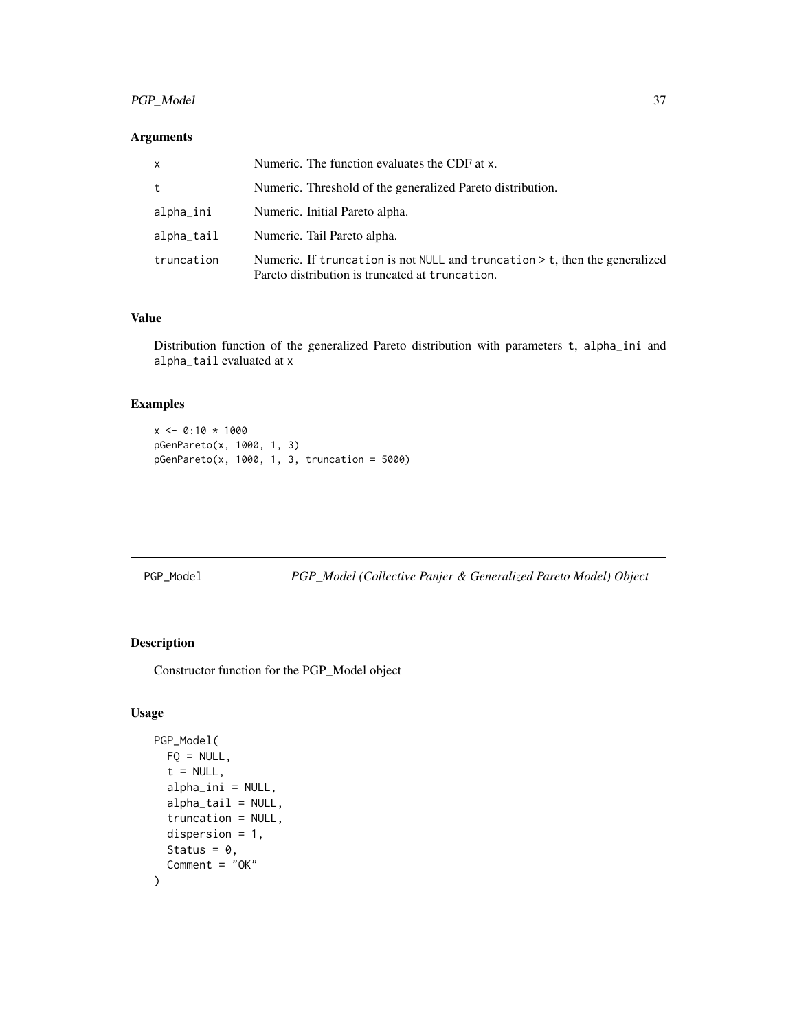### Arguments

| | |
|---|---|
| x | Numeric. The function evaluates the CDF at x. |
| t | Numeric. Threshold of the generalized Pareto distribution. |
| alpha_ini | Numeric. Initial Pareto alpha. |
| alpha_tail | Numeric. Tail Pareto alpha. |
| truncation | Numeric. If truncation is not NULL and truncation > t, then the generalized Pareto distribution is truncated at truncation. |

### Value

Distribution function of the generalized Pareto distribution with parameters t, alpha_ini and alpha_tail evaluated at x

### Examples

```
x <- 0:10 * 1000
pGenPareto(x, 1000, 1, 3)
pGenPareto(x, 1000, 1, 3, truncation = 5000)
```

## PGP_Model *PGP_Model (Collective Panjer & Generalized Pareto Model) Object*

### Description

Constructor function for the PGP_Model object

### Usage

```
PGP_Model(
  FQ = NULL,
  t = NULL,
  alpha_ini = NULL,
  alpha_tail = NULL,
  truncation = NULL,
  dispersion = 1,
  Status = 0,
  Comment = "OK"
)
```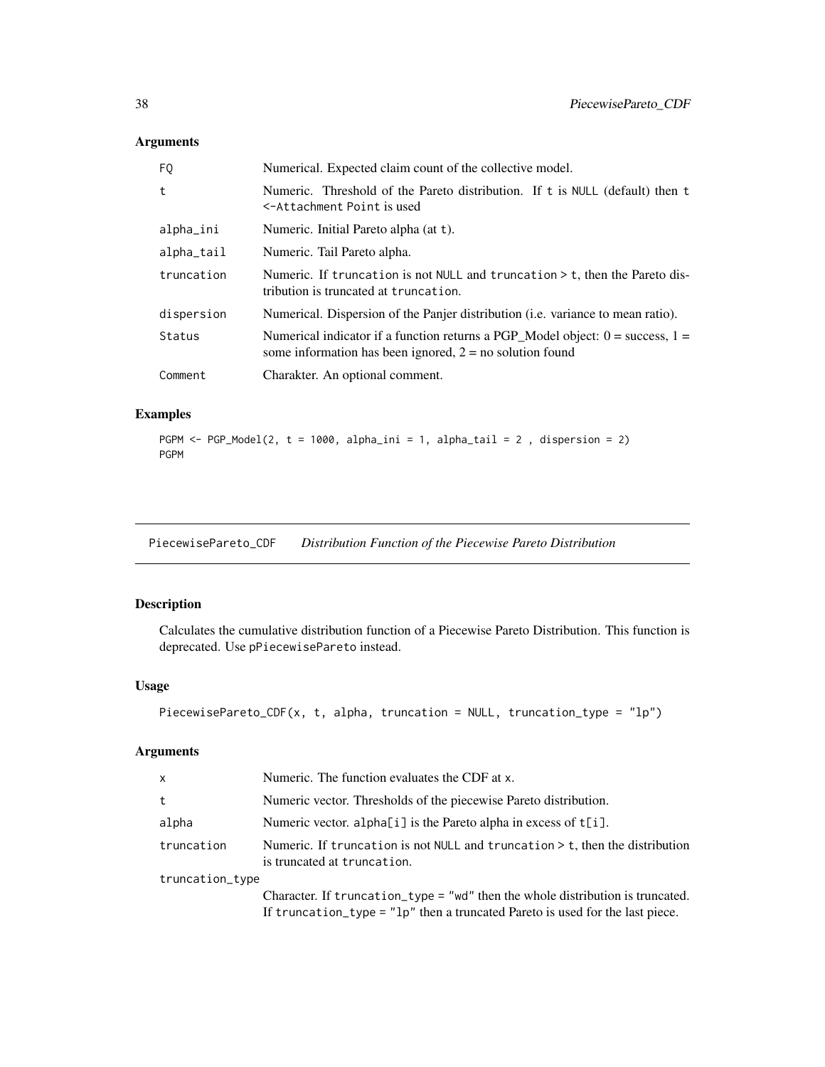## Arguments

| | |
|---|---|
| FQ | Numerical. Expected claim count of the collective model. |
| t | Numeric. Threshold of the Pareto distribution. If t is NULL (default) then t <-Attachment Point is used |
| alpha_ini | Numeric. Initial Pareto alpha (at t). |
| alpha_tail | Numeric. Tail Pareto alpha. |
| truncation | Numeric. If truncation is not NULL and truncation > t, then the Pareto distribution is truncated at truncation. |
| dispersion | Numerical. Dispersion of the Panjer distribution (i.e. variance to mean ratio). |
| Status | Numerical indicator if a function returns a PGP_Model object: 0 = success, 1 = some information has been ignored, 2 = no solution found |
| Comment | Charakter. An optional comment. |

## Examples

```
PGPM <- PGP_Model(2, t = 1000, alpha_ini = 1, alpha_tail = 2 , dispersion = 2)
PGPM
```

---

# PiecewisePareto_CDF *Distribution Function of the Piecewise Pareto Distribution*

## Description

Calculates the cumulative distribution function of a Piecewise Pareto Distribution. This function is deprecated. Use pPiecewisePareto instead.

## Usage

```
PiecewisePareto_CDF(x, t, alpha, truncation = NULL, truncation_type = "lp")
```

## Arguments

| | |
|---|---|
| x | Numeric. The function evaluates the CDF at x. |
| t | Numeric vector. Thresholds of the piecewise Pareto distribution. |
| alpha | Numeric vector. alpha[i] is the Pareto alpha in excess of t[i]. |
| truncation | Numeric. If truncation is not NULL and truncation > t, then the distribution is truncated at truncation. |
| truncation_type | Character. If truncation_type = "wd" then the whole distribution is truncated. If truncation_type = "lp" then a truncated Pareto is used for the last piece. |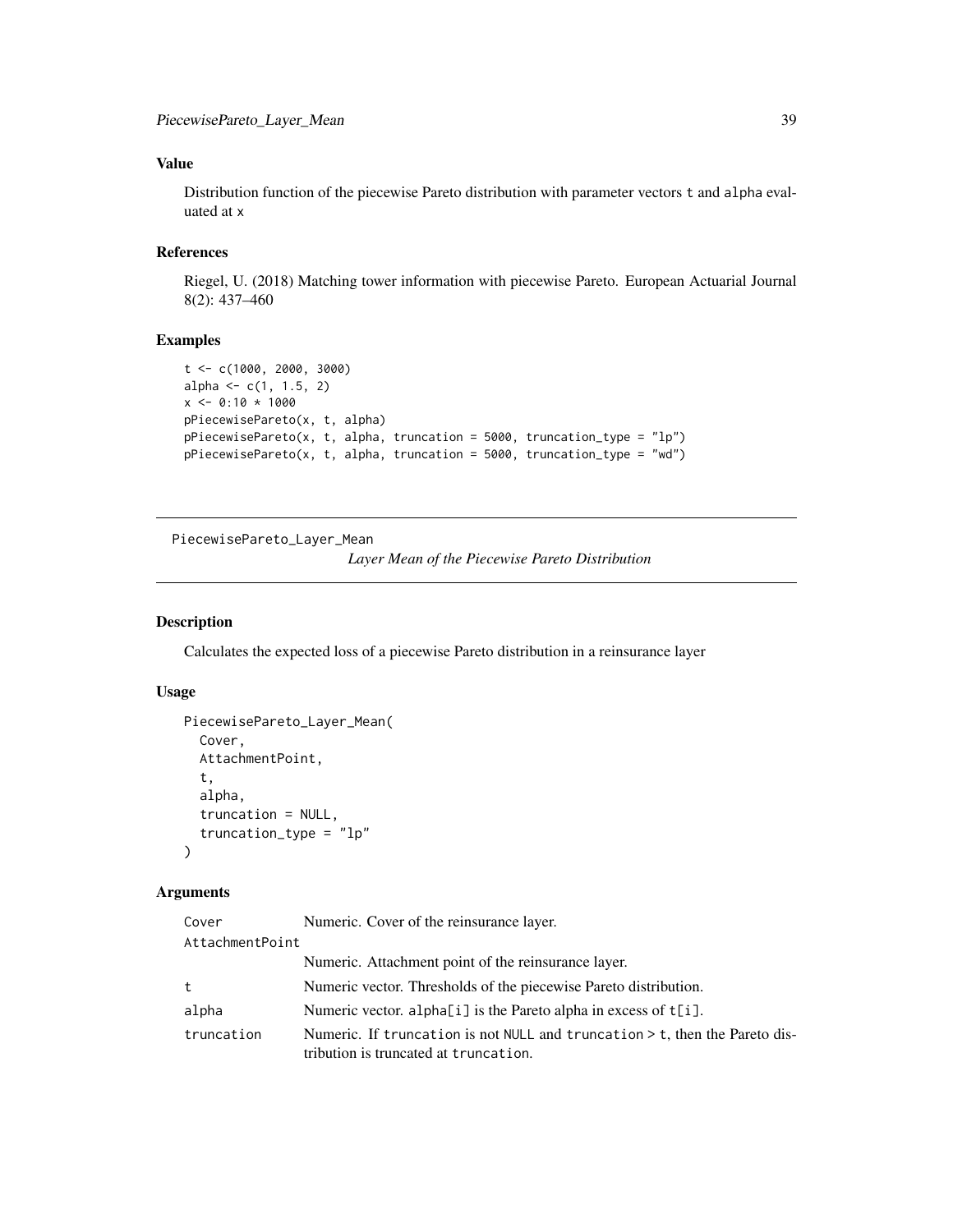### Value

Distribution function of the piecewise Pareto distribution with parameter vectors t and alpha evaluated at x

### References

Riegel, U. (2018) Matching tower information with piecewise Pareto. European Actuarial Journal 8(2): 437–460

### Examples

```
t <- c(1000, 2000, 3000)
alpha <- c(1, 1.5, 2)
x <- 0:10 * 1000
pPiecewisePareto(x, t, alpha)
pPiecewisePareto(x, t, alpha, truncation = 5000, truncation_type = "lp")
pPiecewisePareto(x, t, alpha, truncation = 5000, truncation_type = "wd")
```

---

## PiecewisePareto_Layer_Mean    *Layer Mean of the Piecewise Pareto Distribution*

### Description

Calculates the expected loss of a piecewise Pareto distribution in a reinsurance layer

### Usage

```
PiecewisePareto_Layer_Mean(
  Cover,
  AttachmentPoint,
  t,
  alpha,
  truncation = NULL,
  truncation_type = "lp"
)
```

### Arguments

| | |
|---|---|
| Cover | Numeric. Cover of the reinsurance layer. |
| AttachmentPoint | Numeric. Attachment point of the reinsurance layer. |
| t | Numeric vector. Thresholds of the piecewise Pareto distribution. |
| alpha | Numeric vector. alpha[i] is the Pareto alpha in excess of t[i]. |
| truncation | Numeric. If truncation is not NULL and truncation > t, then the Pareto distribution is truncated at truncation. |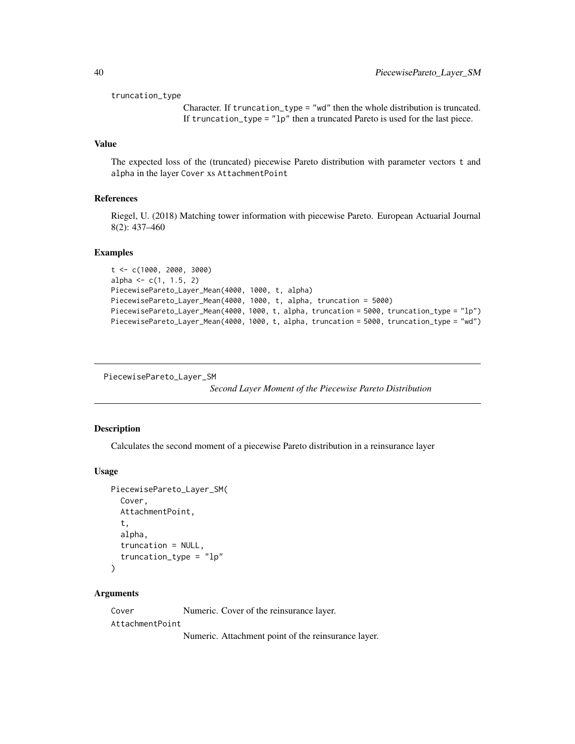truncation_type
: Character. If `truncation_type = "wd"` then the whole distribution is truncated. If `truncation_type = "lp"` then a truncated Pareto is used for the last piece.

### Value

The expected loss of the (truncated) piecewise Pareto distribution with parameter vectors `t` and `alpha` in the layer `Cover` xs `AttachmentPoint`

### References

Riegel, U. (2018) Matching tower information with piecewise Pareto. European Actuarial Journal 8(2): 437–460

### Examples

```
t <- c(1000, 2000, 3000)
alpha <- c(1, 1.5, 2)
PiecewisePareto_Layer_Mean(4000, 1000, t, alpha)
PiecewisePareto_Layer_Mean(4000, 1000, t, alpha, truncation = 5000)
PiecewisePareto_Layer_Mean(4000, 1000, t, alpha, truncation = 5000, truncation_type = "lp")
PiecewisePareto_Layer_Mean(4000, 1000, t, alpha, truncation = 5000, truncation_type = "wd")
```

---

## PiecewisePareto_Layer_SM

*Second Layer Moment of the Piecewise Pareto Distribution*

---

### Description

Calculates the second moment of a piecewise Pareto distribution in a reinsurance layer

### Usage

```
PiecewisePareto_Layer_SM(
  Cover,
  AttachmentPoint,
  t,
  alpha,
  truncation = NULL,
  truncation_type = "lp"
)
```

### Arguments

Cover
: Numeric. Cover of the reinsurance layer.

AttachmentPoint
: Numeric. Attachment point of the reinsurance layer.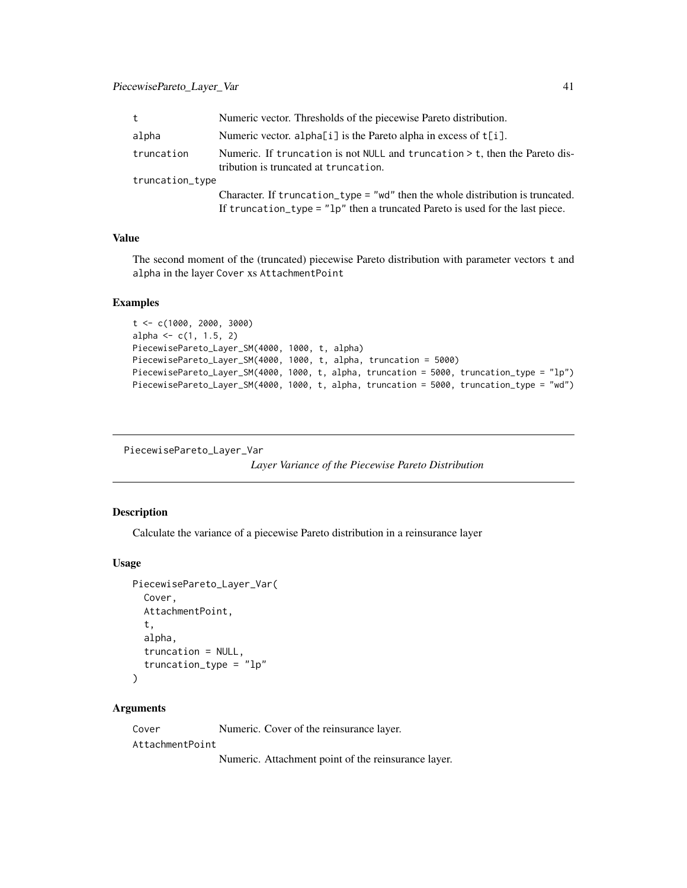| | |
|---|---|
| t | Numeric vector. Thresholds of the piecewise Pareto distribution. |
| alpha | Numeric vector. alpha[i] is the Pareto alpha in excess of t[i]. |
| truncation | Numeric. If truncation is not NULL and truncation > t, then the Pareto distribution is truncated at truncation. |
| truncation_type | Character. If truncation_type = "wd" then the whole distribution is truncated. If truncation_type = "lp" then a truncated Pareto is used for the last piece. |

### Value

The second moment of the (truncated) piecewise Pareto distribution with parameter vectors t and alpha in the layer Cover xs AttachmentPoint

### Examples

```
t <- c(1000, 2000, 3000)
alpha <- c(1, 1.5, 2)
PiecewisePareto_Layer_SM(4000, 1000, t, alpha)
PiecewisePareto_Layer_SM(4000, 1000, t, alpha, truncation = 5000)
PiecewisePareto_Layer_SM(4000, 1000, t, alpha, truncation = 5000, truncation_type = "lp")
PiecewisePareto_Layer_SM(4000, 1000, t, alpha, truncation = 5000, truncation_type = "wd")
```

---

## PiecewisePareto_Layer_Var — *Layer Variance of the Piecewise Pareto Distribution*

---

### Description

Calculate the variance of a piecewise Pareto distribution in a reinsurance layer

### Usage

```
PiecewisePareto_Layer_Var(
  Cover,
  AttachmentPoint,
  t,
  alpha,
  truncation = NULL,
  truncation_type = "lp"
)
```

### Arguments

| | |
|---|---|
| Cover | Numeric. Cover of the reinsurance layer. |
| AttachmentPoint | Numeric. Attachment point of the reinsurance layer. |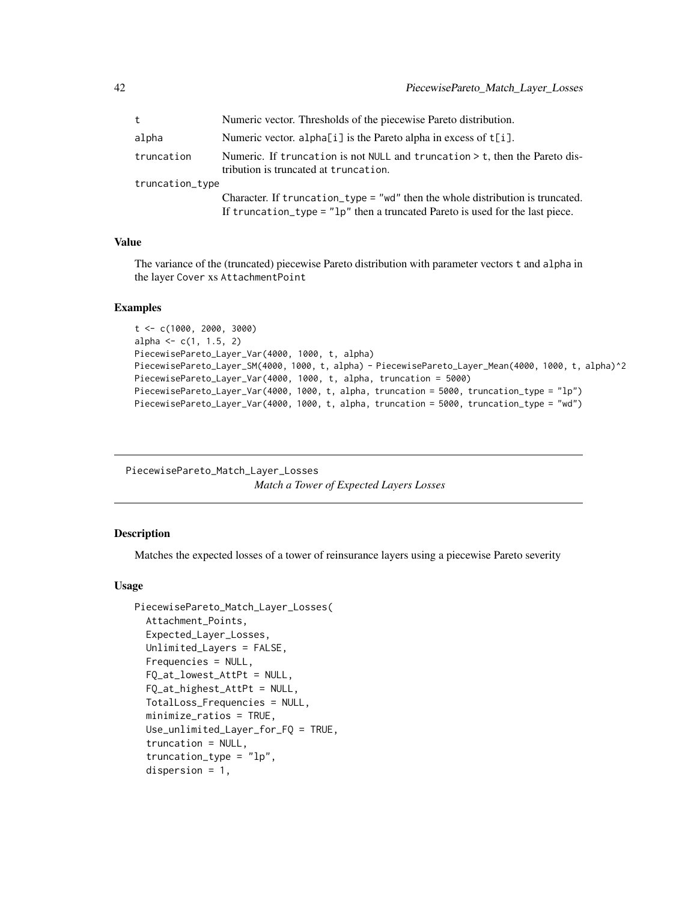| | |
|---|---|
| t | Numeric vector. Thresholds of the piecewise Pareto distribution. |
| alpha | Numeric vector. alpha[i] is the Pareto alpha in excess of t[i]. |
| truncation | Numeric. If truncation is not NULL and truncation > t, then the Pareto distribution is truncated at truncation. |
| truncation_type | Character. If truncation_type = "wd" then the whole distribution is truncated. If truncation_type = "lp" then a truncated Pareto is used for the last piece. |

### Value

The variance of the (truncated) piecewise Pareto distribution with parameter vectors t and alpha in the layer Cover xs AttachmentPoint

### Examples

```
t <- c(1000, 2000, 3000)
alpha <- c(1, 1.5, 2)
PiecewisePareto_Layer_Var(4000, 1000, t, alpha)
PiecewisePareto_Layer_SM(4000, 1000, t, alpha) - PiecewisePareto_Layer_Mean(4000, 1000, t, alpha)^2
PiecewisePareto_Layer_Var(4000, 1000, t, alpha, truncation = 5000)
PiecewisePareto_Layer_Var(4000, 1000, t, alpha, truncation = 5000, truncation_type = "lp")
PiecewisePareto_Layer_Var(4000, 1000, t, alpha, truncation = 5000, truncation_type = "wd")
```

---

## PiecewisePareto_Match_Layer_Losses

*Match a Tower of Expected Layers Losses*

### Description

Matches the expected losses of a tower of reinsurance layers using a piecewise Pareto severity

### Usage

```
PiecewisePareto_Match_Layer_Losses(
  Attachment_Points,
  Expected_Layer_Losses,
  Unlimited_Layers = FALSE,
  Frequencies = NULL,
  FQ_at_lowest_AttPt = NULL,
  FQ_at_highest_AttPt = NULL,
  TotalLoss_Frequencies = NULL,
  minimize_ratios = TRUE,
  Use_unlimited_Layer_for_FQ = TRUE,
  truncation = NULL,
  truncation_type = "lp",
  dispersion = 1,
```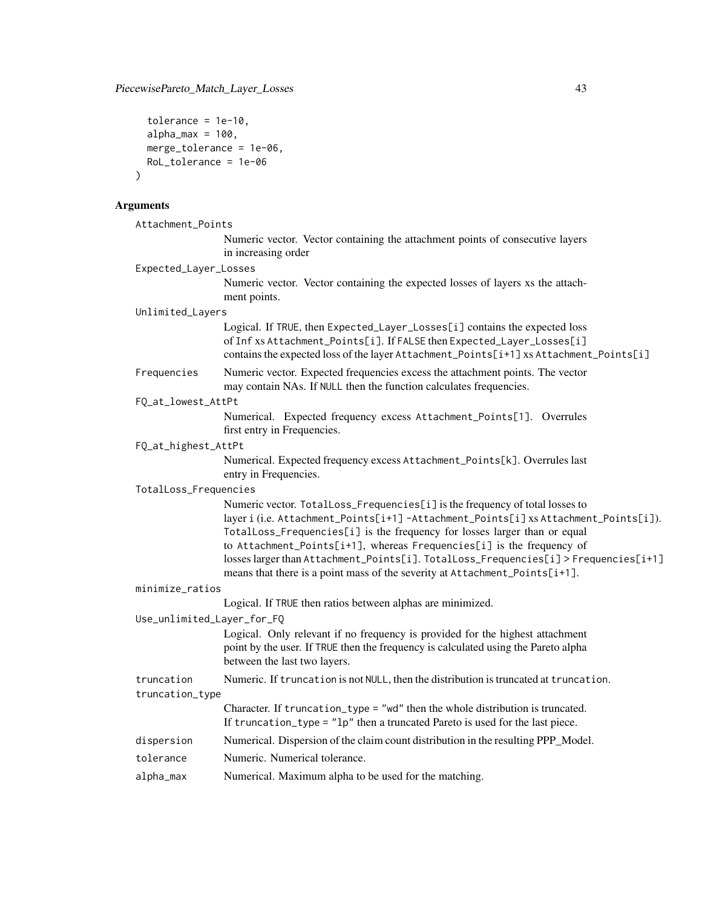```
  tolerance = 1e-10,
  alpha_max = 100,
  merge_tolerance = 1e-06,
  RoL_tolerance = 1e-06
)
```

## Arguments

**Attachment_Points**
: Numeric vector. Vector containing the attachment points of consecutive layers in increasing order

**Expected_Layer_Losses**
: Numeric vector. Vector containing the expected losses of layers xs the attachment points.

**Unlimited_Layers**
: Logical. If TRUE, then Expected_Layer_Losses[i] contains the expected loss of Inf xs Attachment_Points[i]. If FALSE then Expected_Layer_Losses[i] contains the expected loss of the layer Attachment_Points[i+1] xs Attachment_Points[i]

**Frequencies**
: Numeric vector. Expected frequencies excess the attachment points. The vector may contain NAs. If NULL then the function calculates frequencies.

**FQ_at_lowest_AttPt**
: Numerical. Expected frequency excess Attachment_Points[1]. Overrules first entry in Frequencies.

**FQ_at_highest_AttPt**
: Numerical. Expected frequency excess Attachment_Points[k]. Overrules last entry in Frequencies.

**TotalLoss_Frequencies**
: Numeric vector. TotalLoss_Frequencies[i] is the frequency of total losses to layer i (i.e. Attachment_Points[i+1] -Attachment_Points[i] xs Attachment_Points[i]). TotalLoss_Frequencies[i] is the frequency for losses larger than or equal to Attachment_Points[i+1], whereas Frequencies[i] is the frequency of losses larger than Attachment_Points[i]. TotalLoss_Frequencies[i] > Frequencies[i+1] means that there is a point mass of the severity at Attachment_Points[i+1].

**minimize_ratios**
: Logical. If TRUE then ratios between alphas are minimized.

**Use_unlimited_Layer_for_FQ**
: Logical. Only relevant if no frequency is provided for the highest attachment point by the user. If TRUE then the frequency is calculated using the Pareto alpha between the last two layers.

**truncation**
: Numeric. If truncation is not NULL, then the distribution is truncated at truncation.

**truncation_type**
: Character. If truncation_type = "wd" then the whole distribution is truncated. If truncation_type = "lp" then a truncated Pareto is used for the last piece.

**dispersion**
: Numerical. Dispersion of the claim count distribution in the resulting PPP_Model.

**tolerance**
: Numeric. Numerical tolerance.

**alpha_max**
: Numerical. Maximum alpha to be used for the matching.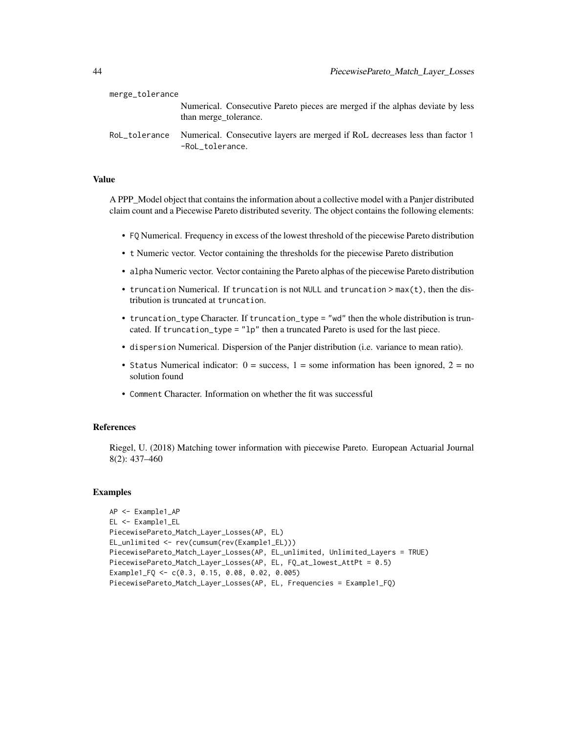`merge_tolerance`
: Numerical. Consecutive Pareto pieces are merged if the alphas deviate by less than merge_tolerance.

`RoL_tolerance`
: Numerical. Consecutive layers are merged if RoL decreases less than factor `1 -RoL_tolerance`.

### Value

A PPP_Model object that contains the information about a collective model with a Panjer distributed claim count and a Piecewise Pareto distributed severity. The object contains the following elements:

- `FQ` Numerical. Frequency in excess of the lowest threshold of the piecewise Pareto distribution
- `t` Numeric vector. Vector containing the thresholds for the piecewise Pareto distribution
- `alpha` Numeric vector. Vector containing the Pareto alphas of the piecewise Pareto distribution
- `truncation` Numerical. If `truncation` is not `NULL` and `truncation > max(t)`, then the distribution is truncated at `truncation`.
- `truncation_type` Character. If `truncation_type = "wd"` then the whole distribution is truncated. If `truncation_type = "lp"` then a truncated Pareto is used for the last piece.
- `dispersion` Numerical. Dispersion of the Panjer distribution (i.e. variance to mean ratio).
- `Status` Numerical indicator: 0 = success, 1 = some information has been ignored, 2 = no solution found
- `Comment` Character. Information on whether the fit was successful

### References

Riegel, U. (2018) Matching tower information with piecewise Pareto. European Actuarial Journal 8(2): 437–460

### Examples

```
AP <- Example1_AP
EL <- Example1_EL
PiecewisePareto_Match_Layer_Losses(AP, EL)
EL_unlimited <- rev(cumsum(rev(Example1_EL)))
PiecewisePareto_Match_Layer_Losses(AP, EL_unlimited, Unlimited_Layers = TRUE)
PiecewisePareto_Match_Layer_Losses(AP, EL, FQ_at_lowest_AttPt = 0.5)
Example1_FQ <- c(0.3, 0.15, 0.08, 0.02, 0.005)
PiecewisePareto_Match_Layer_Losses(AP, EL, Frequencies = Example1_FQ)
```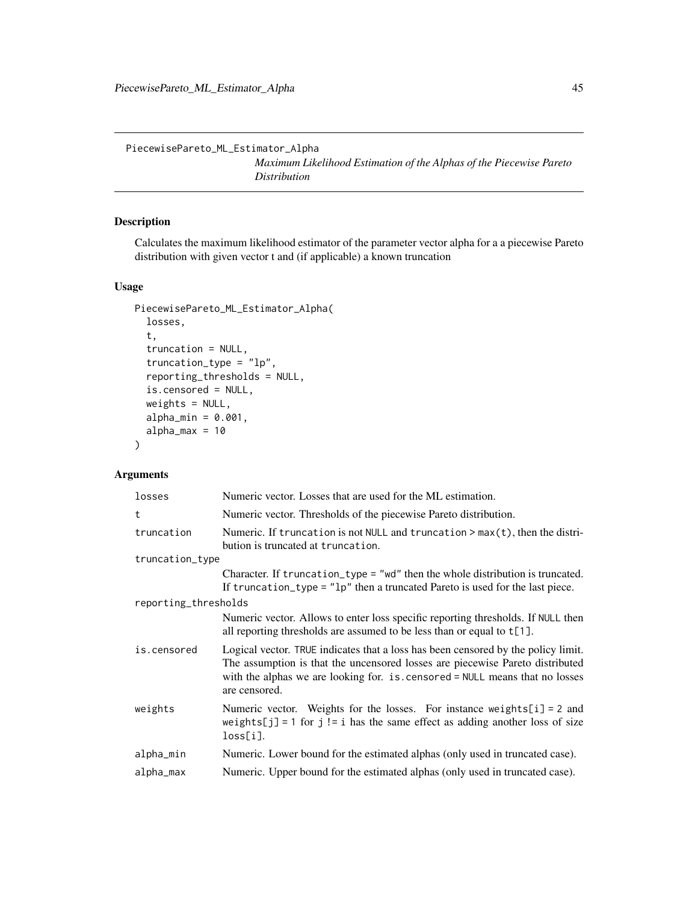PiecewisePareto_ML_Estimator_Alpha

*Maximum Likelihood Estimation of the Alphas of the Piecewise Pareto Distribution*

## Description

Calculates the maximum likelihood estimator of the parameter vector alpha for a a piecewise Pareto distribution with given vector t and (if applicable) a known truncation

## Usage

```
PiecewisePareto_ML_Estimator_Alpha(
  losses,
  t,
  truncation = NULL,
  truncation_type = "lp",
  reporting_thresholds = NULL,
  is.censored = NULL,
  weights = NULL,
  alpha_min = 0.001,
  alpha_max = 10
)
```

## Arguments

| Argument | Description |
|---|---|
| losses | Numeric vector. Losses that are used for the ML estimation. |
| t | Numeric vector. Thresholds of the piecewise Pareto distribution. |
| truncation | Numeric. If truncation is not NULL and truncation > max(t), then the distribution is truncated at truncation. |
| truncation_type | Character. If truncation_type = "wd" then the whole distribution is truncated. If truncation_type = "lp" then a truncated Pareto is used for the last piece. |
| reporting_thresholds | Numeric vector. Allows to enter loss specific reporting thresholds. If NULL then all reporting thresholds are assumed to be less than or equal to t[1]. |
| is.censored | Logical vector. TRUE indicates that a loss has been censored by the policy limit. The assumption is that the uncensored losses are piecewise Pareto distributed with the alphas we are looking for. is.censored = NULL means that no losses are censored. |
| weights | Numeric vector. Weights for the losses. For instance weights[i] = 2 and weights[j] = 1 for j != i has the same effect as adding another loss of size loss[i]. |
| alpha_min | Numeric. Lower bound for the estimated alphas (only used in truncated case). |
| alpha_max | Numeric. Upper bound for the estimated alphas (only used in truncated case). |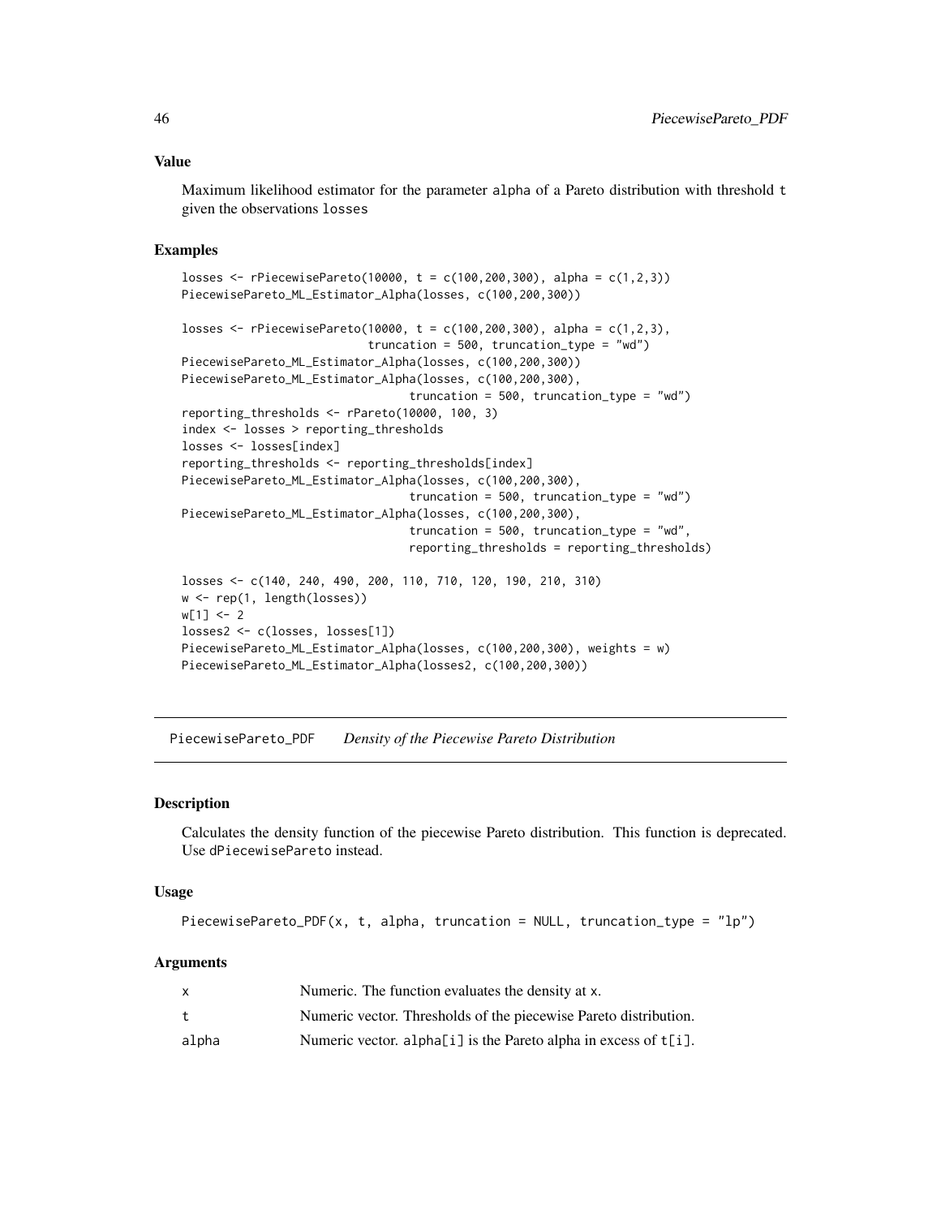### Value

Maximum likelihood estimator for the parameter alpha of a Pareto distribution with threshold t given the observations losses

### Examples

```
losses <- rPiecewisePareto(10000, t = c(100,200,300), alpha = c(1,2,3))
PiecewisePareto_ML_Estimator_Alpha(losses, c(100,200,300))

losses <- rPiecewisePareto(10000, t = c(100,200,300), alpha = c(1,2,3),
                           truncation = 500, truncation_type = "wd")
PiecewisePareto_ML_Estimator_Alpha(losses, c(100,200,300))
PiecewisePareto_ML_Estimator_Alpha(losses, c(100,200,300),
                                   truncation = 500, truncation_type = "wd")
reporting_thresholds <- rPareto(10000, 100, 3)
index <- losses > reporting_thresholds
losses <- losses[index]
reporting_thresholds <- reporting_thresholds[index]
PiecewisePareto_ML_Estimator_Alpha(losses, c(100,200,300),
                                   truncation = 500, truncation_type = "wd")
PiecewisePareto_ML_Estimator_Alpha(losses, c(100,200,300),
                                   truncation = 500, truncation_type = "wd",
                                   reporting_thresholds = reporting_thresholds)

losses <- c(140, 240, 490, 200, 110, 710, 120, 190, 210, 310)
w <- rep(1, length(losses))
w[1] <- 2
losses2 <- c(losses, losses[1])
PiecewisePareto_ML_Estimator_Alpha(losses, c(100,200,300), weights = w)
PiecewisePareto_ML_Estimator_Alpha(losses2, c(100,200,300))
```

---

## PiecewisePareto_PDF *Density of the Piecewise Pareto Distribution*

### Description

Calculates the density function of the piecewise Pareto distribution. This function is deprecated. Use dPiecewisePareto instead.

### Usage

```
PiecewisePareto_PDF(x, t, alpha, truncation = NULL, truncation_type = "lp")
```

### Arguments

| | |
|---|---|
| x | Numeric. The function evaluates the density at x. |
| t | Numeric vector. Thresholds of the piecewise Pareto distribution. |
| alpha | Numeric vector. alpha[i] is the Pareto alpha in excess of t[i]. |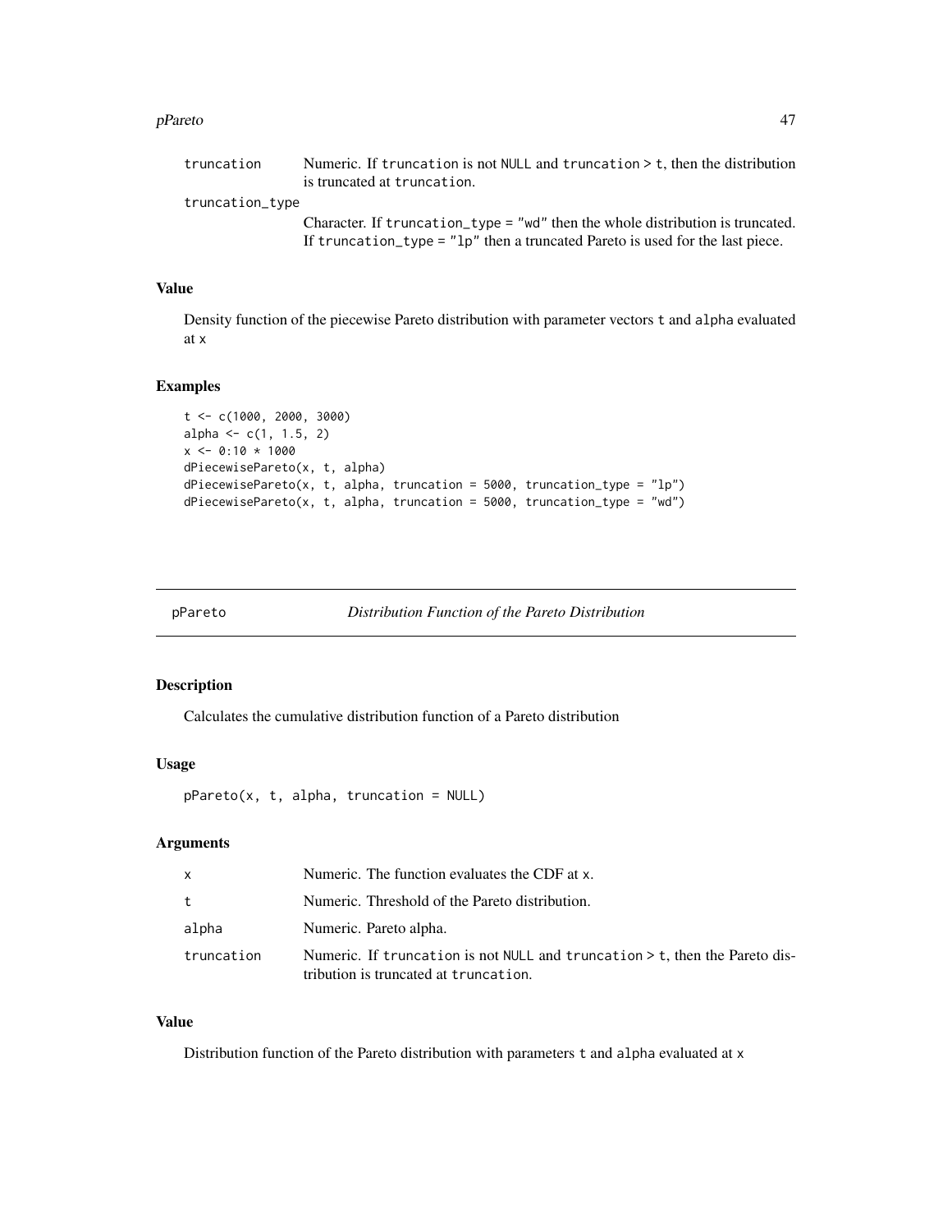| | |
|---|---|
| truncation | Numeric. If truncation is not NULL and truncation > t, then the distribution is truncated at truncation. |
| truncation_type | Character. If truncation_type = "wd" then the whole distribution is truncated. If truncation_type = "lp" then a truncated Pareto is used for the last piece. |

### Value

Density function of the piecewise Pareto distribution with parameter vectors t and alpha evaluated at x

### Examples

```
t <- c(1000, 2000, 3000)
alpha <- c(1, 1.5, 2)
x <- 0:10 * 1000
dPiecewisePareto(x, t, alpha)
dPiecewisePareto(x, t, alpha, truncation = 5000, truncation_type = "lp")
dPiecewisePareto(x, t, alpha, truncation = 5000, truncation_type = "wd")
```

---

## pPareto — *Distribution Function of the Pareto Distribution*

### Description

Calculates the cumulative distribution function of a Pareto distribution

### Usage

```
pPareto(x, t, alpha, truncation = NULL)
```

### Arguments

| | |
|---|---|
| x | Numeric. The function evaluates the CDF at x. |
| t | Numeric. Threshold of the Pareto distribution. |
| alpha | Numeric. Pareto alpha. |
| truncation | Numeric. If truncation is not NULL and truncation > t, then the Pareto distribution is truncated at truncation. |

### Value

Distribution function of the Pareto distribution with parameters t and alpha evaluated at x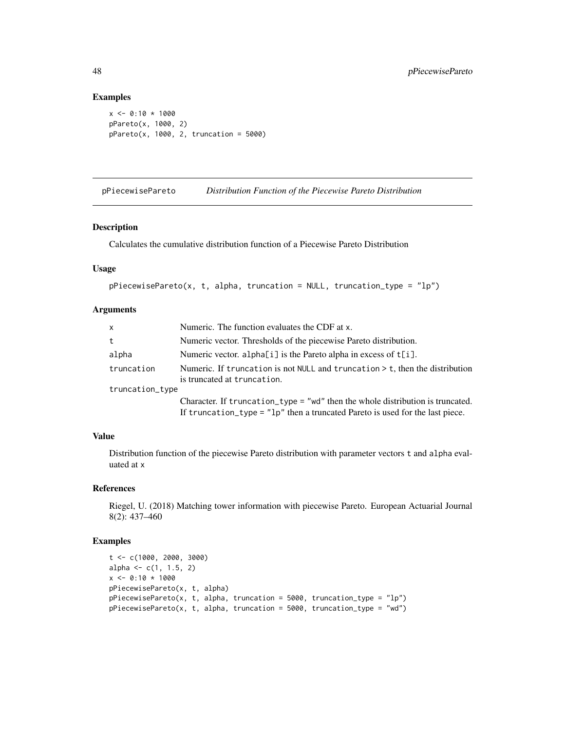## Examples

```
x <- 0:10 * 1000
pPareto(x, 1000, 2)
pPareto(x, 1000, 2, truncation = 5000)
```

---

# pPiecewisePareto *Distribution Function of the Piecewise Pareto Distribution*

---

## Description

Calculates the cumulative distribution function of a Piecewise Pareto Distribution

## Usage

```
pPiecewisePareto(x, t, alpha, truncation = NULL, truncation_type = "lp")
```

## Arguments

| | |
|---|---|
| x | Numeric. The function evaluates the CDF at x. |
| t | Numeric vector. Thresholds of the piecewise Pareto distribution. |
| alpha | Numeric vector. alpha[i] is the Pareto alpha in excess of t[i]. |
| truncation | Numeric. If truncation is not NULL and truncation > t, then the distribution is truncated at truncation. |
| truncation_type | Character. If truncation_type = "wd" then the whole distribution is truncated. If truncation_type = "lp" then a truncated Pareto is used for the last piece. |

## Value

Distribution function of the piecewise Pareto distribution with parameter vectors t and alpha evaluated at x

## References

Riegel, U. (2018) Matching tower information with piecewise Pareto. European Actuarial Journal 8(2): 437–460

## Examples

```
t <- c(1000, 2000, 3000)
alpha <- c(1, 1.5, 2)
x <- 0:10 * 1000
pPiecewisePareto(x, t, alpha)
pPiecewisePareto(x, t, alpha, truncation = 5000, truncation_type = "lp")
pPiecewisePareto(x, t, alpha, truncation = 5000, truncation_type = "wd")
```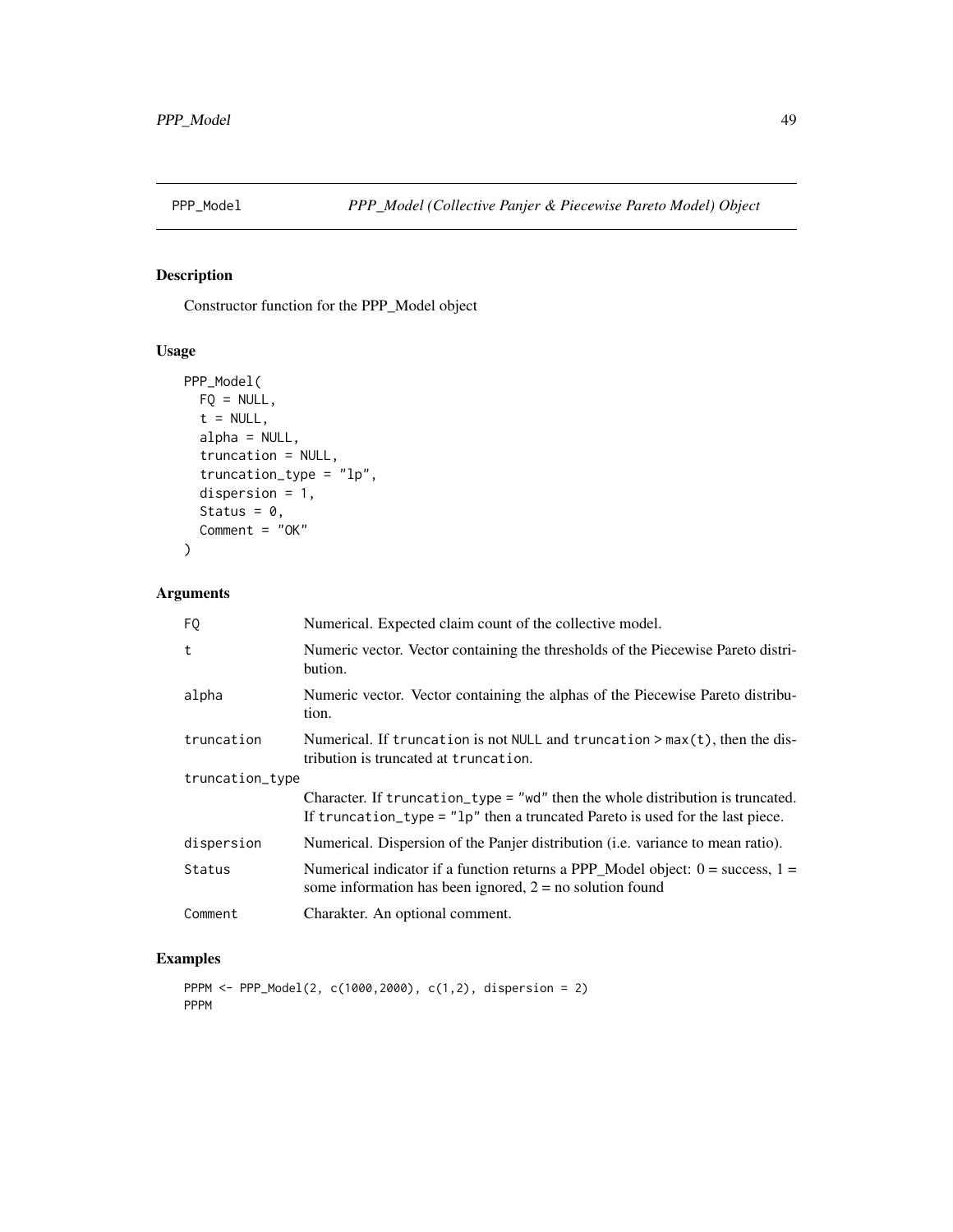PPP_Model *PPP_Model (Collective Panjer & Piecewise Pareto Model) Object*

## Description

Constructor function for the PPP_Model object

## Usage

```
PPP_Model(
  FQ = NULL,
  t = NULL,
  alpha = NULL,
  truncation = NULL,
  truncation_type = "lp",
  dispersion = 1,
  Status = 0,
  Comment = "OK"
)
```

## Arguments

| | |
|---|---|
| FQ | Numerical. Expected claim count of the collective model. |
| t | Numeric vector. Vector containing the thresholds of the Piecewise Pareto distribution. |
| alpha | Numeric vector. Vector containing the alphas of the Piecewise Pareto distribution. |
| truncation | Numerical. If `truncation` is not `NULL` and `truncation > max(t)`, then the distribution is truncated at `truncation`. |
| truncation_type | Character. If `truncation_type = "wd"` then the whole distribution is truncated. If `truncation_type = "lp"` then a truncated Pareto is used for the last piece. |
| dispersion | Numerical. Dispersion of the Panjer distribution (i.e. variance to mean ratio). |
| Status | Numerical indicator if a function returns a PPP_Model object: 0 = success, 1 = some information has been ignored, 2 = no solution found |
| Comment | Charakter. An optional comment. |

## Examples

```
PPPM <- PPP_Model(2, c(1000,2000), c(1,2), dispersion = 2)
PPPM
```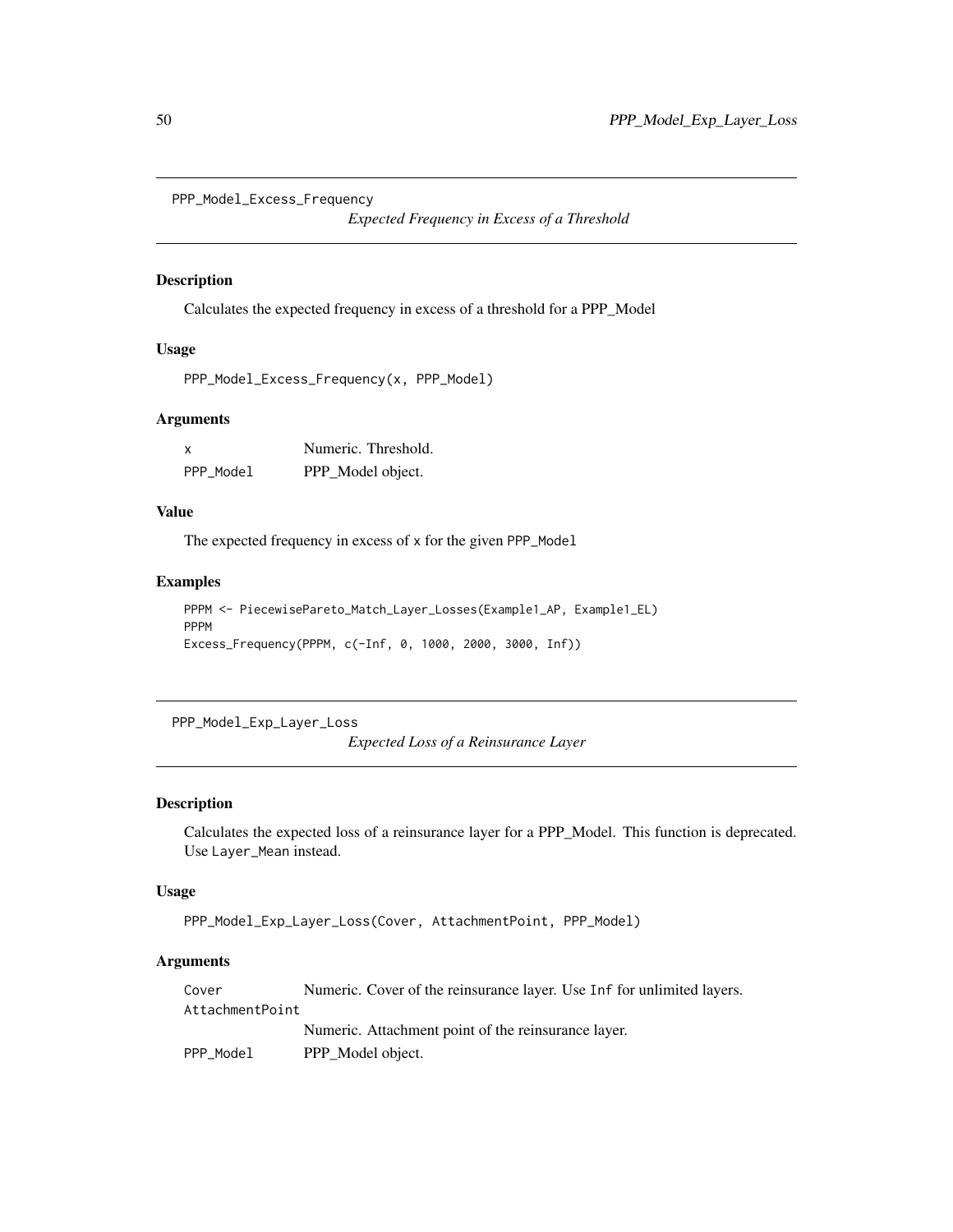## PPP_Model_Excess_Frequency

*Expected Frequency in Excess of a Threshold*

### Description

Calculates the expected frequency in excess of a threshold for a PPP_Model

### Usage

```
PPP_Model_Excess_Frequency(x, PPP_Model)
```

### Arguments

| | |
|---|---|
| x | Numeric. Threshold. |
| PPP_Model | PPP_Model object. |

### Value

The expected frequency in excess of `x` for the given `PPP_Model`

### Examples

```
PPPM <- PiecewisePareto_Match_Layer_Losses(Example1_AP, Example1_EL)
PPPM
Excess_Frequency(PPPM, c(-Inf, 0, 1000, 2000, 3000, Inf))
```

## PPP_Model_Exp_Layer_Loss

*Expected Loss of a Reinsurance Layer*

### Description

Calculates the expected loss of a reinsurance layer for a PPP_Model. This function is deprecated. Use `Layer_Mean` instead.

### Usage

```
PPP_Model_Exp_Layer_Loss(Cover, AttachmentPoint, PPP_Model)
```

### Arguments

| | |
|---|---|
| Cover | Numeric. Cover of the reinsurance layer. Use `Inf` for unlimited layers. |
| AttachmentPoint | Numeric. Attachment point of the reinsurance layer. |
| PPP_Model | PPP_Model object. |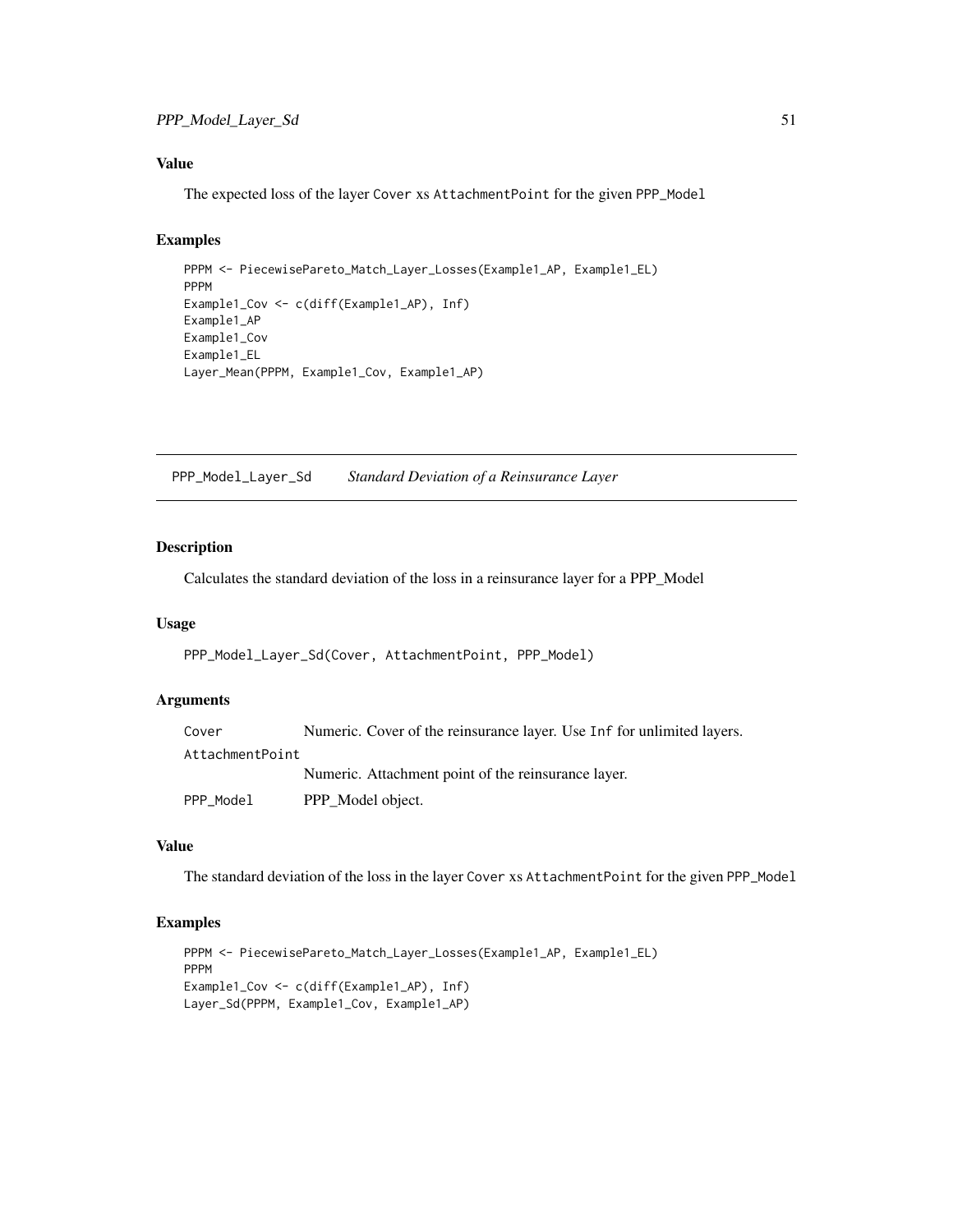## Value

The expected loss of the layer Cover xs AttachmentPoint for the given PPP_Model

## Examples

```
PPPM <- PiecewisePareto_Match_Layer_Losses(Example1_AP, Example1_EL)
PPPM
Example1_Cov <- c(diff(Example1_AP), Inf)
Example1_AP
Example1_Cov
Example1_EL
Layer_Mean(PPPM, Example1_Cov, Example1_AP)
```

---

# PPP_Model_Layer_Sd *Standard Deviation of a Reinsurance Layer*

---

## Description

Calculates the standard deviation of the loss in a reinsurance layer for a PPP_Model

## Usage

```
PPP_Model_Layer_Sd(Cover, AttachmentPoint, PPP_Model)
```

## Arguments

| | |
|---|---|
| Cover | Numeric. Cover of the reinsurance layer. Use Inf for unlimited layers. |
| AttachmentPoint | Numeric. Attachment point of the reinsurance layer. |
| PPP_Model | PPP_Model object. |

## Value

The standard deviation of the loss in the layer Cover xs AttachmentPoint for the given PPP_Model

## Examples

```
PPPM <- PiecewisePareto_Match_Layer_Losses(Example1_AP, Example1_EL)
PPPM
Example1_Cov <- c(diff(Example1_AP), Inf)
Layer_Sd(PPPM, Example1_Cov, Example1_AP)
```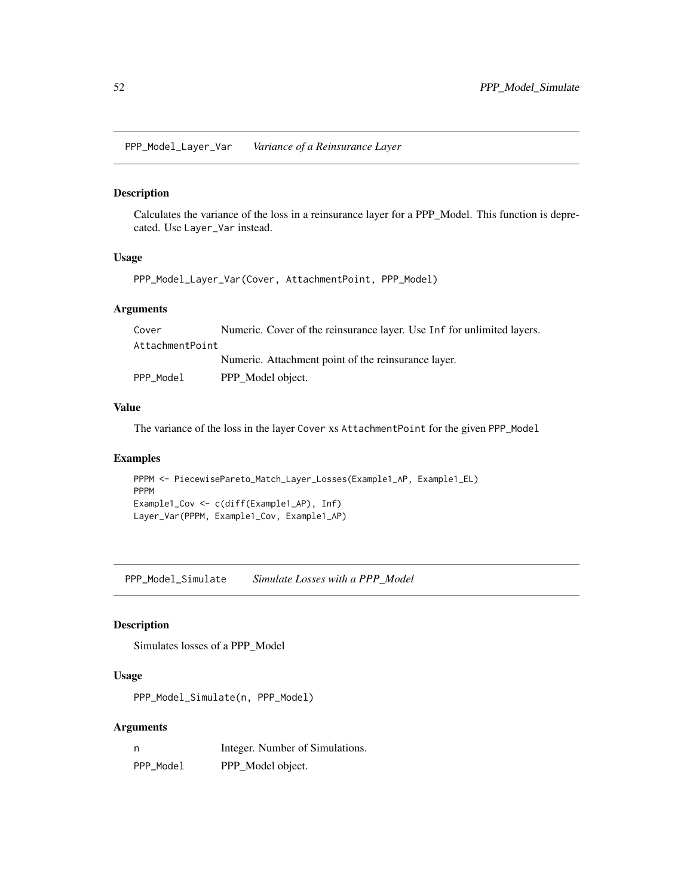## PPP_Model_Layer_Var *Variance of a Reinsurance Layer*

### Description

Calculates the variance of the loss in a reinsurance layer for a PPP_Model. This function is deprecated. Use `Layer_Var` instead.

### Usage

```
PPP_Model_Layer_Var(Cover, AttachmentPoint, PPP_Model)
```

### Arguments

| | |
|---|---|
| `Cover` | Numeric. Cover of the reinsurance layer. Use `Inf` for unlimited layers. |
| `AttachmentPoint` | Numeric. Attachment point of the reinsurance layer. |
| `PPP_Model` | PPP_Model object. |

### Value

The variance of the loss in the layer `Cover` xs `AttachmentPoint` for the given `PPP_Model`

### Examples

```
PPPM <- PiecewisePareto_Match_Layer_Losses(Example1_AP, Example1_EL)
PPPM
Example1_Cov <- c(diff(Example1_AP), Inf)
Layer_Var(PPPM, Example1_Cov, Example1_AP)
```

## PPP_Model_Simulate *Simulate Losses with a PPP_Model*

### Description

Simulates losses of a PPP_Model

### Usage

```
PPP_Model_Simulate(n, PPP_Model)
```

### Arguments

| | |
|---|---|
| `n` | Integer. Number of Simulations. |
| `PPP_Model` | PPP_Model object. |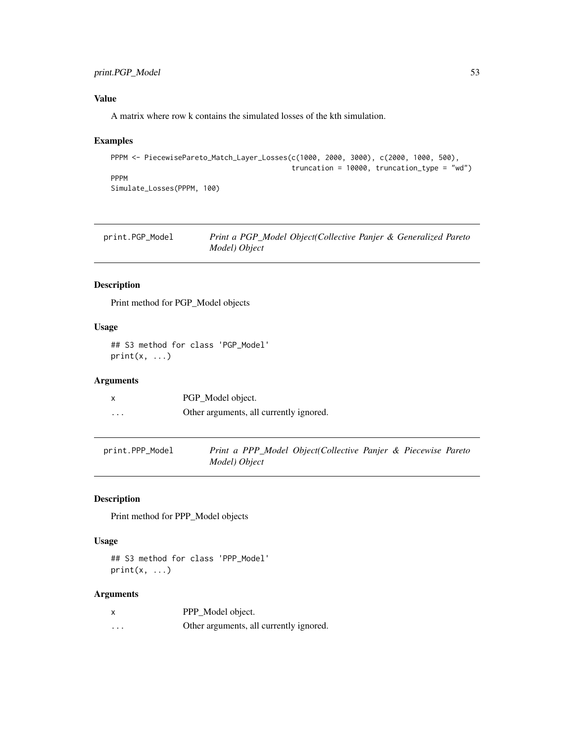### Value

A matrix where row k contains the simulated losses of the kth simulation.

### Examples

```
PPPM <- PiecewisePareto_Match_Layer_Losses(c(1000, 2000, 3000), c(2000, 1000, 500),
                                           truncation = 10000, truncation_type = "wd")
PPPM
Simulate_Losses(PPPM, 100)
```

## print.PGP_Model — *Print a PGP_Model Object(Collective Panjer & Generalized Pareto Model) Object*

### Description

Print method for PGP_Model objects

### Usage

```
## S3 method for class 'PGP_Model'
print(x, ...)
```

### Arguments

| | |
|---|---|
| x | PGP_Model object. |
| ... | Other arguments, all currently ignored. |

## print.PPP_Model — *Print a PPP_Model Object(Collective Panjer & Piecewise Pareto Model) Object*

### Description

Print method for PPP_Model objects

### Usage

```
## S3 method for class 'PPP_Model'
print(x, ...)
```

### Arguments

| | |
|---|---|
| x | PPP_Model object. |
| ... | Other arguments, all currently ignored. |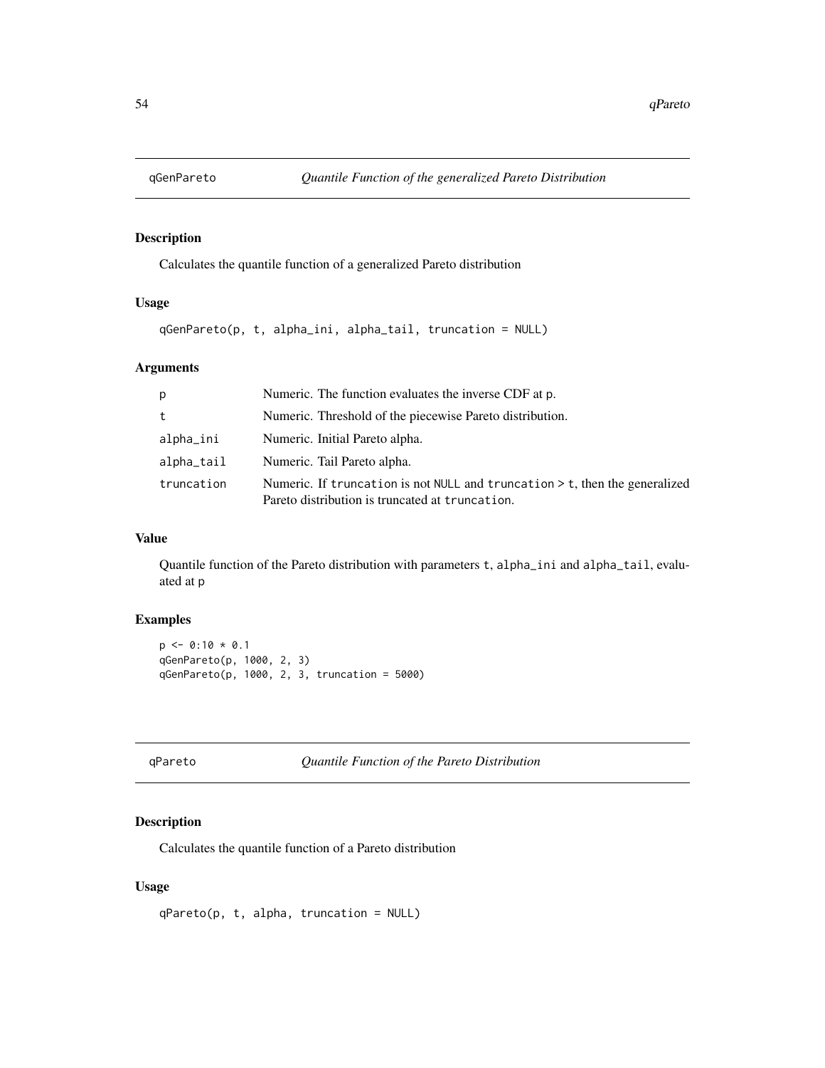## qGenPareto *Quantile Function of the generalized Pareto Distribution*

### Description

Calculates the quantile function of a generalized Pareto distribution

### Usage

```
qGenPareto(p, t, alpha_ini, alpha_tail, truncation = NULL)
```

### Arguments

| | |
|---|---|
| p | Numeric. The function evaluates the inverse CDF at p. |
| t | Numeric. Threshold of the piecewise Pareto distribution. |
| alpha_ini | Numeric. Initial Pareto alpha. |
| alpha_tail | Numeric. Tail Pareto alpha. |
| truncation | Numeric. If truncation is not NULL and truncation > t, then the generalized Pareto distribution is truncated at truncation. |

### Value

Quantile function of the Pareto distribution with parameters t, alpha_ini and alpha_tail, evaluated at p

### Examples

```
p <- 0:10 * 0.1
qGenPareto(p, 1000, 2, 3)
qGenPareto(p, 1000, 2, 3, truncation = 5000)
```

## qPareto *Quantile Function of the Pareto Distribution*

### Description

Calculates the quantile function of a Pareto distribution

### Usage

```
qPareto(p, t, alpha, truncation = NULL)
```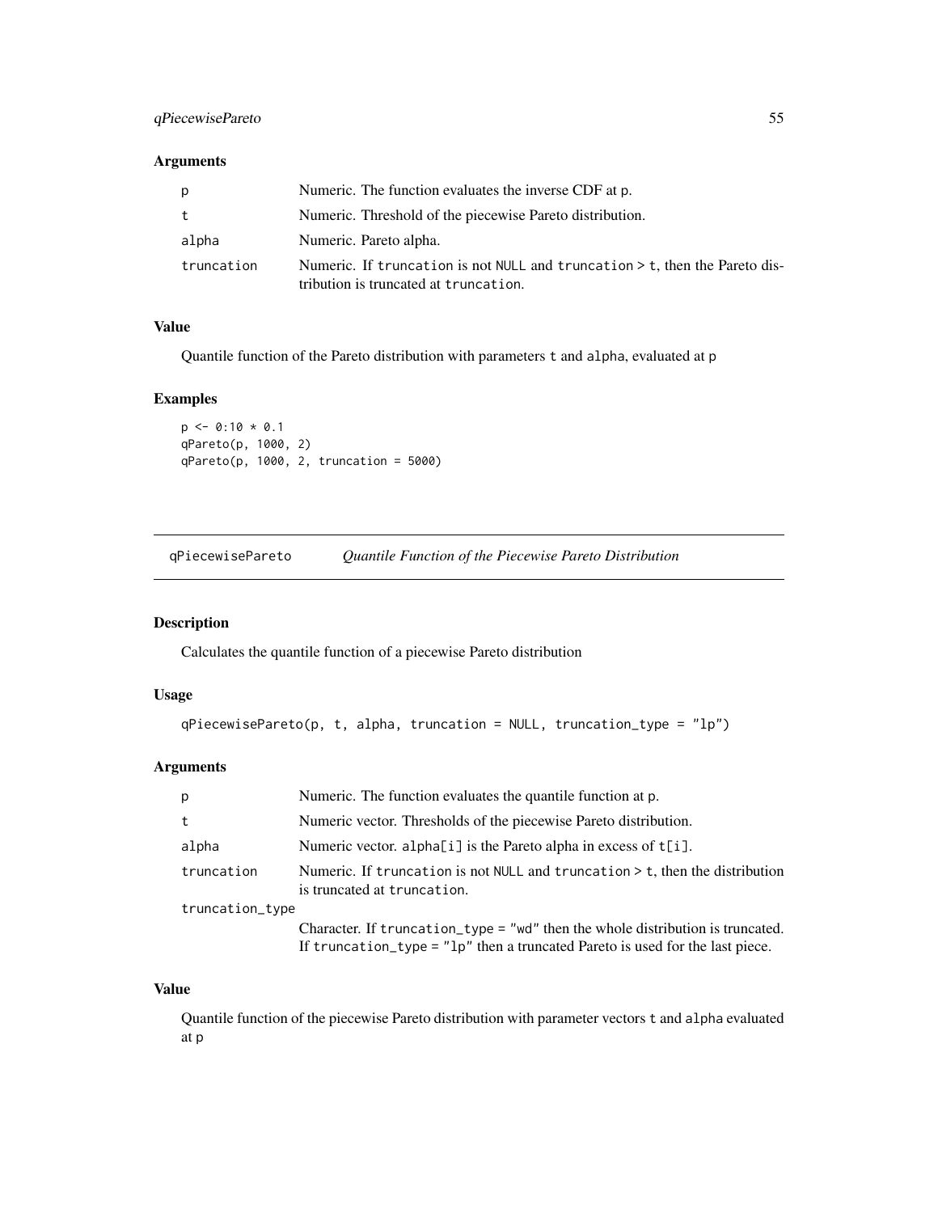### Arguments

| | |
|---|---|
| p | Numeric. The function evaluates the inverse CDF at p. |
| t | Numeric. Threshold of the piecewise Pareto distribution. |
| alpha | Numeric. Pareto alpha. |
| truncation | Numeric. If truncation is not NULL and truncation > t, then the Pareto distribution is truncated at truncation. |

### Value

Quantile function of the Pareto distribution with parameters t and alpha, evaluated at p

### Examples

```
p <- 0:10 * 0.1
qPareto(p, 1000, 2)
qPareto(p, 1000, 2, truncation = 5000)
```

---

## qPiecewisePareto — *Quantile Function of the Piecewise Pareto Distribution*

---

### Description

Calculates the quantile function of a piecewise Pareto distribution

### Usage

```
qPiecewisePareto(p, t, alpha, truncation = NULL, truncation_type = "lp")
```

### Arguments

| | |
|---|---|
| p | Numeric. The function evaluates the quantile function at p. |
| t | Numeric vector. Thresholds of the piecewise Pareto distribution. |
| alpha | Numeric vector. alpha[i] is the Pareto alpha in excess of t[i]. |
| truncation | Numeric. If truncation is not NULL and truncation > t, then the distribution is truncated at truncation. |
| truncation_type | Character. If truncation_type = "wd" then the whole distribution is truncated. If truncation_type = "lp" then a truncated Pareto is used for the last piece. |

### Value

Quantile function of the piecewise Pareto distribution with parameter vectors t and alpha evaluated at p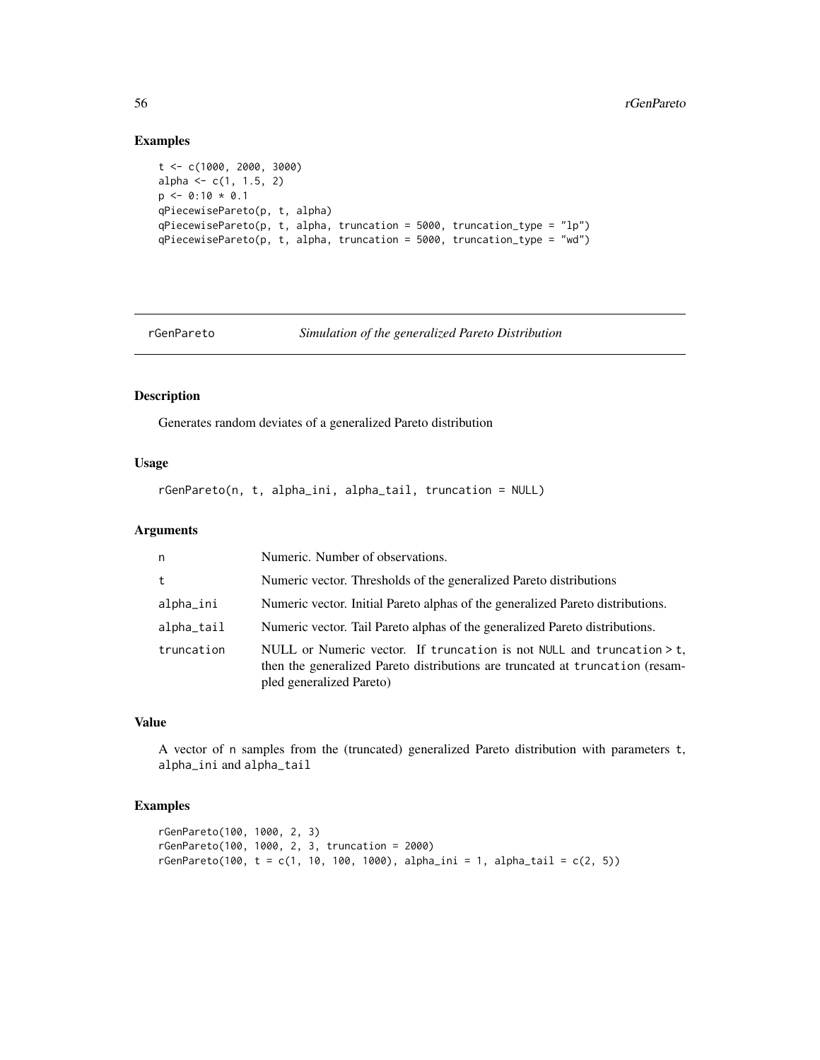## Examples

```
t <- c(1000, 2000, 3000)
alpha <- c(1, 1.5, 2)
p <- 0:10 * 0.1
qPiecewisePareto(p, t, alpha)
qPiecewisePareto(p, t, alpha, truncation = 5000, truncation_type = "lp")
qPiecewisePareto(p, t, alpha, truncation = 5000, truncation_type = "wd")
```

---

# rGenPareto    *Simulation of the generalized Pareto Distribution*

---

## Description

Generates random deviates of a generalized Pareto distribution

## Usage

```
rGenPareto(n, t, alpha_ini, alpha_tail, truncation = NULL)
```

## Arguments

| | |
|---|---|
| `n` | Numeric. Number of observations. |
| `t` | Numeric vector. Thresholds of the generalized Pareto distributions |
| `alpha_ini` | Numeric vector. Initial Pareto alphas of the generalized Pareto distributions. |
| `alpha_tail` | Numeric vector. Tail Pareto alphas of the generalized Pareto distributions. |
| `truncation` | NULL or Numeric vector. If `truncation` is not `NULL` and `truncation > t`, then the generalized Pareto distributions are truncated at `truncation` (resampled generalized Pareto) |

## Value

A vector of `n` samples from the (truncated) generalized Pareto distribution with parameters `t`, `alpha_ini` and `alpha_tail`

## Examples

```
rGenPareto(100, 1000, 2, 3)
rGenPareto(100, 1000, 2, 3, truncation = 2000)
rGenPareto(100, t = c(1, 10, 100, 1000), alpha_ini = 1, alpha_tail = c(2, 5))
```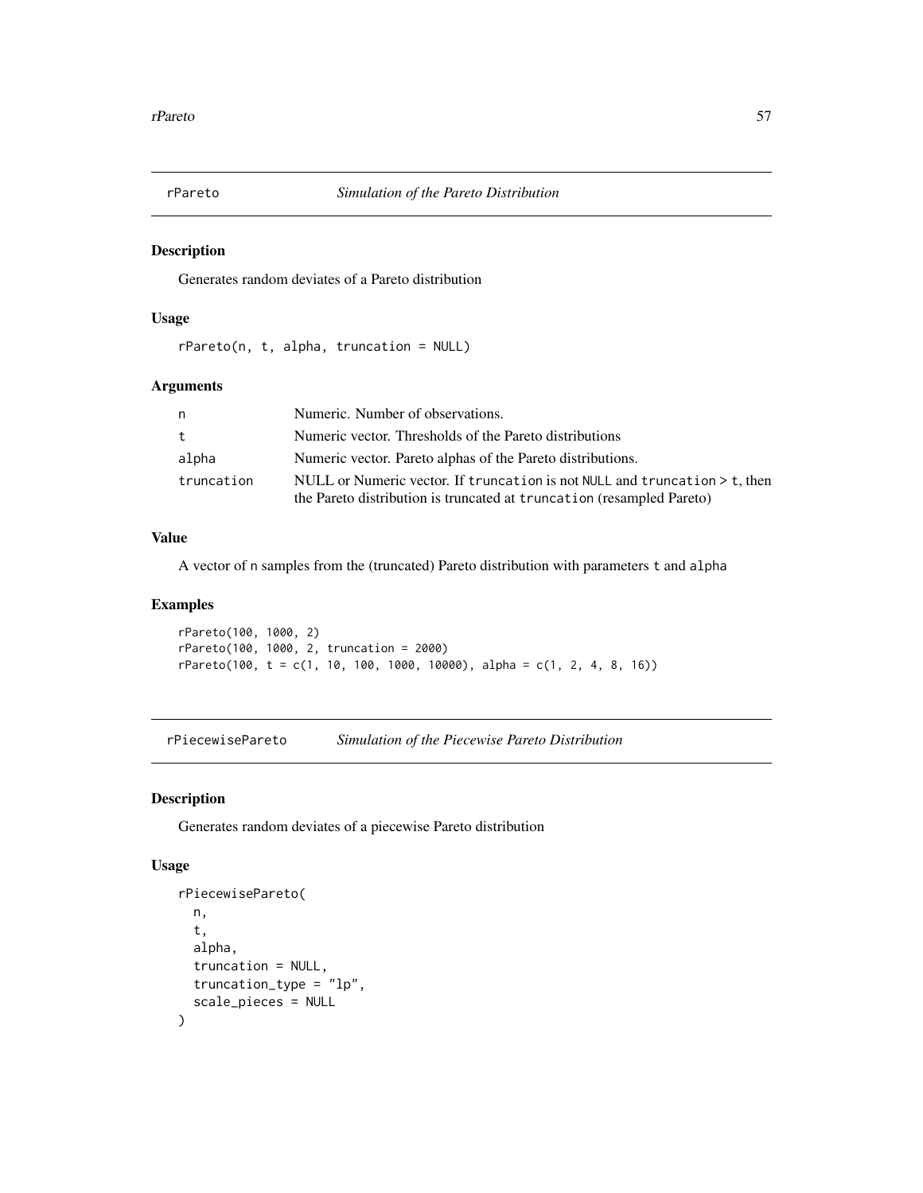## rPareto — *Simulation of the Pareto Distribution*

### Description

Generates random deviates of a Pareto distribution

### Usage

```
rPareto(n, t, alpha, truncation = NULL)
```

### Arguments

| | |
|---|---|
| `n` | Numeric. Number of observations. |
| `t` | Numeric vector. Thresholds of the Pareto distributions |
| `alpha` | Numeric vector. Pareto alphas of the Pareto distributions. |
| `truncation` | NULL or Numeric vector. If `truncation` is not `NULL` and `truncation > t`, then the Pareto distribution is truncated at `truncation` (resampled Pareto) |

### Value

A vector of `n` samples from the (truncated) Pareto distribution with parameters `t` and `alpha`

### Examples

```
rPareto(100, 1000, 2)
rPareto(100, 1000, 2, truncation = 2000)
rPareto(100, t = c(1, 10, 100, 1000, 10000), alpha = c(1, 2, 4, 8, 16))
```

## rPiecewisePareto — *Simulation of the Piecewise Pareto Distribution*

### Description

Generates random deviates of a piecewise Pareto distribution

### Usage

```
rPiecewisePareto(
  n,
  t,
  alpha,
  truncation = NULL,
  truncation_type = "lp",
  scale_pieces = NULL
)
```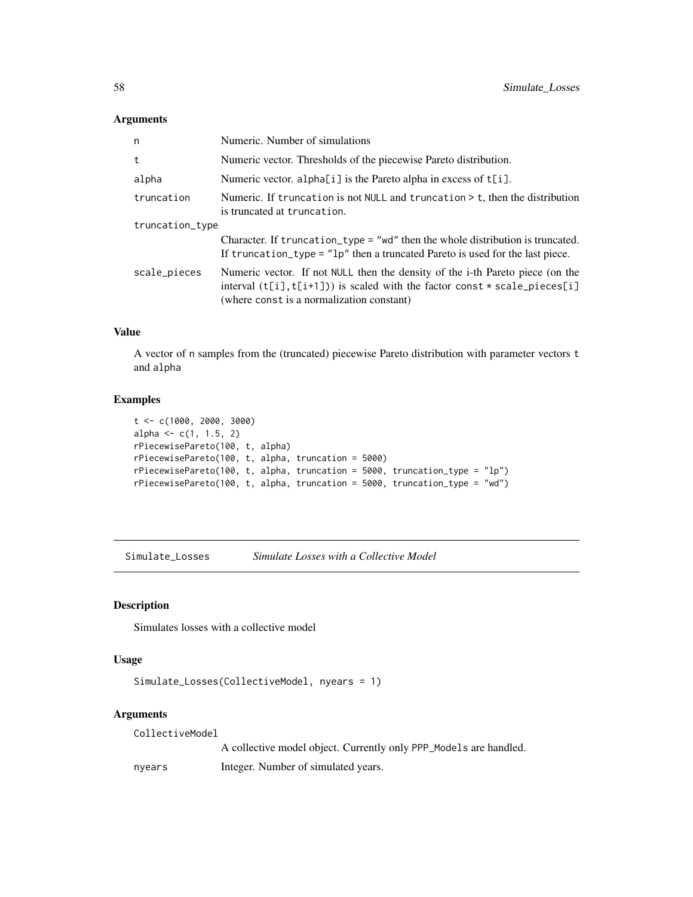### Arguments

| | |
|---|---|
| n | Numeric. Number of simulations |
| t | Numeric vector. Thresholds of the piecewise Pareto distribution. |
| alpha | Numeric vector. alpha[i] is the Pareto alpha in excess of t[i]. |
| truncation | Numeric. If truncation is not NULL and truncation > t, then the distribution is truncated at truncation. |
| truncation_type | Character. If truncation_type = "wd" then the whole distribution is truncated. If truncation_type = "lp" then a truncated Pareto is used for the last piece. |
| scale_pieces | Numeric vector. If not NULL then the density of the i-th Pareto piece (on the interval (t[i],t[i+1])) is scaled with the factor const * scale_pieces[i] (where const is a normalization constant) |

### Value

A vector of n samples from the (truncated) piecewise Pareto distribution with parameter vectors t and alpha

### Examples

```
t <- c(1000, 2000, 3000)
alpha <- c(1, 1.5, 2)
rPiecewisePareto(100, t, alpha)
rPiecewisePareto(100, t, alpha, truncation = 5000)
rPiecewisePareto(100, t, alpha, truncation = 5000, truncation_type = "lp")
rPiecewisePareto(100, t, alpha, truncation = 5000, truncation_type = "wd")
```

---

## Simulate_Losses *Simulate Losses with a Collective Model*

### Description

Simulates losses with a collective model

### Usage

```
Simulate_Losses(CollectiveModel, nyears = 1)
```

### Arguments

| | |
|---|---|
| CollectiveModel | A collective model object. Currently only PPP_Models are handled. |
| nyears | Integer. Number of simulated years. |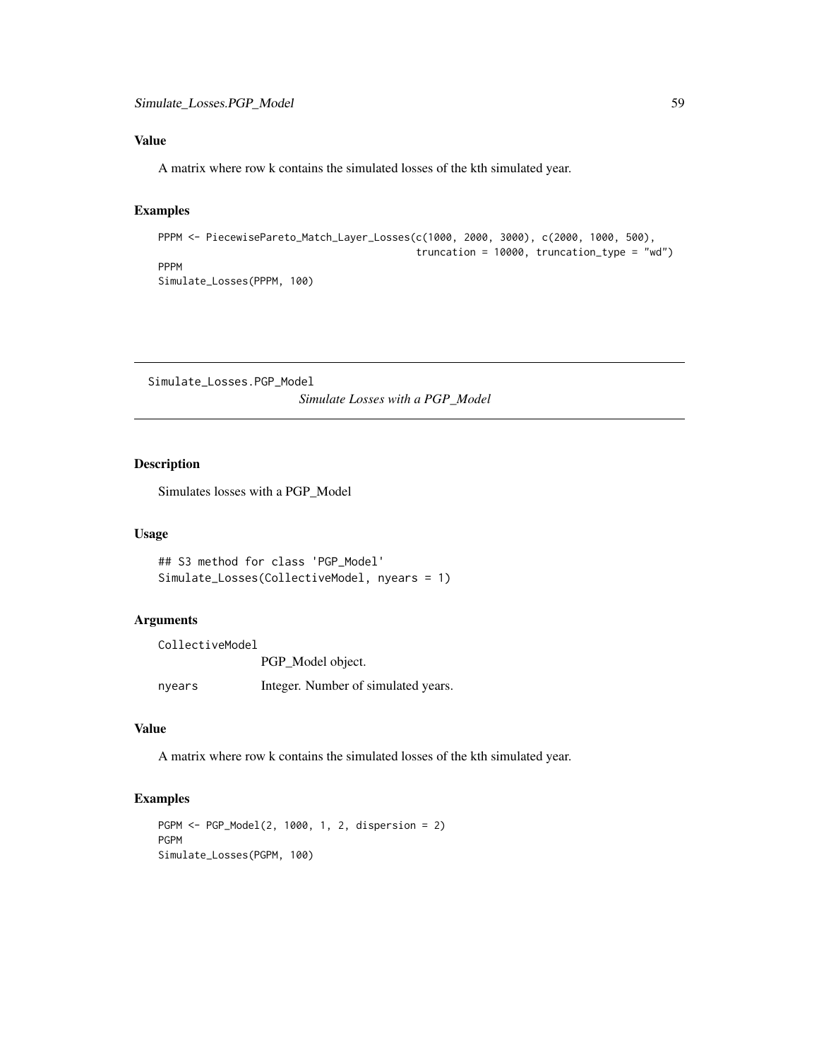### Value

A matrix where row k contains the simulated losses of the kth simulated year.

### Examples

```
PPPM <- PiecewisePareto_Match_Layer_Losses(c(1000, 2000, 3000), c(2000, 1000, 500),
                                           truncation = 10000, truncation_type = "wd")
PPPM
Simulate_Losses(PPPM, 100)
```

---

## Simulate_Losses.PGP_Model

*Simulate Losses with a PGP_Model*

---

### Description

Simulates losses with a PGP_Model

### Usage

```
## S3 method for class 'PGP_Model'
Simulate_Losses(CollectiveModel, nyears = 1)
```

### Arguments

| | |
|---|---|
| CollectiveModel | PGP_Model object. |
| nyears | Integer. Number of simulated years. |

### Value

A matrix where row k contains the simulated losses of the kth simulated year.

### Examples

```
PGPM <- PGP_Model(2, 1000, 1, 2, dispersion = 2)
PGPM
Simulate_Losses(PGPM, 100)
```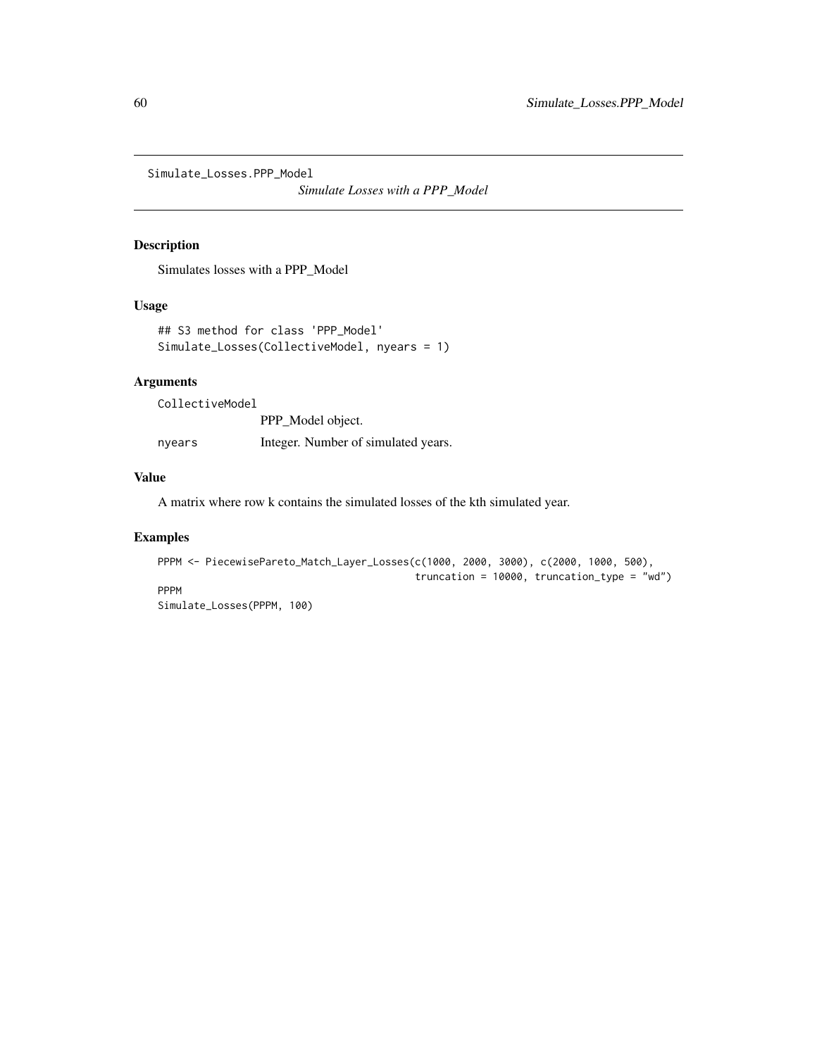Simulate_Losses.PPP_Model

*Simulate Losses with a PPP_Model*

## Description

Simulates losses with a PPP_Model

## Usage

```
## S3 method for class 'PPP_Model'
Simulate_Losses(CollectiveModel, nyears = 1)
```

## Arguments

| | |
|---|---|
| CollectiveModel | PPP_Model object. |
| nyears | Integer. Number of simulated years. |

## Value

A matrix where row k contains the simulated losses of the kth simulated year.

## Examples

```
PPPM <- PiecewisePareto_Match_Layer_Losses(c(1000, 2000, 3000), c(2000, 1000, 500),
                                          truncation = 10000, truncation_type = "wd")
PPPM
Simulate_Losses(PPPM, 100)
```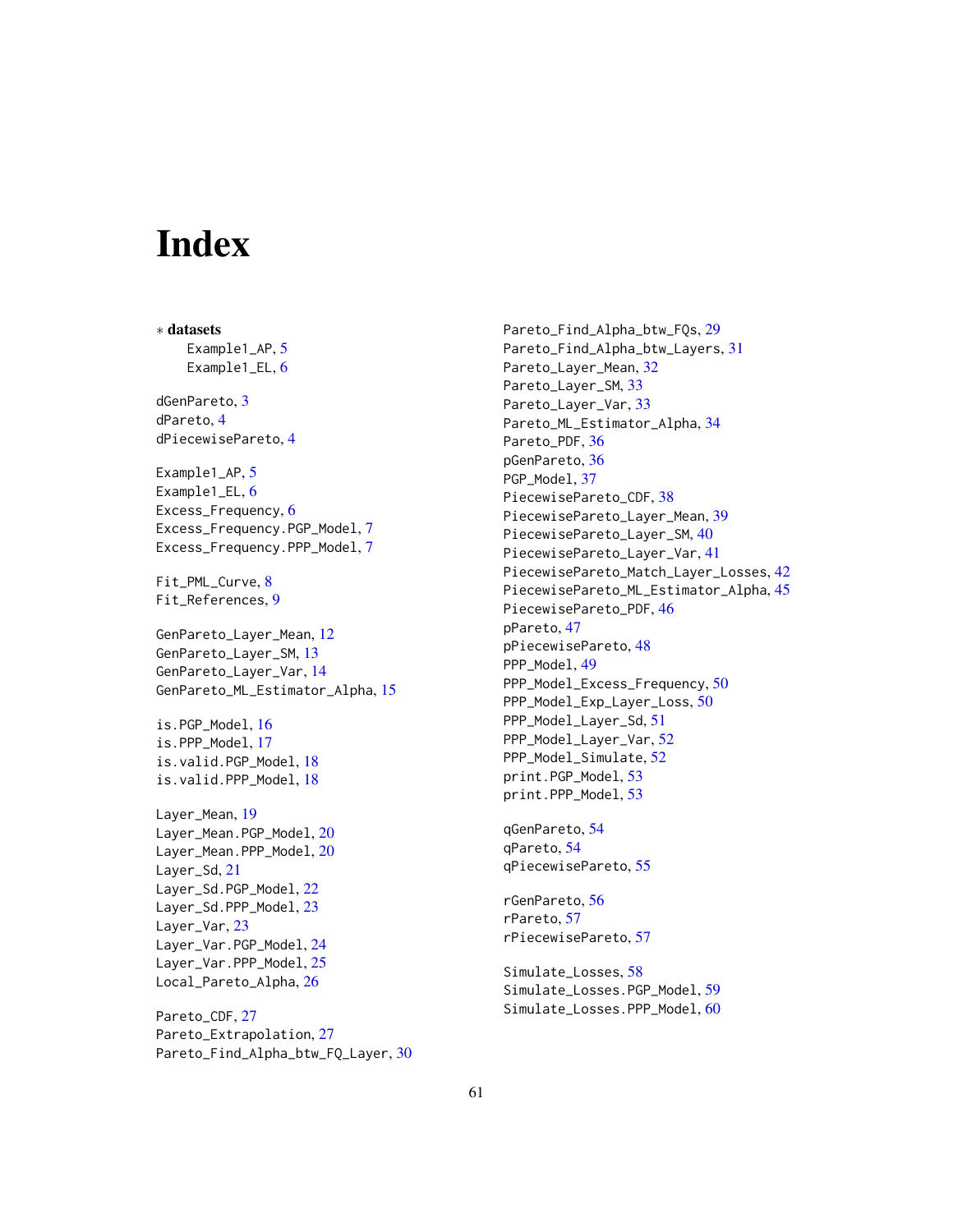# Index

∗ **datasets**
  Example1_AP, 5
  Example1_EL, 6

dGenPareto, 3
dPareto, 4
dPiecewisePareto, 4

Example1_AP, 5
Example1_EL, 6
Excess_Frequency, 6
Excess_Frequency.PGP_Model, 7
Excess_Frequency.PPP_Model, 7

Fit_PML_Curve, 8
Fit_References, 9

GenPareto_Layer_Mean, 12
GenPareto_Layer_SM, 13
GenPareto_Layer_Var, 14
GenPareto_ML_Estimator_Alpha, 15

is.PGP_Model, 16
is.PPP_Model, 17
is.valid.PGP_Model, 18
is.valid.PPP_Model, 18

Layer_Mean, 19
Layer_Mean.PGP_Model, 20
Layer_Mean.PPP_Model, 20
Layer_Sd, 21
Layer_Sd.PGP_Model, 22
Layer_Sd.PPP_Model, 23
Layer_Var, 23
Layer_Var.PGP_Model, 24
Layer_Var.PPP_Model, 25
Local_Pareto_Alpha, 26

Pareto_CDF, 27
Pareto_Extrapolation, 27
Pareto_Find_Alpha_btw_FQ_Layer, 30
Pareto_Find_Alpha_btw_FQs, 29
Pareto_Find_Alpha_btw_Layers, 31
Pareto_Layer_Mean, 32
Pareto_Layer_SM, 33
Pareto_Layer_Var, 33
Pareto_ML_Estimator_Alpha, 34
Pareto_PDF, 36
pGenPareto, 36
PGP_Model, 37
PiecewisePareto_CDF, 38
PiecewisePareto_Layer_Mean, 39
PiecewisePareto_Layer_SM, 40
PiecewisePareto_Layer_Var, 41
PiecewisePareto_Match_Layer_Losses, 42
PiecewisePareto_ML_Estimator_Alpha, 45
PiecewisePareto_PDF, 46
pPareto, 47
pPiecewisePareto, 48
PPP_Model, 49
PPP_Model_Excess_Frequency, 50
PPP_Model_Exp_Layer_Loss, 50
PPP_Model_Layer_Sd, 51
PPP_Model_Layer_Var, 52
PPP_Model_Simulate, 52
print.PGP_Model, 53
print.PPP_Model, 53

qGenPareto, 54
qPareto, 54
qPiecewisePareto, 55

rGenPareto, 56
rPareto, 57
rPiecewisePareto, 57

Simulate_Losses, 58
Simulate_Losses.PGP_Model, 59
Simulate_Losses.PPP_Model, 60